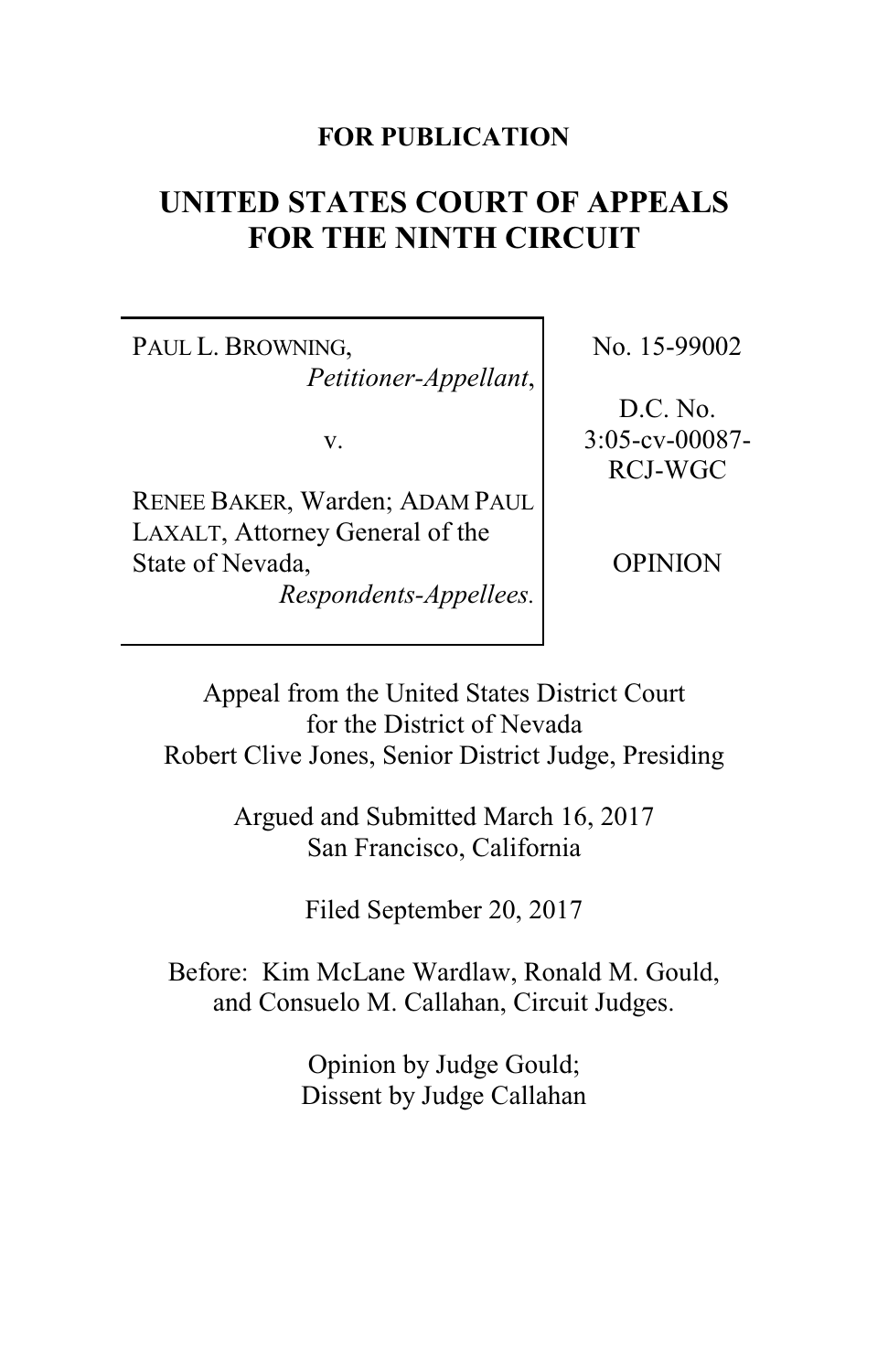**FOR PUBLICATION**

# UNITED STATES COURT OF APPEALS FOR THE NINTH CIRCUIT

| | |
|---|---|
| PAUL L. BROWNING, *Petitioner-Appellant*, v. RENEE BAKER, Warden; ADAM PAUL LAXALT, Attorney General of the State of Nevada, *Respondents-Appellees.* | No. 15-99002 D.C. No. 3:05-cv-00087-RCJ-WGC OPINION |

Appeal from the United States District Court for the District of Nevada
Robert Clive Jones, Senior District Judge, Presiding

Argued and Submitted March 16, 2017
San Francisco, California

Filed September 20, 2017

Before: Kim McLane Wardlaw, Ronald M. Gould, and Consuelo M. Callahan, Circuit Judges.

Opinion by Judge Gould;
Dissent by Judge Callahan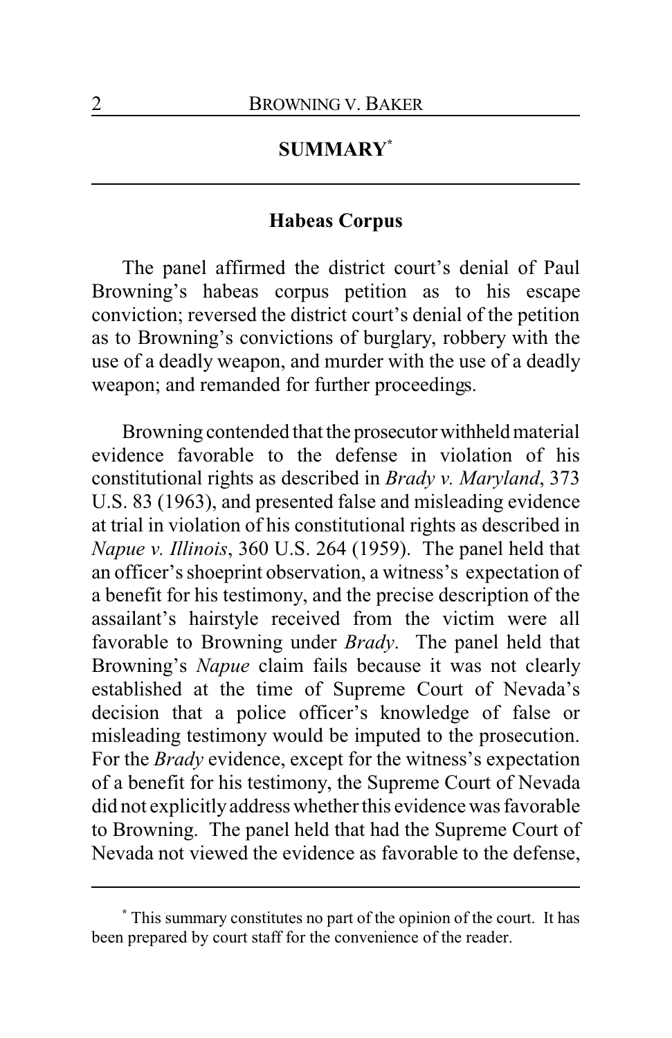## SUMMARY[*]

### Habeas Corpus

The panel affirmed the district court's denial of Paul Browning's habeas corpus petition as to his escape conviction; reversed the district court's denial of the petition as to Browning's convictions of burglary, robbery with the use of a deadly weapon, and murder with the use of a deadly weapon; and remanded for further proceedings.

Browning contended that the prosecutor withheld material evidence favorable to the defense in violation of his constitutional rights as described in *Brady v. Maryland*, 373 U.S. 83 (1963), and presented false and misleading evidence at trial in violation of his constitutional rights as described in *Napue v. Illinois*, 360 U.S. 264 (1959). The panel held that an officer's shoeprint observation, a witness's expectation of a benefit for his testimony, and the precise description of the assailant's hairstyle received from the victim were all favorable to Browning under *Brady*. The panel held that Browning's *Napue* claim fails because it was not clearly established at the time of Supreme Court of Nevada's decision that a police officer's knowledge of false or misleading testimony would be imputed to the prosecution. For the *Brady* evidence, except for the witness's expectation of a benefit for his testimony, the Supreme Court of Nevada did not explicitly address whether this evidence was favorable to Browning. The panel held that had the Supreme Court of Nevada not viewed the evidence as favorable to the defense,

---

[*] This summary constitutes no part of the opinion of the court. It has been prepared by court staff for the convenience of the reader.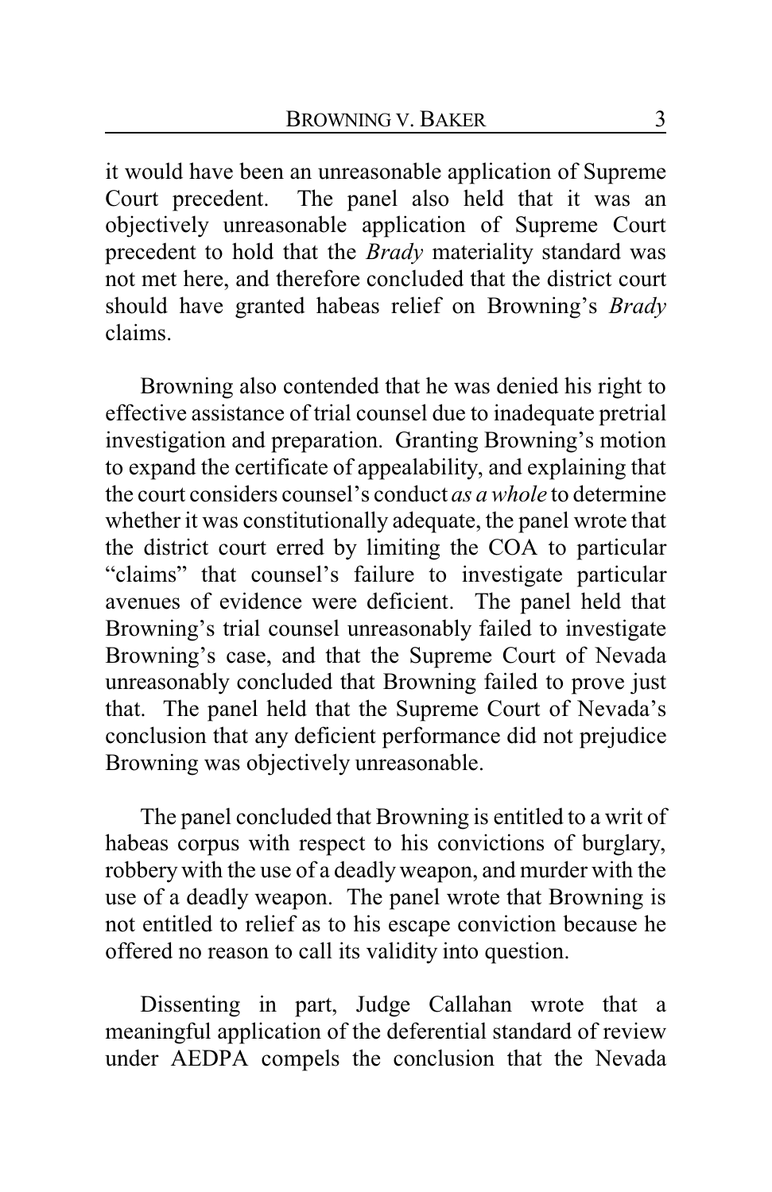it would have been an unreasonable application of Supreme Court precedent. The panel also held that it was an objectively unreasonable application of Supreme Court precedent to hold that the *Brady* materiality standard was not met here, and therefore concluded that the district court should have granted habeas relief on Browning's *Brady* claims.

Browning also contended that he was denied his right to effective assistance of trial counsel due to inadequate pretrial investigation and preparation. Granting Browning's motion to expand the certificate of appealability, and explaining that the court considers counsel's conduct *as a whole* to determine whether it was constitutionally adequate, the panel wrote that the district court erred by limiting the COA to particular "claims" that counsel's failure to investigate particular avenues of evidence were deficient. The panel held that Browning's trial counsel unreasonably failed to investigate Browning's case, and that the Supreme Court of Nevada unreasonably concluded that Browning failed to prove just that. The panel held that the Supreme Court of Nevada's conclusion that any deficient performance did not prejudice Browning was objectively unreasonable.

The panel concluded that Browning is entitled to a writ of habeas corpus with respect to his convictions of burglary, robbery with the use of a deadly weapon, and murder with the use of a deadly weapon. The panel wrote that Browning is not entitled to relief as to his escape conviction because he offered no reason to call its validity into question.

Dissenting in part, Judge Callahan wrote that a meaningful application of the deferential standard of review under AEDPA compels the conclusion that the Nevada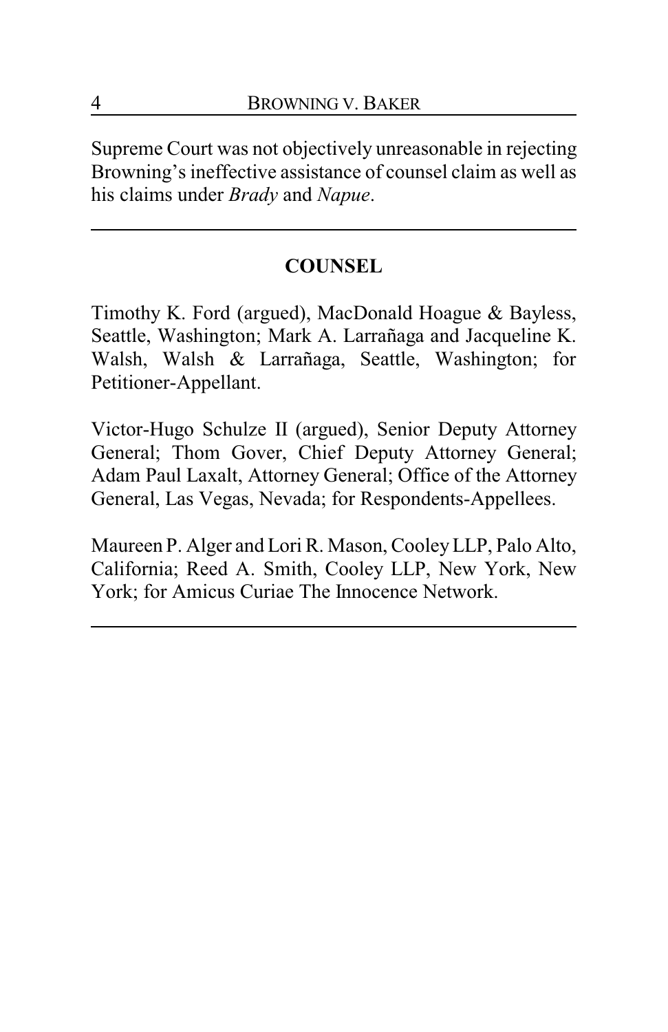Supreme Court was not objectively unreasonable in rejecting Browning's ineffective assistance of counsel claim as well as his claims under *Brady* and *Napue*.

---

## COUNSEL

Timothy K. Ford (argued), MacDonald Hoague & Bayless, Seattle, Washington; Mark A. Larrañaga and Jacqueline K. Walsh, Walsh & Larrañaga, Seattle, Washington; for Petitioner-Appellant.

Victor-Hugo Schulze II (argued), Senior Deputy Attorney General; Thom Gover, Chief Deputy Attorney General; Adam Paul Laxalt, Attorney General; Office of the Attorney General, Las Vegas, Nevada; for Respondents-Appellees.

Maureen P. Alger and Lori R. Mason, Cooley LLP, Palo Alto, California; Reed A. Smith, Cooley LLP, New York, New York; for Amicus Curiae The Innocence Network.

---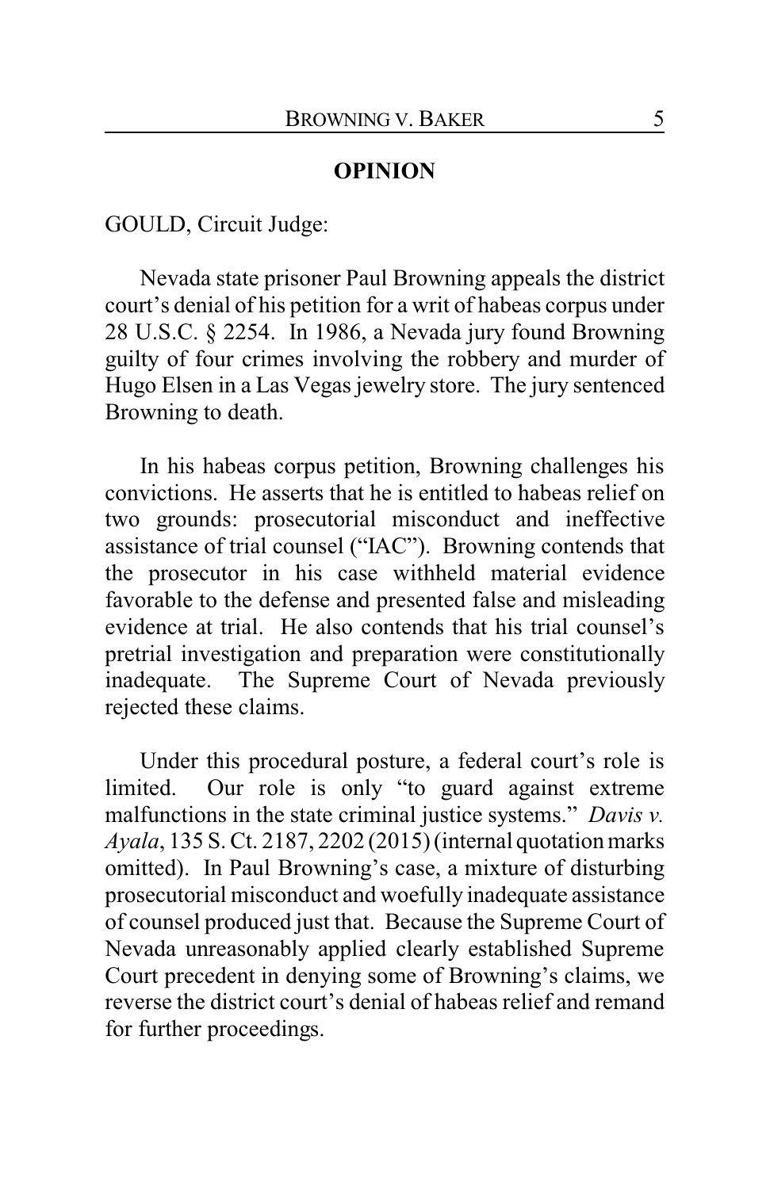## OPINION

GOULD, Circuit Judge:

Nevada state prisoner Paul Browning appeals the district court's denial of his petition for a writ of habeas corpus under 28 U.S.C. § 2254. In 1986, a Nevada jury found Browning guilty of four crimes involving the robbery and murder of Hugo Elsen in a Las Vegas jewelry store. The jury sentenced Browning to death.

In his habeas corpus petition, Browning challenges his convictions. He asserts that he is entitled to habeas relief on two grounds: prosecutorial misconduct and ineffective assistance of trial counsel ("IAC"). Browning contends that the prosecutor in his case withheld material evidence favorable to the defense and presented false and misleading evidence at trial. He also contends that his trial counsel's pretrial investigation and preparation were constitutionally inadequate. The Supreme Court of Nevada previously rejected these claims.

Under this procedural posture, a federal court's role is limited. Our role is only "to guard against extreme malfunctions in the state criminal justice systems." *Davis v. Ayala*, 135 S. Ct. 2187, 2202 (2015) (internal quotation marks omitted). In Paul Browning's case, a mixture of disturbing prosecutorial misconduct and woefully inadequate assistance of counsel produced just that. Because the Supreme Court of Nevada unreasonably applied clearly established Supreme Court precedent in denying some of Browning's claims, we reverse the district court's denial of habeas relief and remand for further proceedings.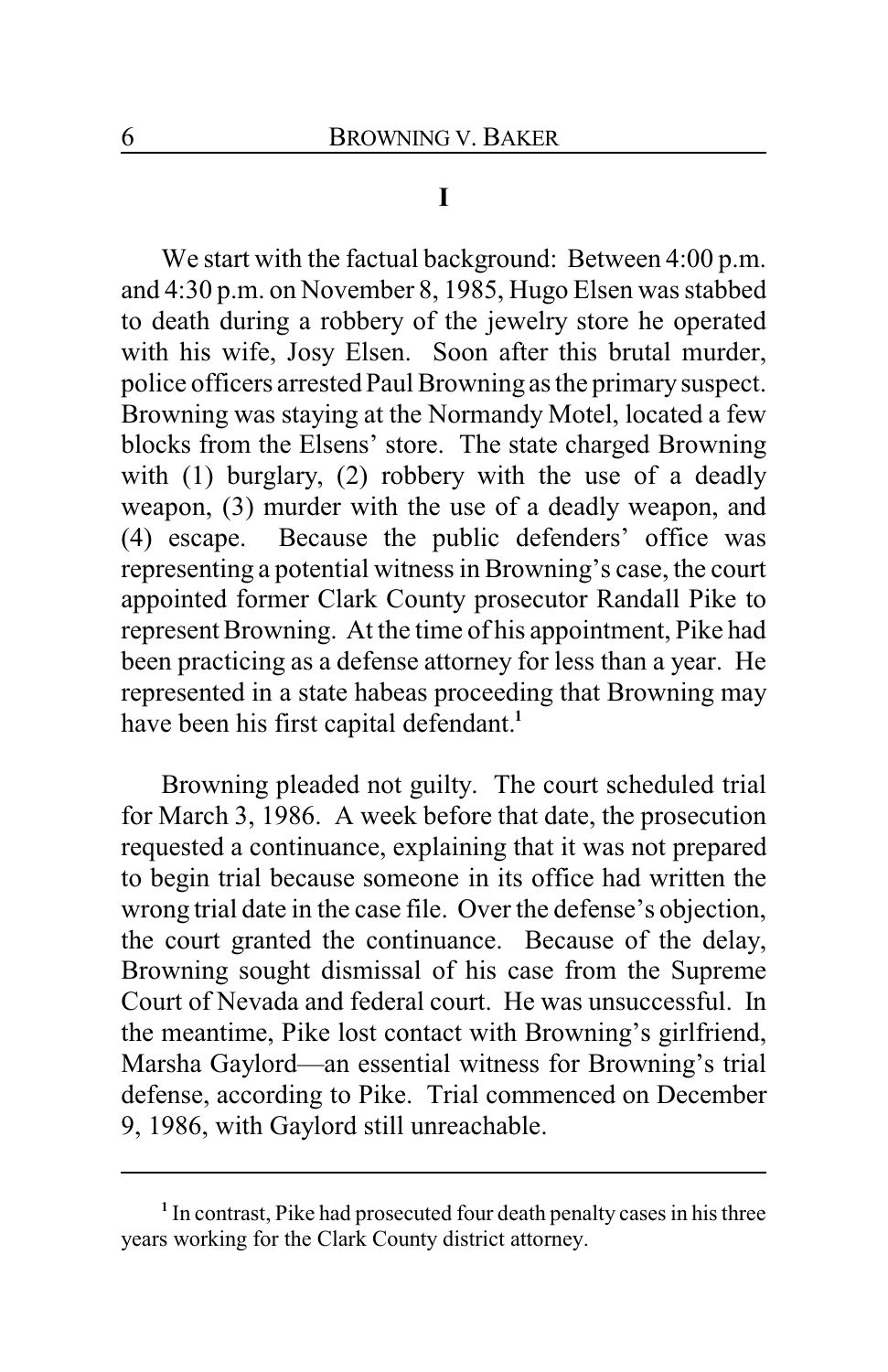## I

We start with the factual background: Between 4:00 p.m. and 4:30 p.m. on November 8, 1985, Hugo Elsen was stabbed to death during a robbery of the jewelry store he operated with his wife, Josy Elsen. Soon after this brutal murder, police officers arrested Paul Browning as the primary suspect. Browning was staying at the Normandy Motel, located a few blocks from the Elsens' store. The state charged Browning with (1) burglary, (2) robbery with the use of a deadly weapon, (3) murder with the use of a deadly weapon, and (4) escape. Because the public defenders' office was representing a potential witness in Browning's case, the court appointed former Clark County prosecutor Randall Pike to represent Browning. At the time of his appointment, Pike had been practicing as a defense attorney for less than a year. He represented in a state habeas proceeding that Browning may have been his first capital defendant.[1]

Browning pleaded not guilty. The court scheduled trial for March 3, 1986. A week before that date, the prosecution requested a continuance, explaining that it was not prepared to begin trial because someone in its office had written the wrong trial date in the case file. Over the defense's objection, the court granted the continuance. Because of the delay, Browning sought dismissal of his case from the Supreme Court of Nevada and federal court. He was unsuccessful. In the meantime, Pike lost contact with Browning's girlfriend, Marsha Gaylord—an essential witness for Browning's trial defense, according to Pike. Trial commenced on December 9, 1986, with Gaylord still unreachable.

---

[1] In contrast, Pike had prosecuted four death penalty cases in his three years working for the Clark County district attorney.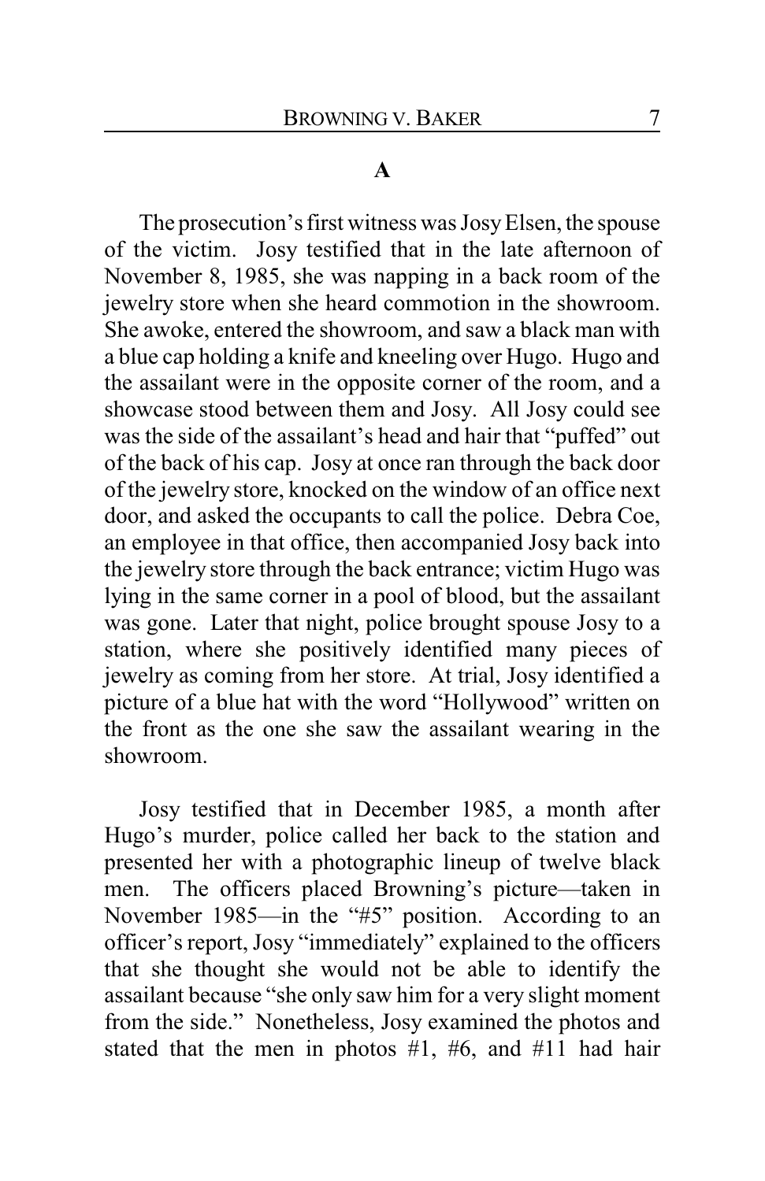### A

The prosecution's first witness was Josy Elsen, the spouse of the victim. Josy testified that in the late afternoon of November 8, 1985, she was napping in a back room of the jewelry store when she heard commotion in the showroom. She awoke, entered the showroom, and saw a black man with a blue cap holding a knife and kneeling over Hugo. Hugo and the assailant were in the opposite corner of the room, and a showcase stood between them and Josy. All Josy could see was the side of the assailant's head and hair that "puffed" out of the back of his cap. Josy at once ran through the back door of the jewelry store, knocked on the window of an office next door, and asked the occupants to call the police. Debra Coe, an employee in that office, then accompanied Josy back into the jewelry store through the back entrance; victim Hugo was lying in the same corner in a pool of blood, but the assailant was gone. Later that night, police brought spouse Josy to a station, where she positively identified many pieces of jewelry as coming from her store. At trial, Josy identified a picture of a blue hat with the word "Hollywood" written on the front as the one she saw the assailant wearing in the showroom.

Josy testified that in December 1985, a month after Hugo's murder, police called her back to the station and presented her with a photographic lineup of twelve black men. The officers placed Browning's picture—taken in November 1985—in the "#5" position. According to an officer's report, Josy "immediately" explained to the officers that she thought she would not be able to identify the assailant because "she only saw him for a very slight moment from the side." Nonetheless, Josy examined the photos and stated that the men in photos #1, #6, and #11 had hair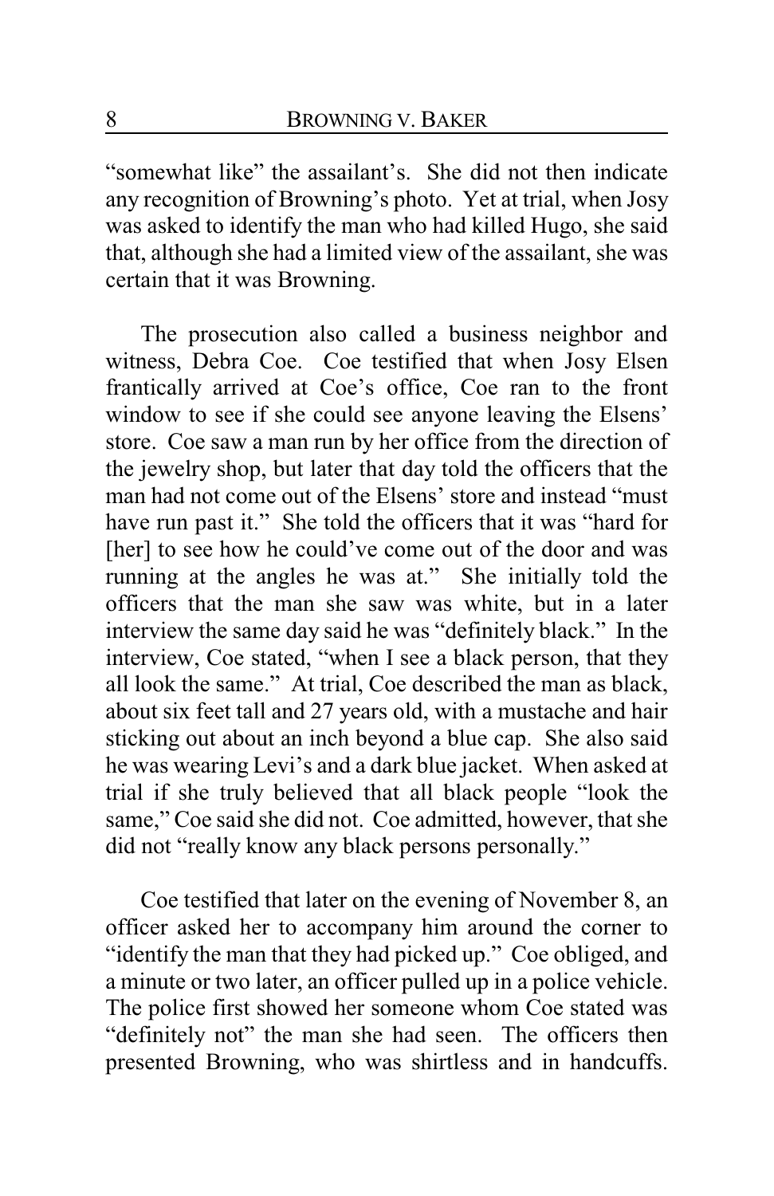"somewhat like" the assailant's. She did not then indicate any recognition of Browning's photo. Yet at trial, when Josy was asked to identify the man who had killed Hugo, she said that, although she had a limited view of the assailant, she was certain that it was Browning.

The prosecution also called a business neighbor and witness, Debra Coe. Coe testified that when Josy Elsen frantically arrived at Coe's office, Coe ran to the front window to see if she could see anyone leaving the Elsens' store. Coe saw a man run by her office from the direction of the jewelry shop, but later that day told the officers that the man had not come out of the Elsens' store and instead "must have run past it." She told the officers that it was "hard for [her] to see how he could've come out of the door and was running at the angles he was at." She initially told the officers that the man she saw was white, but in a later interview the same day said he was "definitely black." In the interview, Coe stated, "when I see a black person, that they all look the same." At trial, Coe described the man as black, about six feet tall and 27 years old, with a mustache and hair sticking out about an inch beyond a blue cap. She also said he was wearing Levi's and a dark blue jacket. When asked at trial if she truly believed that all black people "look the same," Coe said she did not. Coe admitted, however, that she did not "really know any black persons personally."

Coe testified that later on the evening of November 8, an officer asked her to accompany him around the corner to "identify the man that they had picked up." Coe obliged, and a minute or two later, an officer pulled up in a police vehicle. The police first showed her someone whom Coe stated was "definitely not" the man she had seen. The officers then presented Browning, who was shirtless and in handcuffs.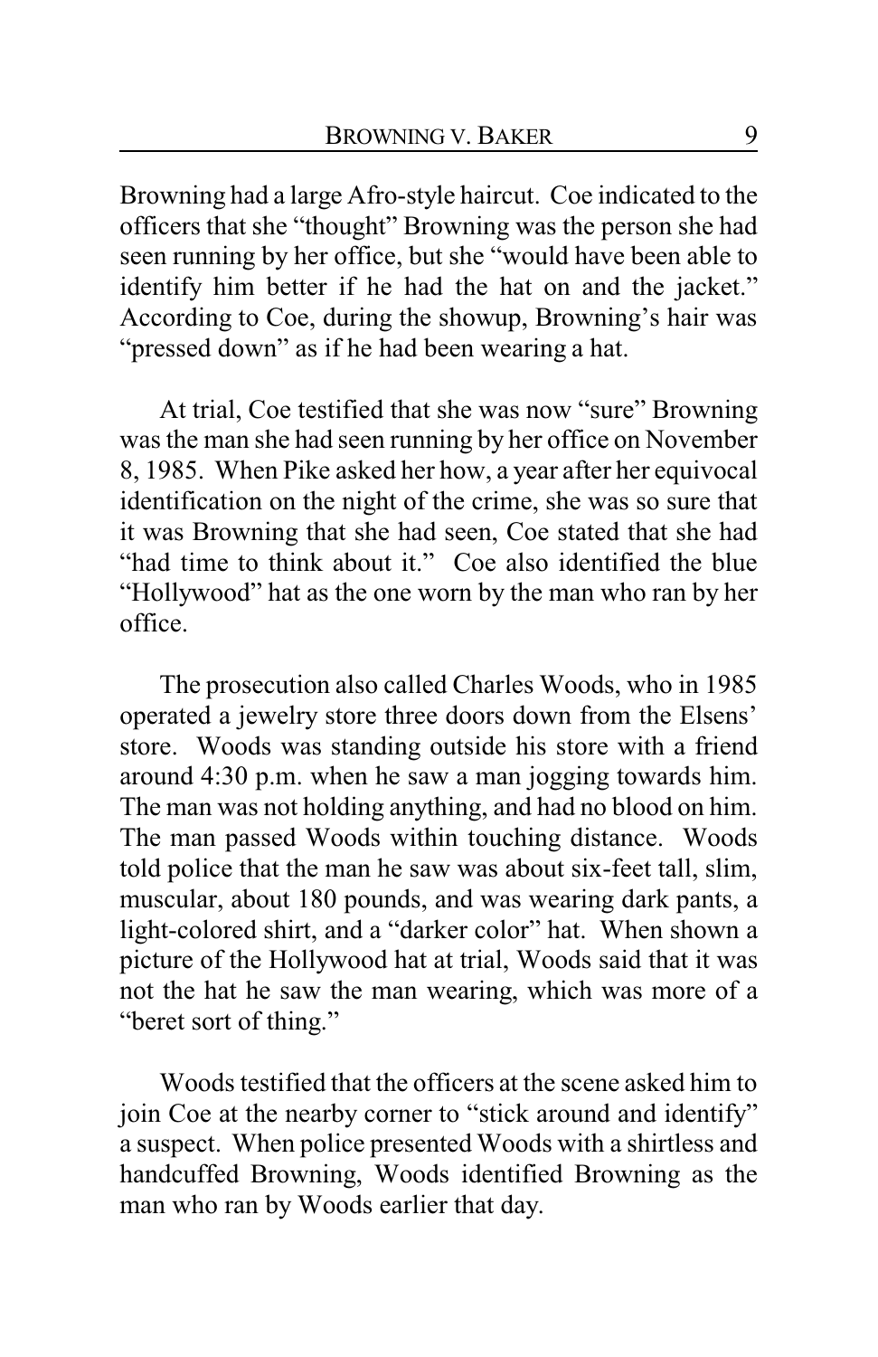Browning had a large Afro-style haircut. Coe indicated to the officers that she "thought" Browning was the person she had seen running by her office, but she "would have been able to identify him better if he had the hat on and the jacket." According to Coe, during the showup, Browning's hair was "pressed down" as if he had been wearing a hat.

At trial, Coe testified that she was now "sure" Browning was the man she had seen running by her office on November 8, 1985. When Pike asked her how, a year after her equivocal identification on the night of the crime, she was so sure that it was Browning that she had seen, Coe stated that she had "had time to think about it." Coe also identified the blue "Hollywood" hat as the one worn by the man who ran by her office.

The prosecution also called Charles Woods, who in 1985 operated a jewelry store three doors down from the Elsens' store. Woods was standing outside his store with a friend around 4:30 p.m. when he saw a man jogging towards him. The man was not holding anything, and had no blood on him. The man passed Woods within touching distance. Woods told police that the man he saw was about six-feet tall, slim, muscular, about 180 pounds, and was wearing dark pants, a light-colored shirt, and a "darker color" hat. When shown a picture of the Hollywood hat at trial, Woods said that it was not the hat he saw the man wearing, which was more of a "beret sort of thing."

Woods testified that the officers at the scene asked him to join Coe at the nearby corner to "stick around and identify" a suspect. When police presented Woods with a shirtless and handcuffed Browning, Woods identified Browning as the man who ran by Woods earlier that day.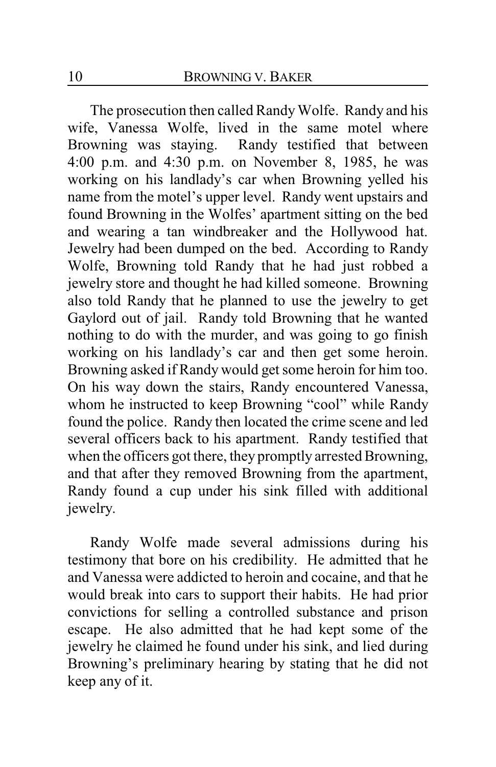The prosecution then called Randy Wolfe. Randy and his wife, Vanessa Wolfe, lived in the same motel where Browning was staying. Randy testified that between 4:00 p.m. and 4:30 p.m. on November 8, 1985, he was working on his landlady's car when Browning yelled his name from the motel's upper level. Randy went upstairs and found Browning in the Wolfes' apartment sitting on the bed and wearing a tan windbreaker and the Hollywood hat. Jewelry had been dumped on the bed. According to Randy Wolfe, Browning told Randy that he had just robbed a jewelry store and thought he had killed someone. Browning also told Randy that he planned to use the jewelry to get Gaylord out of jail. Randy told Browning that he wanted nothing to do with the murder, and was going to go finish working on his landlady's car and then get some heroin. Browning asked if Randy would get some heroin for him too. On his way down the stairs, Randy encountered Vanessa, whom he instructed to keep Browning "cool" while Randy found the police. Randy then located the crime scene and led several officers back to his apartment. Randy testified that when the officers got there, they promptly arrested Browning, and that after they removed Browning from the apartment, Randy found a cup under his sink filled with additional jewelry.

Randy Wolfe made several admissions during his testimony that bore on his credibility. He admitted that he and Vanessa were addicted to heroin and cocaine, and that he would break into cars to support their habits. He had prior convictions for selling a controlled substance and prison escape. He also admitted that he had kept some of the jewelry he claimed he found under his sink, and lied during Browning's preliminary hearing by stating that he did not keep any of it.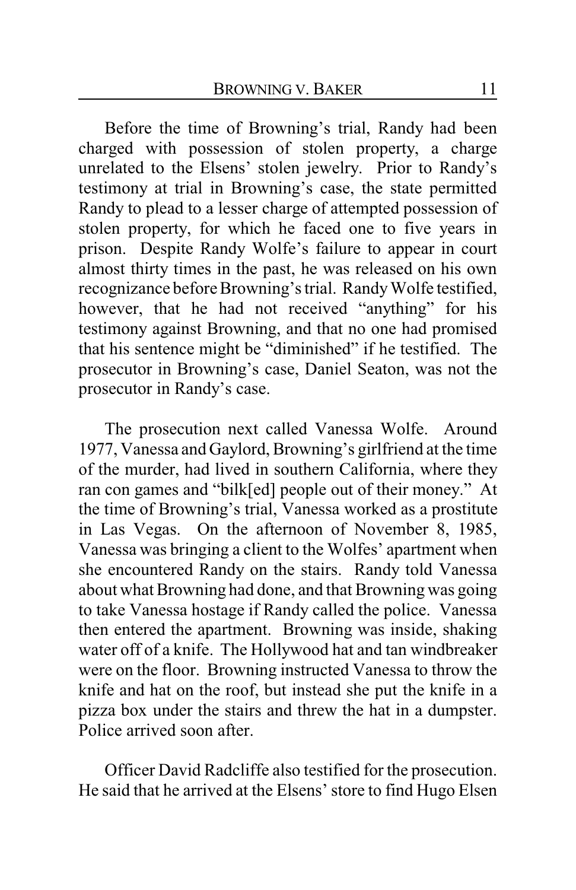Before the time of Browning's trial, Randy had been charged with possession of stolen property, a charge unrelated to the Elsens' stolen jewelry. Prior to Randy's testimony at trial in Browning's case, the state permitted Randy to plead to a lesser charge of attempted possession of stolen property, for which he faced one to five years in prison. Despite Randy Wolfe's failure to appear in court almost thirty times in the past, he was released on his own recognizance before Browning's trial. Randy Wolfe testified, however, that he had not received "anything" for his testimony against Browning, and that no one had promised that his sentence might be "diminished" if he testified. The prosecutor in Browning's case, Daniel Seaton, was not the prosecutor in Randy's case.

The prosecution next called Vanessa Wolfe. Around 1977, Vanessa and Gaylord, Browning's girlfriend at the time of the murder, had lived in southern California, where they ran con games and "bilk[ed] people out of their money." At the time of Browning's trial, Vanessa worked as a prostitute in Las Vegas. On the afternoon of November 8, 1985, Vanessa was bringing a client to the Wolfes' apartment when she encountered Randy on the stairs. Randy told Vanessa about what Browning had done, and that Browning was going to take Vanessa hostage if Randy called the police. Vanessa then entered the apartment. Browning was inside, shaking water off of a knife. The Hollywood hat and tan windbreaker were on the floor. Browning instructed Vanessa to throw the knife and hat on the roof, but instead she put the knife in a pizza box under the stairs and threw the hat in a dumpster. Police arrived soon after.

Officer David Radcliffe also testified for the prosecution. He said that he arrived at the Elsens' store to find Hugo Elsen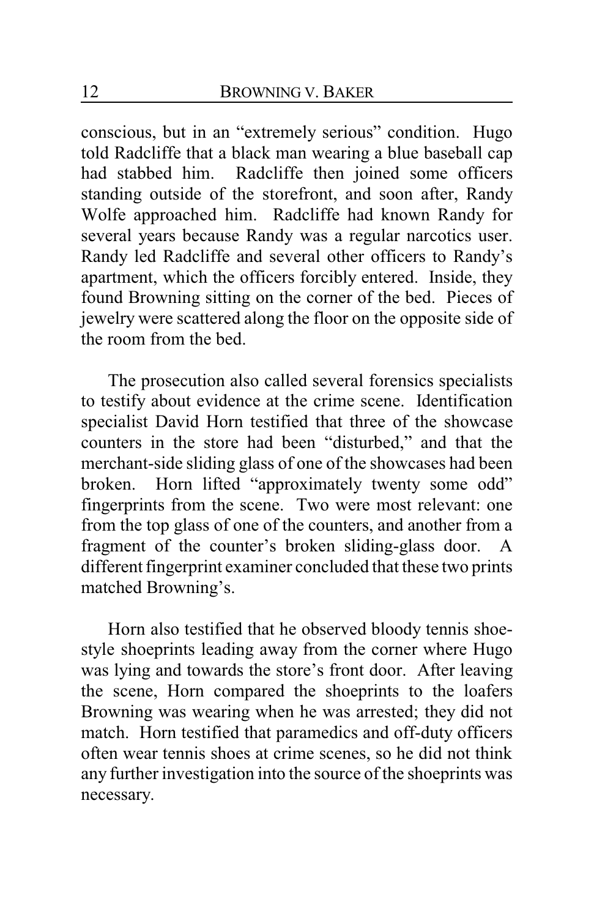conscious, but in an "extremely serious" condition. Hugo told Radcliffe that a black man wearing a blue baseball cap had stabbed him. Radcliffe then joined some officers standing outside of the storefront, and soon after, Randy Wolfe approached him. Radcliffe had known Randy for several years because Randy was a regular narcotics user. Randy led Radcliffe and several other officers to Randy's apartment, which the officers forcibly entered. Inside, they found Browning sitting on the corner of the bed. Pieces of jewelry were scattered along the floor on the opposite side of the room from the bed.

The prosecution also called several forensics specialists to testify about evidence at the crime scene. Identification specialist David Horn testified that three of the showcase counters in the store had been "disturbed," and that the merchant-side sliding glass of one of the showcases had been broken. Horn lifted "approximately twenty some odd" fingerprints from the scene. Two were most relevant: one from the top glass of one of the counters, and another from a fragment of the counter's broken sliding-glass door. A different fingerprint examiner concluded that these two prints matched Browning's.

Horn also testified that he observed bloody tennis shoe-style shoeprints leading away from the corner where Hugo was lying and towards the store's front door. After leaving the scene, Horn compared the shoeprints to the loafers Browning was wearing when he was arrested; they did not match. Horn testified that paramedics and off-duty officers often wear tennis shoes at crime scenes, so he did not think any further investigation into the source of the shoeprints was necessary.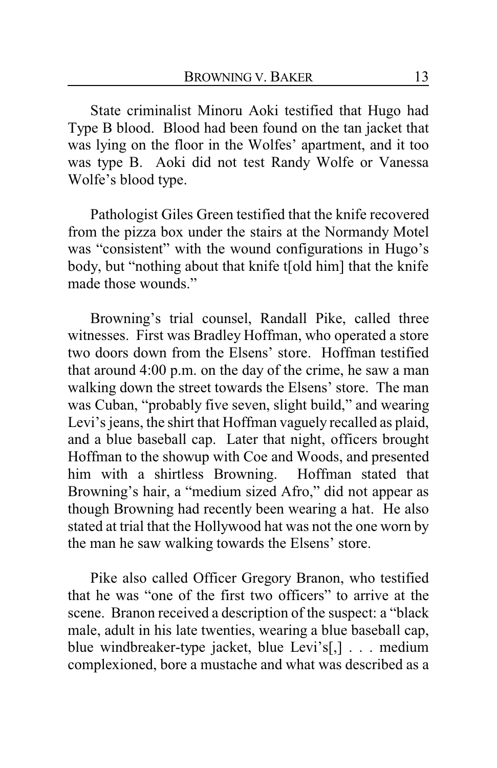State criminalist Minoru Aoki testified that Hugo had Type B blood. Blood had been found on the tan jacket that was lying on the floor in the Wolfes' apartment, and it too was type B. Aoki did not test Randy Wolfe or Vanessa Wolfe's blood type.

Pathologist Giles Green testified that the knife recovered from the pizza box under the stairs at the Normandy Motel was "consistent" with the wound configurations in Hugo's body, but "nothing about that knife t[old him] that the knife made those wounds."

Browning's trial counsel, Randall Pike, called three witnesses. First was Bradley Hoffman, who operated a store two doors down from the Elsens' store. Hoffman testified that around 4:00 p.m. on the day of the crime, he saw a man walking down the street towards the Elsens' store. The man was Cuban, "probably five seven, slight build," and wearing Levi's jeans, the shirt that Hoffman vaguely recalled as plaid, and a blue baseball cap. Later that night, officers brought Hoffman to the showup with Coe and Woods, and presented him with a shirtless Browning. Hoffman stated that Browning's hair, a "medium sized Afro," did not appear as though Browning had recently been wearing a hat. He also stated at trial that the Hollywood hat was not the one worn by the man he saw walking towards the Elsens' store.

Pike also called Officer Gregory Branon, who testified that he was "one of the first two officers" to arrive at the scene. Branon received a description of the suspect: a "black male, adult in his late twenties, wearing a blue baseball cap, blue windbreaker-type jacket, blue Levi's[,] . . . medium complexioned, bore a mustache and what was described as a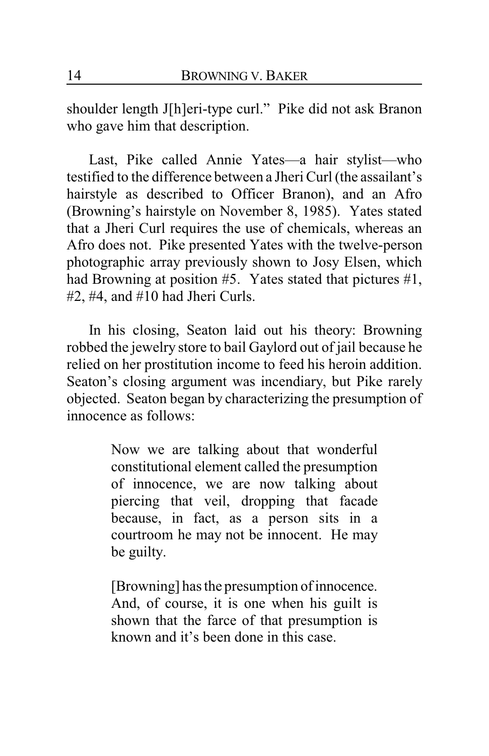shoulder length J[h]eri-type curl." Pike did not ask Branon who gave him that description.

Last, Pike called Annie Yates—a hair stylist—who testified to the difference between a Jheri Curl (the assailant's hairstyle as described to Officer Branon), and an Afro (Browning's hairstyle on November 8, 1985). Yates stated that a Jheri Curl requires the use of chemicals, whereas an Afro does not. Pike presented Yates with the twelve-person photographic array previously shown to Josy Elsen, which had Browning at position #5. Yates stated that pictures #1, #2, #4, and #10 had Jheri Curls.

In his closing, Seaton laid out his theory: Browning robbed the jewelry store to bail Gaylord out of jail because he relied on her prostitution income to feed his heroin addition. Seaton's closing argument was incendiary, but Pike rarely objected. Seaton began by characterizing the presumption of innocence as follows:

> Now we are talking about that wonderful constitutional element called the presumption of innocence, we are now talking about piercing that veil, dropping that facade because, in fact, as a person sits in a courtroom he may not be innocent. He may be guilty.
>
> [Browning] has the presumption of innocence. And, of course, it is one when his guilt is shown that the farce of that presumption is known and it's been done in this case.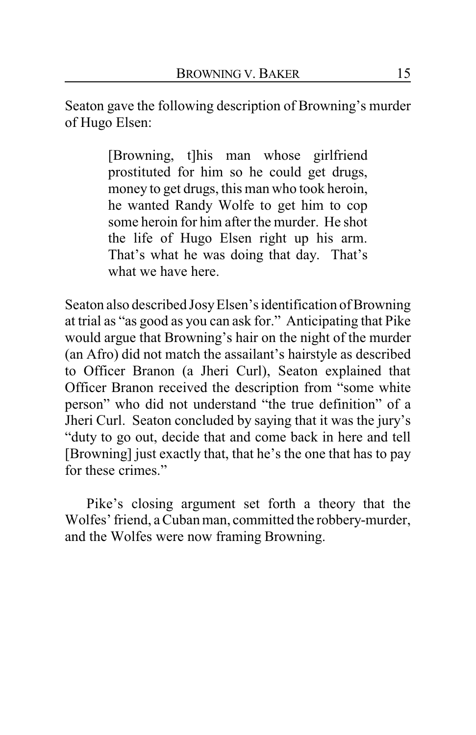Seaton gave the following description of Browning's murder of Hugo Elsen:

> [Browning, t]his man whose girlfriend prostituted for him so he could get drugs, money to get drugs, this man who took heroin, he wanted Randy Wolfe to get him to cop some heroin for him after the murder. He shot the life of Hugo Elsen right up his arm. That's what he was doing that day. That's what we have here.

Seaton also described Josy Elsen's identification of Browning at trial as "as good as you can ask for." Anticipating that Pike would argue that Browning's hair on the night of the murder (an Afro) did not match the assailant's hairstyle as described to Officer Branon (a Jheri Curl), Seaton explained that Officer Branon received the description from "some white person" who did not understand "the true definition" of a Jheri Curl. Seaton concluded by saying that it was the jury's "duty to go out, decide that and come back in here and tell [Browning] just exactly that, that he's the one that has to pay for these crimes."

Pike's closing argument set forth a theory that the Wolfes' friend, a Cuban man, committed the robbery-murder, and the Wolfes were now framing Browning.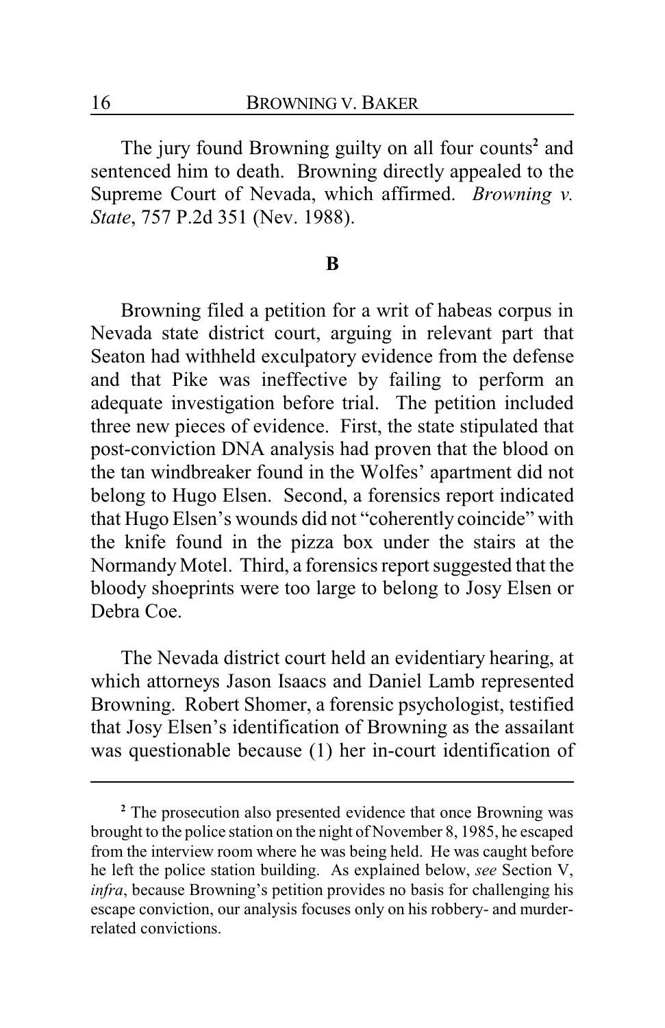The jury found Browning guilty on all four counts[2] and sentenced him to death. Browning directly appealed to the Supreme Court of Nevada, which affirmed. *Browning v. State*, 757 P.2d 351 (Nev. 1988).

**B**

Browning filed a petition for a writ of habeas corpus in Nevada state district court, arguing in relevant part that Seaton had withheld exculpatory evidence from the defense and that Pike was ineffective by failing to perform an adequate investigation before trial. The petition included three new pieces of evidence. First, the state stipulated that post-conviction DNA analysis had proven that the blood on the tan windbreaker found in the Wolfes' apartment did not belong to Hugo Elsen. Second, a forensics report indicated that Hugo Elsen's wounds did not "coherently coincide" with the knife found in the pizza box under the stairs at the Normandy Motel. Third, a forensics report suggested that the bloody shoeprints were too large to belong to Josy Elsen or Debra Coe.

The Nevada district court held an evidentiary hearing, at which attorneys Jason Isaacs and Daniel Lamb represented Browning. Robert Shomer, a forensic psychologist, testified that Josy Elsen's identification of Browning as the assailant was questionable because (1) her in-court identification of

---

[2] The prosecution also presented evidence that once Browning was brought to the police station on the night of November 8, 1985, he escaped from the interview room where he was being held. He was caught before he left the police station building. As explained below, *see* Section V, *infra*, because Browning's petition provides no basis for challenging his escape conviction, our analysis focuses only on his robbery- and murder-related convictions.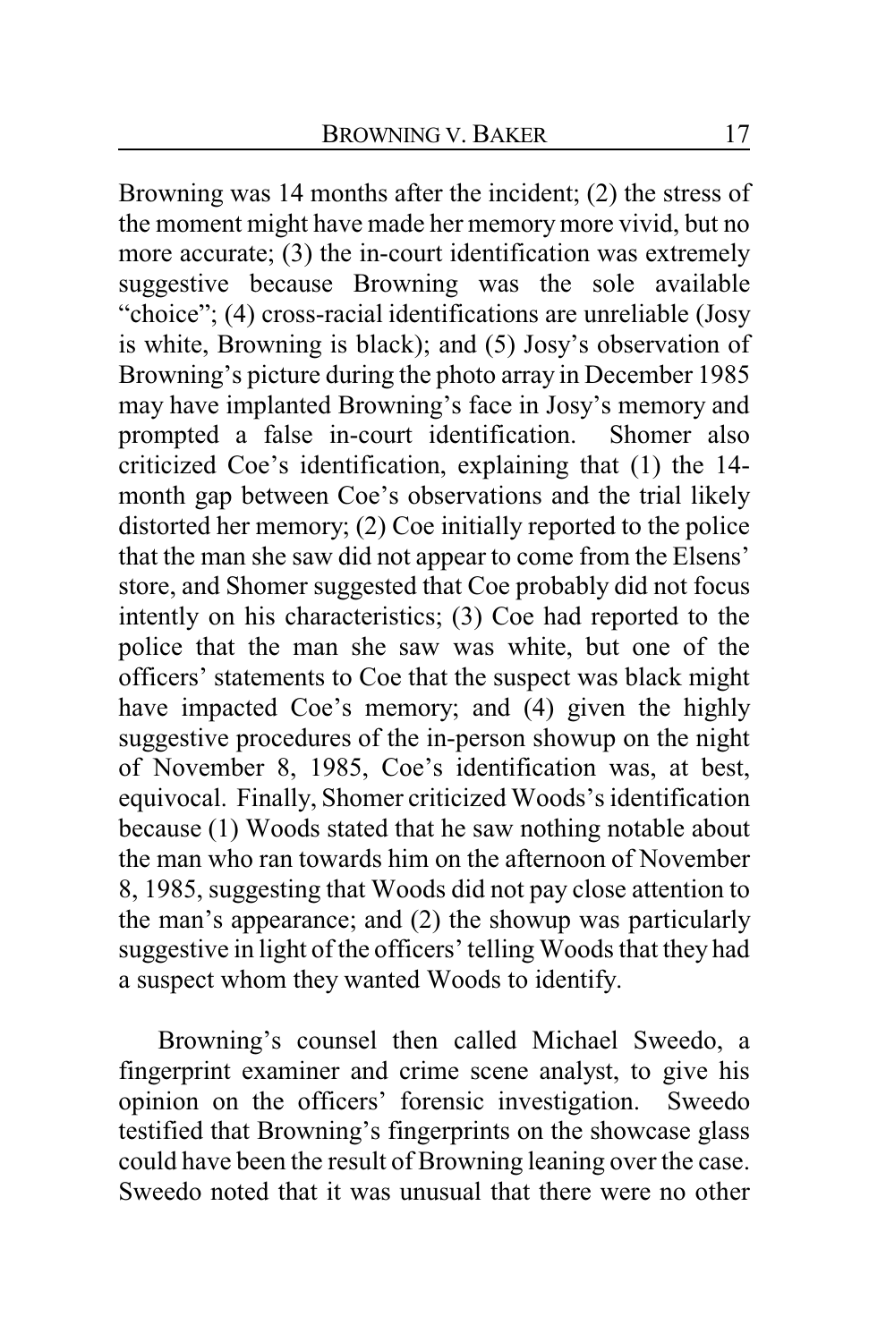Browning was 14 months after the incident; (2) the stress of the moment might have made her memory more vivid, but no more accurate; (3) the in-court identification was extremely suggestive because Browning was the sole available "choice"; (4) cross-racial identifications are unreliable (Josy is white, Browning is black); and (5) Josy's observation of Browning's picture during the photo array in December 1985 may have implanted Browning's face in Josy's memory and prompted a false in-court identification. Shomer also criticized Coe's identification, explaining that (1) the 14-month gap between Coe's observations and the trial likely distorted her memory; (2) Coe initially reported to the police that the man she saw did not appear to come from the Elsens' store, and Shomer suggested that Coe probably did not focus intently on his characteristics; (3) Coe had reported to the police that the man she saw was white, but one of the officers' statements to Coe that the suspect was black might have impacted Coe's memory; and (4) given the highly suggestive procedures of the in-person showup on the night of November 8, 1985, Coe's identification was, at best, equivocal. Finally, Shomer criticized Woods's identification because (1) Woods stated that he saw nothing notable about the man who ran towards him on the afternoon of November 8, 1985, suggesting that Woods did not pay close attention to the man's appearance; and (2) the showup was particularly suggestive in light of the officers' telling Woods that they had a suspect whom they wanted Woods to identify.

Browning's counsel then called Michael Sweedo, a fingerprint examiner and crime scene analyst, to give his opinion on the officers' forensic investigation. Sweedo testified that Browning's fingerprints on the showcase glass could have been the result of Browning leaning over the case. Sweedo noted that it was unusual that there were no other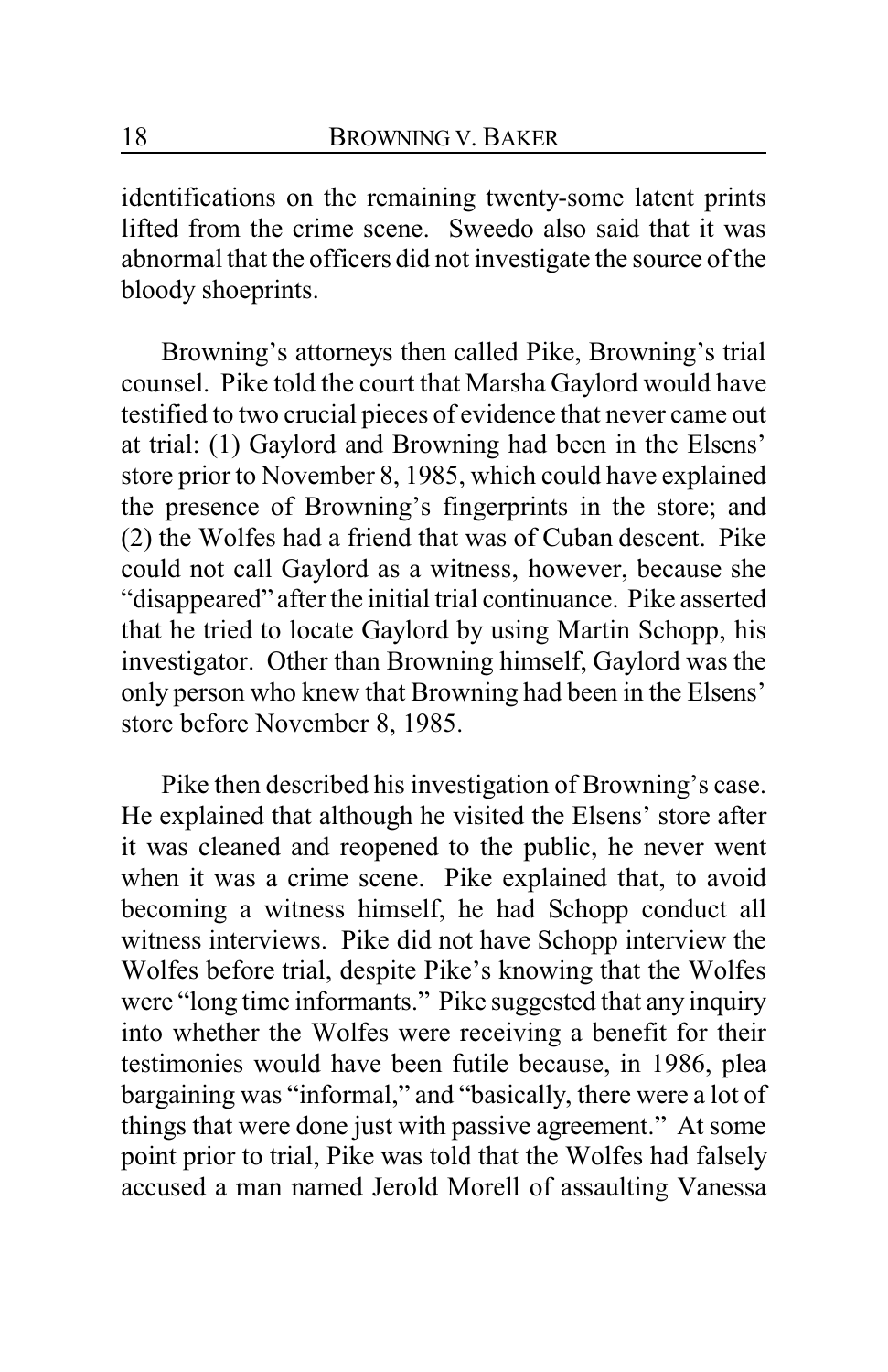identifications on the remaining twenty-some latent prints lifted from the crime scene. Sweedo also said that it was abnormal that the officers did not investigate the source of the bloody shoeprints.

Browning's attorneys then called Pike, Browning's trial counsel. Pike told the court that Marsha Gaylord would have testified to two crucial pieces of evidence that never came out at trial: (1) Gaylord and Browning had been in the Elsens' store prior to November 8, 1985, which could have explained the presence of Browning's fingerprints in the store; and (2) the Wolfes had a friend that was of Cuban descent. Pike could not call Gaylord as a witness, however, because she "disappeared" after the initial trial continuance. Pike asserted that he tried to locate Gaylord by using Martin Schopp, his investigator. Other than Browning himself, Gaylord was the only person who knew that Browning had been in the Elsens' store before November 8, 1985.

Pike then described his investigation of Browning's case. He explained that although he visited the Elsens' store after it was cleaned and reopened to the public, he never went when it was a crime scene. Pike explained that, to avoid becoming a witness himself, he had Schopp conduct all witness interviews. Pike did not have Schopp interview the Wolfes before trial, despite Pike's knowing that the Wolfes were "long time informants." Pike suggested that any inquiry into whether the Wolfes were receiving a benefit for their testimonies would have been futile because, in 1986, plea bargaining was "informal," and "basically, there were a lot of things that were done just with passive agreement." At some point prior to trial, Pike was told that the Wolfes had falsely accused a man named Jerold Morell of assaulting Vanessa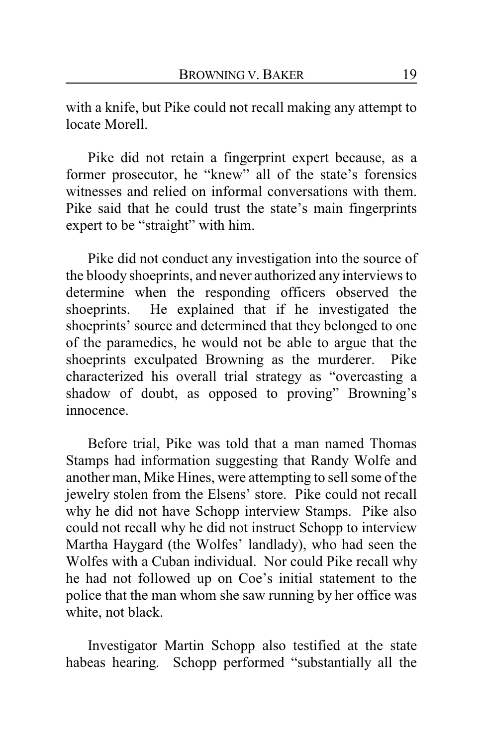with a knife, but Pike could not recall making any attempt to locate Morell.

Pike did not retain a fingerprint expert because, as a former prosecutor, he "knew" all of the state's forensics witnesses and relied on informal conversations with them. Pike said that he could trust the state's main fingerprints expert to be "straight" with him.

Pike did not conduct any investigation into the source of the bloody shoeprints, and never authorized any interviews to determine when the responding officers observed the shoeprints. He explained that if he investigated the shoeprints' source and determined that they belonged to one of the paramedics, he would not be able to argue that the shoeprints exculpated Browning as the murderer. Pike characterized his overall trial strategy as "overcasting a shadow of doubt, as opposed to proving" Browning's innocence.

Before trial, Pike was told that a man named Thomas Stamps had information suggesting that Randy Wolfe and another man, Mike Hines, were attempting to sell some of the jewelry stolen from the Elsens' store. Pike could not recall why he did not have Schopp interview Stamps. Pike also could not recall why he did not instruct Schopp to interview Martha Haygard (the Wolfes' landlady), who had seen the Wolfes with a Cuban individual. Nor could Pike recall why he had not followed up on Coe's initial statement to the police that the man whom she saw running by her office was white, not black.

Investigator Martin Schopp also testified at the state habeas hearing. Schopp performed "substantially all the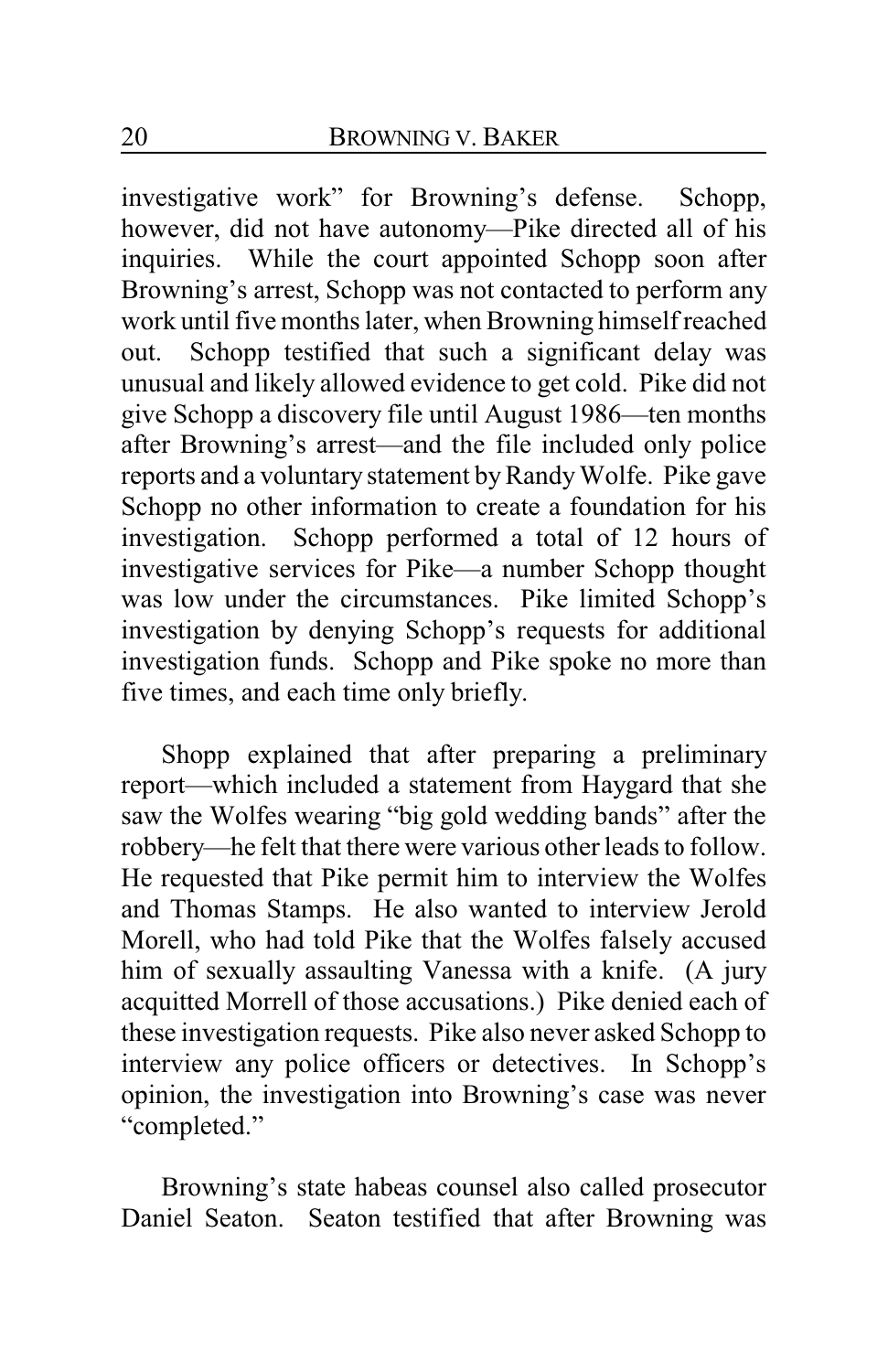investigative work" for Browning's defense. Schopp, however, did not have autonomy—Pike directed all of his inquiries. While the court appointed Schopp soon after Browning's arrest, Schopp was not contacted to perform any work until five months later, when Browning himself reached out. Schopp testified that such a significant delay was unusual and likely allowed evidence to get cold. Pike did not give Schopp a discovery file until August 1986—ten months after Browning's arrest—and the file included only police reports and a voluntary statement by Randy Wolfe. Pike gave Schopp no other information to create a foundation for his investigation. Schopp performed a total of 12 hours of investigative services for Pike—a number Schopp thought was low under the circumstances. Pike limited Schopp's investigation by denying Schopp's requests for additional investigation funds. Schopp and Pike spoke no more than five times, and each time only briefly.

Shopp explained that after preparing a preliminary report—which included a statement from Haygard that she saw the Wolfes wearing "big gold wedding bands" after the robbery—he felt that there were various other leads to follow. He requested that Pike permit him to interview the Wolfes and Thomas Stamps. He also wanted to interview Jerold Morell, who had told Pike that the Wolfes falsely accused him of sexually assaulting Vanessa with a knife. (A jury acquitted Morrell of those accusations.) Pike denied each of these investigation requests. Pike also never asked Schopp to interview any police officers or detectives. In Schopp's opinion, the investigation into Browning's case was never "completed."

Browning's state habeas counsel also called prosecutor Daniel Seaton. Seaton testified that after Browning was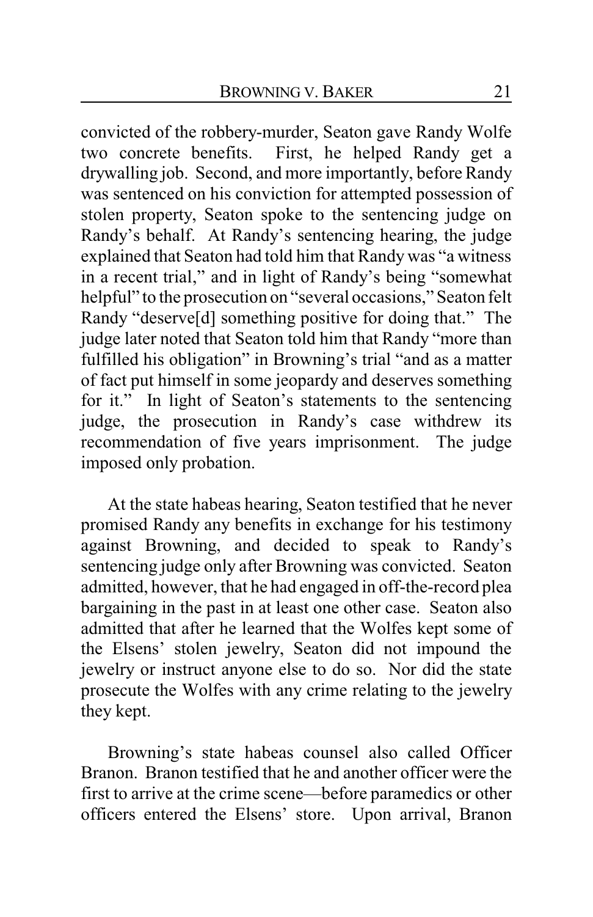convicted of the robbery-murder, Seaton gave Randy Wolfe two concrete benefits. First, he helped Randy get a drywalling job. Second, and more importantly, before Randy was sentenced on his conviction for attempted possession of stolen property, Seaton spoke to the sentencing judge on Randy's behalf. At Randy's sentencing hearing, the judge explained that Seaton had told him that Randy was "a witness in a recent trial," and in light of Randy's being "somewhat helpful" to the prosecution on "several occasions," Seaton felt Randy "deserve[d] something positive for doing that." The judge later noted that Seaton told him that Randy "more than fulfilled his obligation" in Browning's trial "and as a matter of fact put himself in some jeopardy and deserves something for it." In light of Seaton's statements to the sentencing judge, the prosecution in Randy's case withdrew its recommendation of five years imprisonment. The judge imposed only probation.

At the state habeas hearing, Seaton testified that he never promised Randy any benefits in exchange for his testimony against Browning, and decided to speak to Randy's sentencing judge only after Browning was convicted. Seaton admitted, however, that he had engaged in off-the-record plea bargaining in the past in at least one other case. Seaton also admitted that after he learned that the Wolfes kept some of the Elsens' stolen jewelry, Seaton did not impound the jewelry or instruct anyone else to do so. Nor did the state prosecute the Wolfes with any crime relating to the jewelry they kept.

Browning's state habeas counsel also called Officer Branon. Branon testified that he and another officer were the first to arrive at the crime scene—before paramedics or other officers entered the Elsens' store. Upon arrival, Branon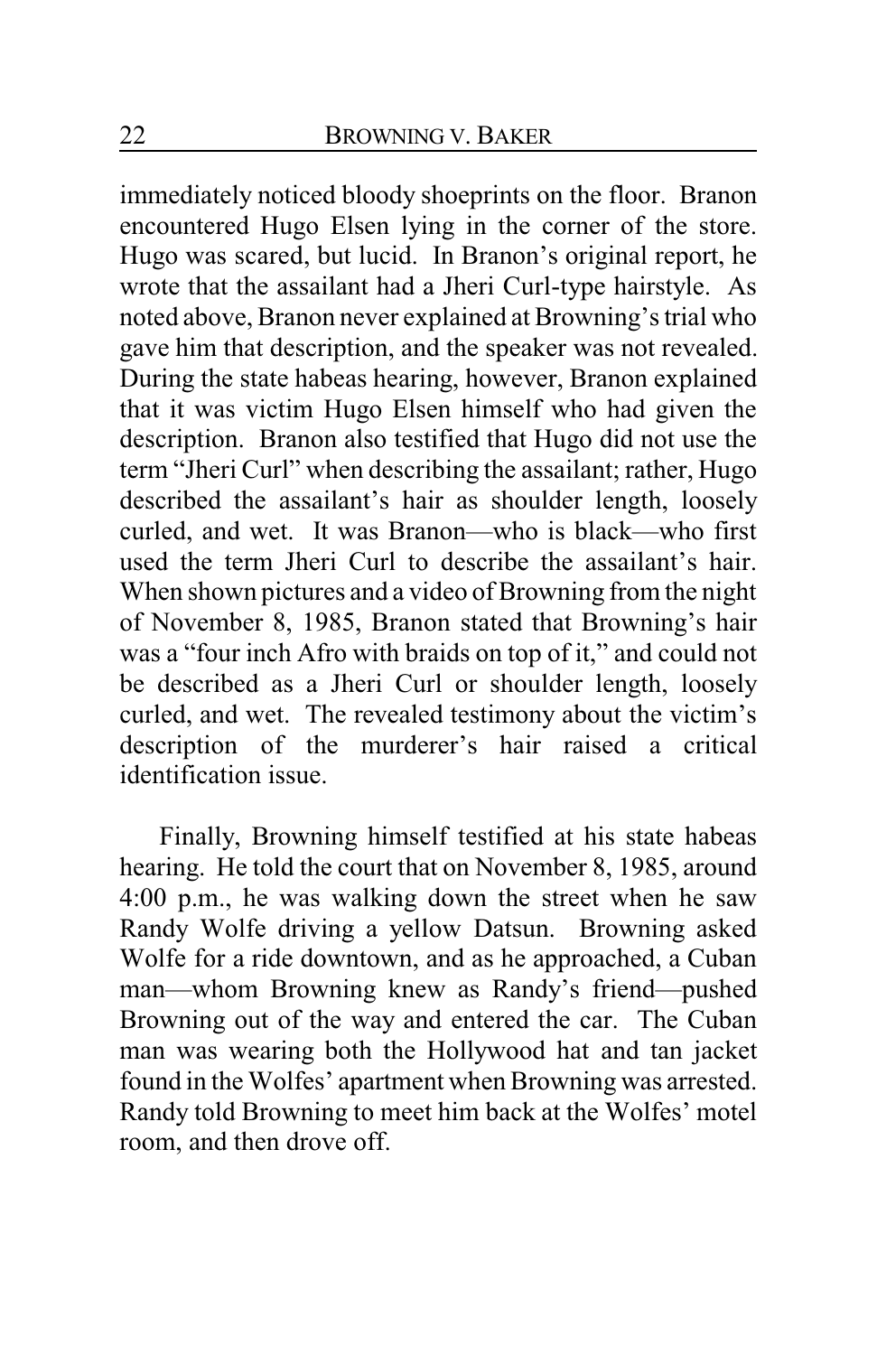immediately noticed bloody shoeprints on the floor. Branon encountered Hugo Elsen lying in the corner of the store. Hugo was scared, but lucid. In Branon's original report, he wrote that the assailant had a Jheri Curl-type hairstyle. As noted above, Branon never explained at Browning's trial who gave him that description, and the speaker was not revealed. During the state habeas hearing, however, Branon explained that it was victim Hugo Elsen himself who had given the description. Branon also testified that Hugo did not use the term "Jheri Curl" when describing the assailant; rather, Hugo described the assailant's hair as shoulder length, loosely curled, and wet. It was Branon—who is black—who first used the term Jheri Curl to describe the assailant's hair. When shown pictures and a video of Browning from the night of November 8, 1985, Branon stated that Browning's hair was a "four inch Afro with braids on top of it," and could not be described as a Jheri Curl or shoulder length, loosely curled, and wet. The revealed testimony about the victim's description of the murderer's hair raised a critical identification issue.

Finally, Browning himself testified at his state habeas hearing. He told the court that on November 8, 1985, around 4:00 p.m., he was walking down the street when he saw Randy Wolfe driving a yellow Datsun. Browning asked Wolfe for a ride downtown, and as he approached, a Cuban man—whom Browning knew as Randy's friend—pushed Browning out of the way and entered the car. The Cuban man was wearing both the Hollywood hat and tan jacket found in the Wolfes' apartment when Browning was arrested. Randy told Browning to meet him back at the Wolfes' motel room, and then drove off.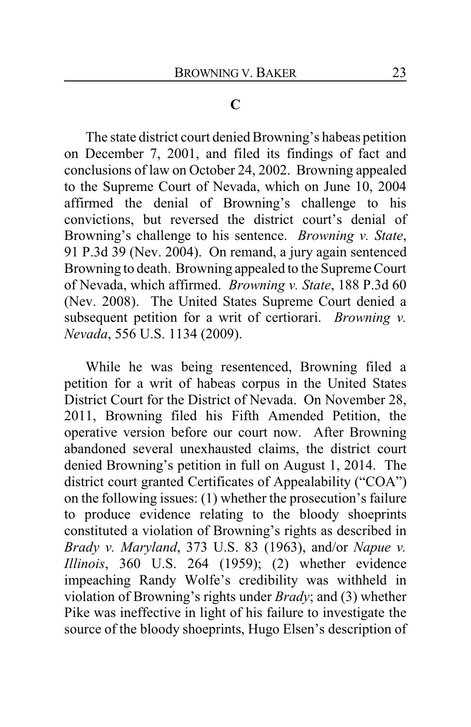**C**

The state district court denied Browning's habeas petition on December 7, 2001, and filed its findings of fact and conclusions of law on October 24, 2002. Browning appealed to the Supreme Court of Nevada, which on June 10, 2004 affirmed the denial of Browning's challenge to his convictions, but reversed the district court's denial of Browning's challenge to his sentence. *Browning v. State*, 91 P.3d 39 (Nev. 2004). On remand, a jury again sentenced Browning to death. Browning appealed to the Supreme Court of Nevada, which affirmed. *Browning v. State*, 188 P.3d 60 (Nev. 2008). The United States Supreme Court denied a subsequent petition for a writ of certiorari. *Browning v. Nevada*, 556 U.S. 1134 (2009).

While he was being resentenced, Browning filed a petition for a writ of habeas corpus in the United States District Court for the District of Nevada. On November 28, 2011, Browning filed his Fifth Amended Petition, the operative version before our court now. After Browning abandoned several unexhausted claims, the district court denied Browning's petition in full on August 1, 2014. The district court granted Certificates of Appealability ("COA") on the following issues: (1) whether the prosecution's failure to produce evidence relating to the bloody shoeprints constituted a violation of Browning's rights as described in *Brady v. Maryland*, 373 U.S. 83 (1963), and/or *Napue v. Illinois*, 360 U.S. 264 (1959); (2) whether evidence impeaching Randy Wolfe's credibility was withheld in violation of Browning's rights under *Brady*; and (3) whether Pike was ineffective in light of his failure to investigate the source of the bloody shoeprints, Hugo Elsen's description of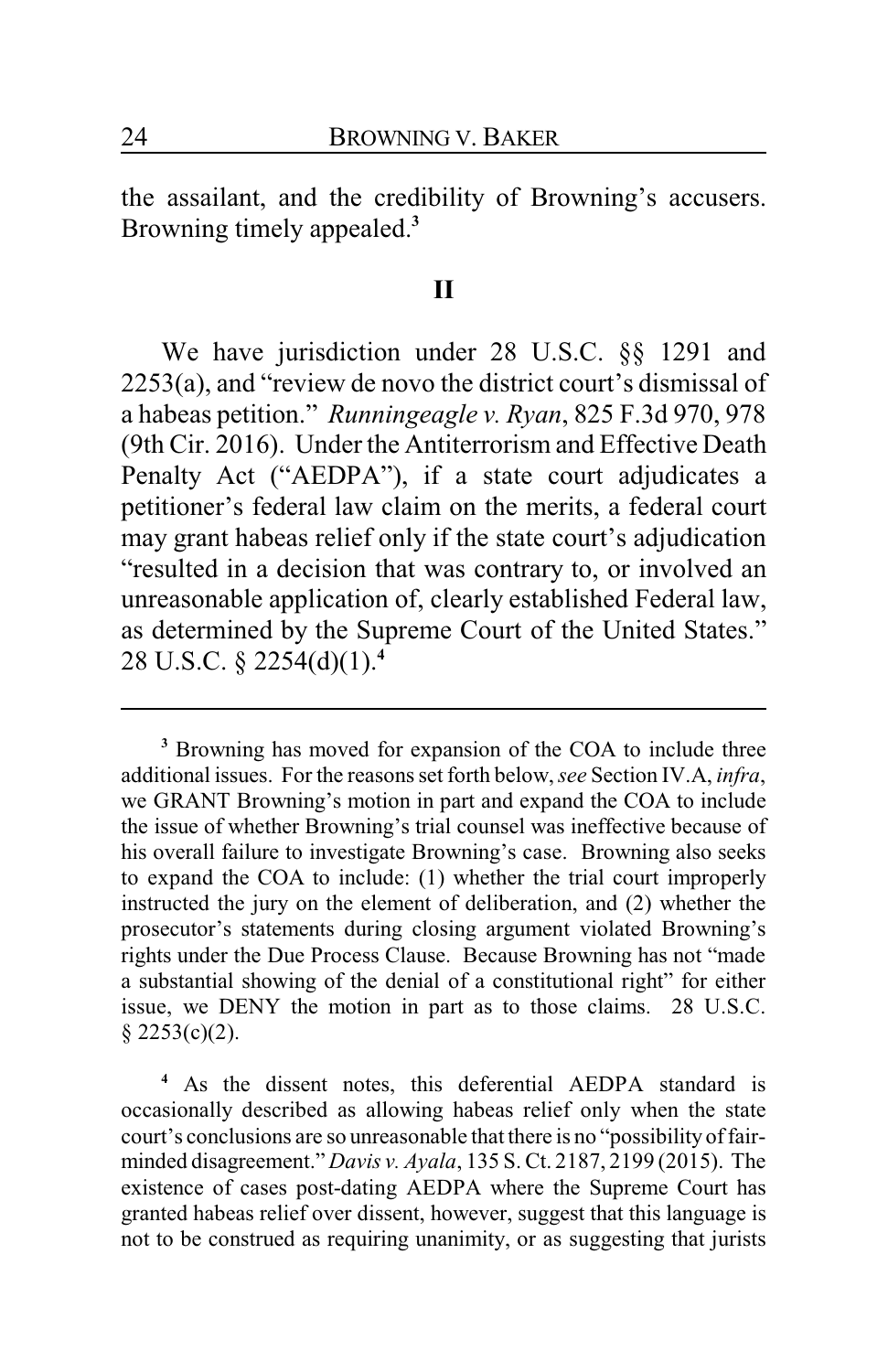the assailant, and the credibility of Browning's accusers. Browning timely appealed.[3]

## II

We have jurisdiction under 28 U.S.C. §§ 1291 and 2253(a), and "review de novo the district court's dismissal of a habeas petition." *Runningeagle v. Ryan*, 825 F.3d 970, 978 (9th Cir. 2016). Under the Antiterrorism and Effective Death Penalty Act ("AEDPA"), if a state court adjudicates a petitioner's federal law claim on the merits, a federal court may grant habeas relief only if the state court's adjudication "resulted in a decision that was contrary to, or involved an unreasonable application of, clearly established Federal law, as determined by the Supreme Court of the United States." 28 U.S.C. § 2254(d)(1).[4]

---

[3] Browning has moved for expansion of the COA to include three additional issues. For the reasons set forth below, *see* Section IV.A, *infra*, we GRANT Browning's motion in part and expand the COA to include the issue of whether Browning's trial counsel was ineffective because of his overall failure to investigate Browning's case. Browning also seeks to expand the COA to include: (1) whether the trial court improperly instructed the jury on the element of deliberation, and (2) whether the prosecutor's statements during closing argument violated Browning's rights under the Due Process Clause. Because Browning has not "made a substantial showing of the denial of a constitutional right" for either issue, we DENY the motion in part as to those claims. 28 U.S.C. § 2253(c)(2).

[4] As the dissent notes, this deferential AEDPA standard is occasionally described as allowing habeas relief only when the state court's conclusions are so unreasonable that there is no "possibility of fair-minded disagreement." *Davis v. Ayala*, 135 S. Ct. 2187, 2199 (2015). The existence of cases post-dating AEDPA where the Supreme Court has granted habeas relief over dissent, however, suggest that this language is not to be construed as requiring unanimity, or as suggesting that jurists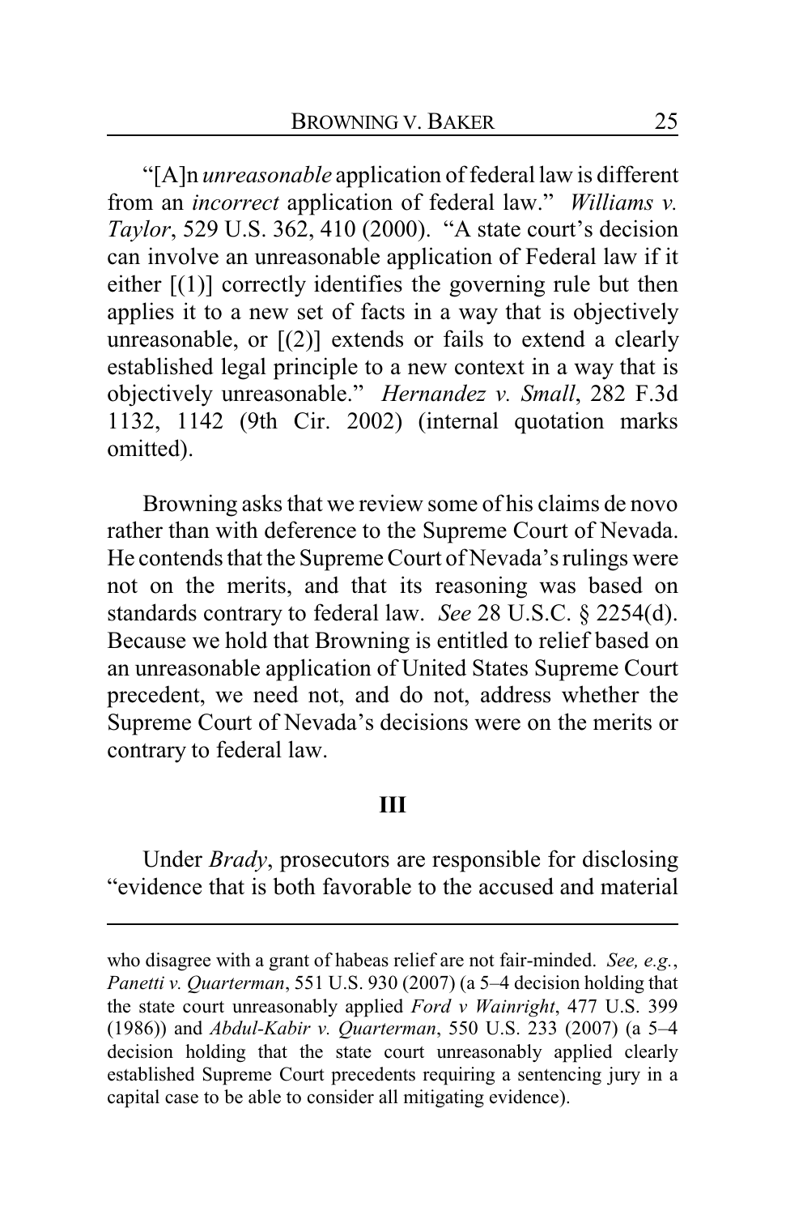"[A]n *unreasonable* application of federal law is different from an *incorrect* application of federal law." *Williams v. Taylor*, 529 U.S. 362, 410 (2000). "A state court's decision can involve an unreasonable application of Federal law if it either [(1)] correctly identifies the governing rule but then applies it to a new set of facts in a way that is objectively unreasonable, or [(2)] extends or fails to extend a clearly established legal principle to a new context in a way that is objectively unreasonable." *Hernandez v. Small*, 282 F.3d 1132, 1142 (9th Cir. 2002) (internal quotation marks omitted).

Browning asks that we review some of his claims de novo rather than with deference to the Supreme Court of Nevada. He contends that the Supreme Court of Nevada's rulings were not on the merits, and that its reasoning was based on standards contrary to federal law. *See* 28 U.S.C. § 2254(d). Because we hold that Browning is entitled to relief based on an unreasonable application of United States Supreme Court precedent, we need not, and do not, address whether the Supreme Court of Nevada's decisions were on the merits or contrary to federal law.

## III

Under *Brady*, prosecutors are responsible for disclosing "evidence that is both favorable to the accused and material

---

who disagree with a grant of habeas relief are not fair-minded. *See, e.g.*, *Panetti v. Quarterman*, 551 U.S. 930 (2007) (a 5–4 decision holding that the state court unreasonably applied *Ford v Wainright*, 477 U.S. 399 (1986)) and *Abdul-Kabir v. Quarterman*, 550 U.S. 233 (2007) (a 5–4 decision holding that the state court unreasonably applied clearly established Supreme Court precedents requiring a sentencing jury in a capital case to be able to consider all mitigating evidence).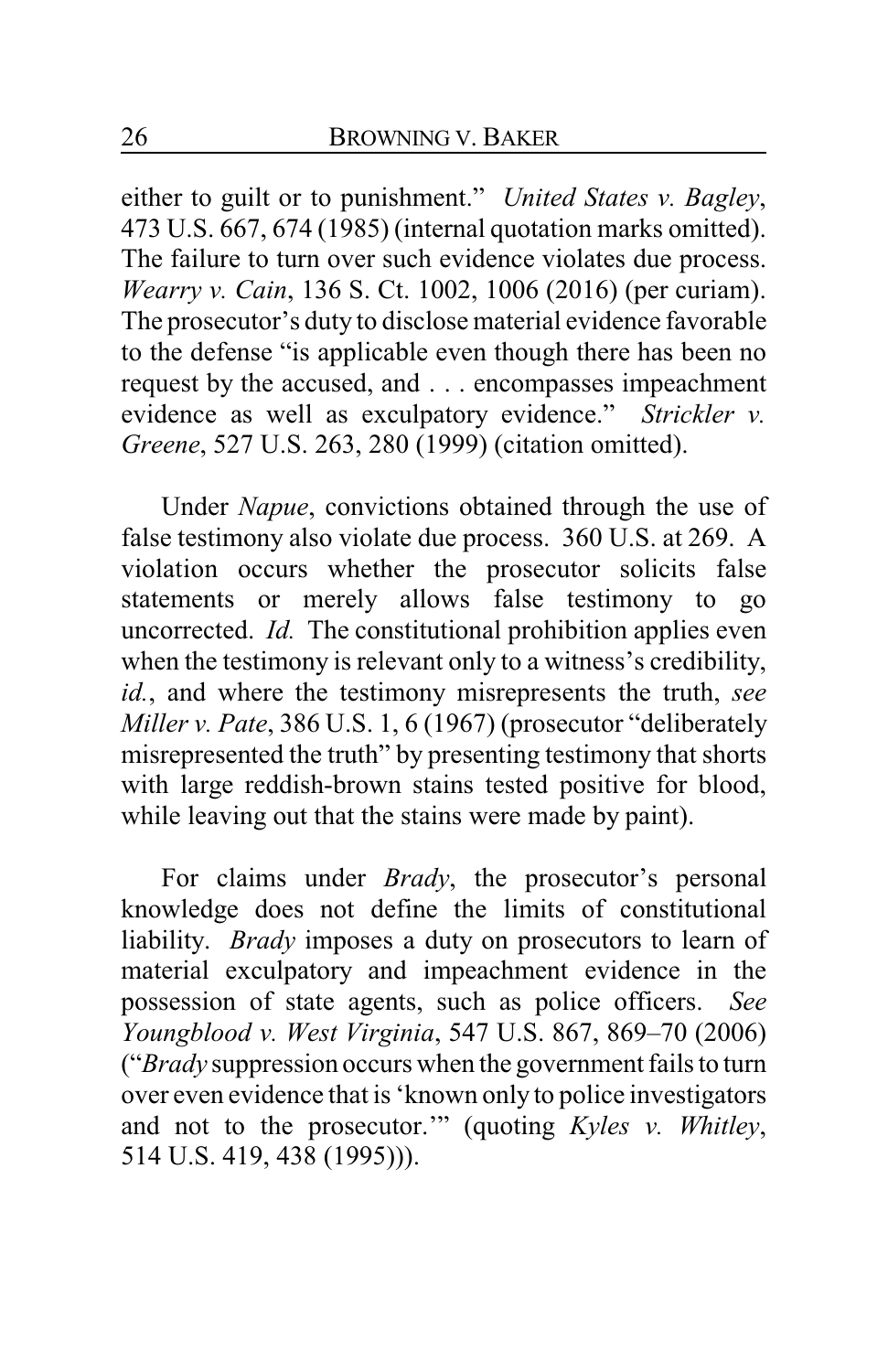either to guilt or to punishment." *United States v. Bagley*, 473 U.S. 667, 674 (1985) (internal quotation marks omitted). The failure to turn over such evidence violates due process. *Wearry v. Cain*, 136 S. Ct. 1002, 1006 (2016) (per curiam). The prosecutor's duty to disclose material evidence favorable to the defense "is applicable even though there has been no request by the accused, and . . . encompasses impeachment evidence as well as exculpatory evidence." *Strickler v. Greene*, 527 U.S. 263, 280 (1999) (citation omitted).

Under *Napue*, convictions obtained through the use of false testimony also violate due process. 360 U.S. at 269. A violation occurs whether the prosecutor solicits false statements or merely allows false testimony to go uncorrected. *Id.* The constitutional prohibition applies even when the testimony is relevant only to a witness's credibility, *id.*, and where the testimony misrepresents the truth, *see Miller v. Pate*, 386 U.S. 1, 6 (1967) (prosecutor "deliberately misrepresented the truth" by presenting testimony that shorts with large reddish-brown stains tested positive for blood, while leaving out that the stains were made by paint).

For claims under *Brady*, the prosecutor's personal knowledge does not define the limits of constitutional liability. *Brady* imposes a duty on prosecutors to learn of material exculpatory and impeachment evidence in the possession of state agents, such as police officers. *See Youngblood v. West Virginia*, 547 U.S. 867, 869–70 (2006) ("*Brady* suppression occurs when the government fails to turn over even evidence that is 'known only to police investigators and not to the prosecutor.'" (quoting *Kyles v. Whitley*, 514 U.S. 419, 438 (1995))).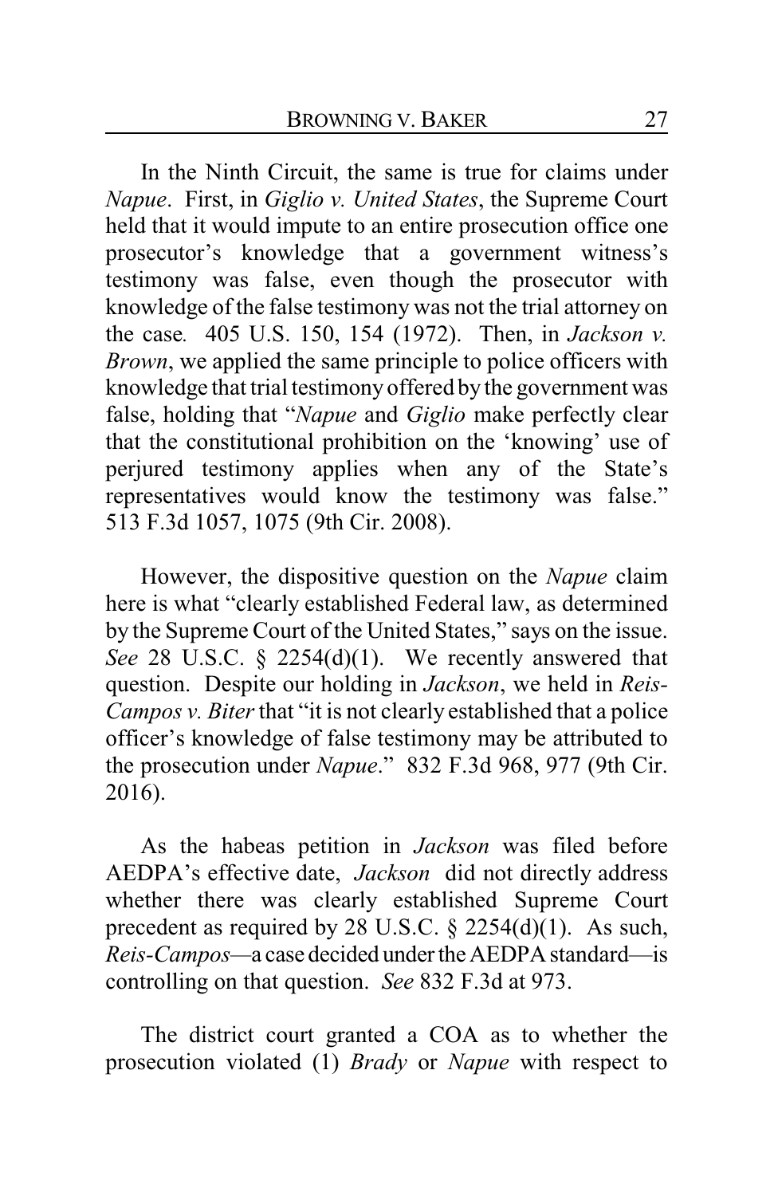In the Ninth Circuit, the same is true for claims under *Napue*. First, in *Giglio v. United States*, the Supreme Court held that it would impute to an entire prosecution office one prosecutor's knowledge that a government witness's testimony was false, even though the prosecutor with knowledge of the false testimony was not the trial attorney on the case. 405 U.S. 150, 154 (1972). Then, in *Jackson v. Brown*, we applied the same principle to police officers with knowledge that trial testimony offered by the government was false, holding that "*Napue* and *Giglio* make perfectly clear that the constitutional prohibition on the 'knowing' use of perjured testimony applies when any of the State's representatives would know the testimony was false." 513 F.3d 1057, 1075 (9th Cir. 2008).

However, the dispositive question on the *Napue* claim here is what "clearly established Federal law, as determined by the Supreme Court of the United States," says on the issue. *See* 28 U.S.C. § 2254(d)(1). We recently answered that question. Despite our holding in *Jackson*, we held in *Reis-Campos v. Biter* that "it is not clearly established that a police officer's knowledge of false testimony may be attributed to the prosecution under *Napue*." 832 F.3d 968, 977 (9th Cir. 2016).

As the habeas petition in *Jackson* was filed before AEDPA's effective date, *Jackson* did not directly address whether there was clearly established Supreme Court precedent as required by 28 U.S.C. § 2254(d)(1). As such, *Reis-Campos*—a case decided under the AEDPA standard—is controlling on that question. *See* 832 F.3d at 973.

The district court granted a COA as to whether the prosecution violated (1) *Brady* or *Napue* with respect to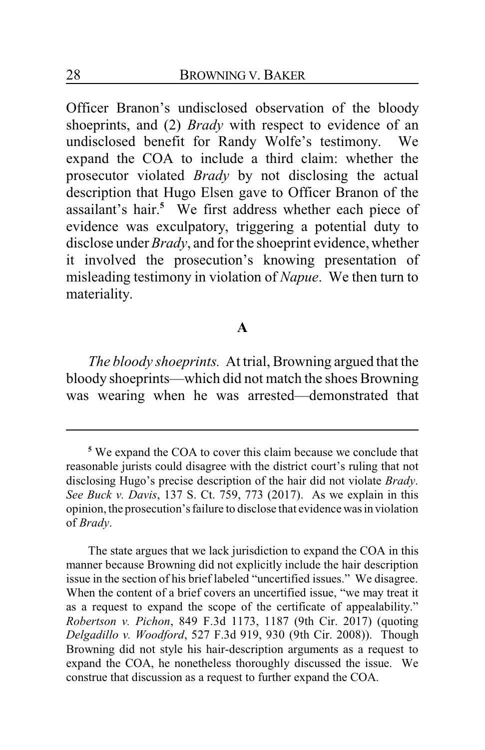Officer Branon's undisclosed observation of the bloody shoeprints, and (2) *Brady* with respect to evidence of an undisclosed benefit for Randy Wolfe's testimony. We expand the COA to include a third claim: whether the prosecutor violated *Brady* by not disclosing the actual description that Hugo Elsen gave to Officer Branon of the assailant's hair.[5] We first address whether each piece of evidence was exculpatory, triggering a potential duty to disclose under *Brady*, and for the shoeprint evidence, whether it involved the prosecution's knowing presentation of misleading testimony in violation of *Napue*. We then turn to materiality.

### A

*The bloody shoeprints.* At trial, Browning argued that the bloody shoeprints—which did not match the shoes Browning was wearing when he was arrested—demonstrated that

---

[5] We expand the COA to cover this claim because we conclude that reasonable jurists could disagree with the district court's ruling that not disclosing Hugo's precise description of the hair did not violate *Brady*. *See Buck v. Davis*, 137 S. Ct. 759, 773 (2017). As we explain in this opinion, the prosecution's failure to disclose that evidence was in violation of *Brady*.

The state argues that we lack jurisdiction to expand the COA in this manner because Browning did not explicitly include the hair description issue in the section of his brief labeled "uncertified issues." We disagree. When the content of a brief covers an uncertified issue, "we may treat it as a request to expand the scope of the certificate of appealability." *Robertson v. Pichon*, 849 F.3d 1173, 1187 (9th Cir. 2017) (quoting *Delgadillo v. Woodford*, 527 F.3d 919, 930 (9th Cir. 2008)). Though Browning did not style his hair-description arguments as a request to expand the COA, he nonetheless thoroughly discussed the issue. We construe that discussion as a request to further expand the COA.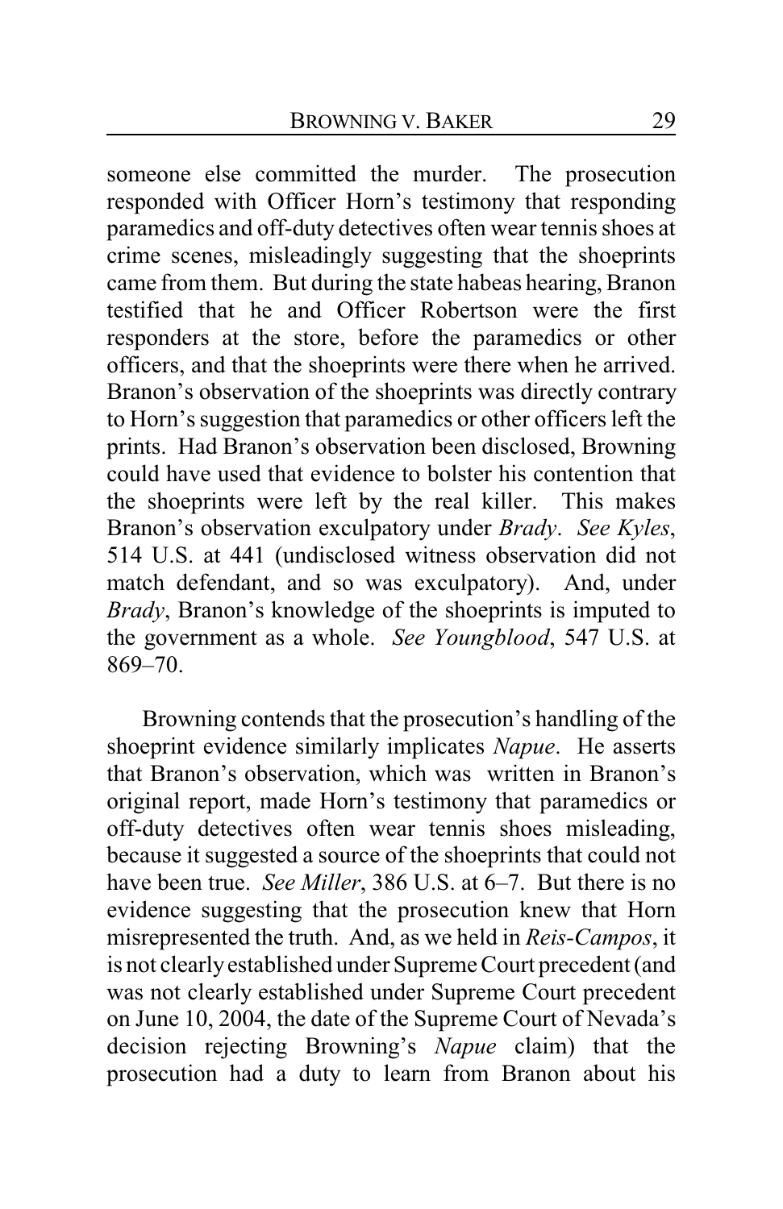someone else committed the murder. The prosecution responded with Officer Horn's testimony that responding paramedics and off-duty detectives often wear tennis shoes at crime scenes, misleadingly suggesting that the shoeprints came from them. But during the state habeas hearing, Branon testified that he and Officer Robertson were the first responders at the store, before the paramedics or other officers, and that the shoeprints were there when he arrived. Branon's observation of the shoeprints was directly contrary to Horn's suggestion that paramedics or other officers left the prints. Had Branon's observation been disclosed, Browning could have used that evidence to bolster his contention that the shoeprints were left by the real killer. This makes Branon's observation exculpatory under *Brady*. *See Kyles*, 514 U.S. at 441 (undisclosed witness observation did not match defendant, and so was exculpatory). And, under *Brady*, Branon's knowledge of the shoeprints is imputed to the government as a whole. *See Youngblood*, 547 U.S. at 869–70.

Browning contends that the prosecution's handling of the shoeprint evidence similarly implicates *Napue*. He asserts that Branon's observation, which was written in Branon's original report, made Horn's testimony that paramedics or off-duty detectives often wear tennis shoes misleading, because it suggested a source of the shoeprints that could not have been true. *See Miller*, 386 U.S. at 6–7. But there is no evidence suggesting that the prosecution knew that Horn misrepresented the truth. And, as we held in *Reis-Campos*, it is not clearly established under Supreme Court precedent (and was not clearly established under Supreme Court precedent on June 10, 2004, the date of the Supreme Court of Nevada's decision rejecting Browning's *Napue* claim) that the prosecution had a duty to learn from Branon about his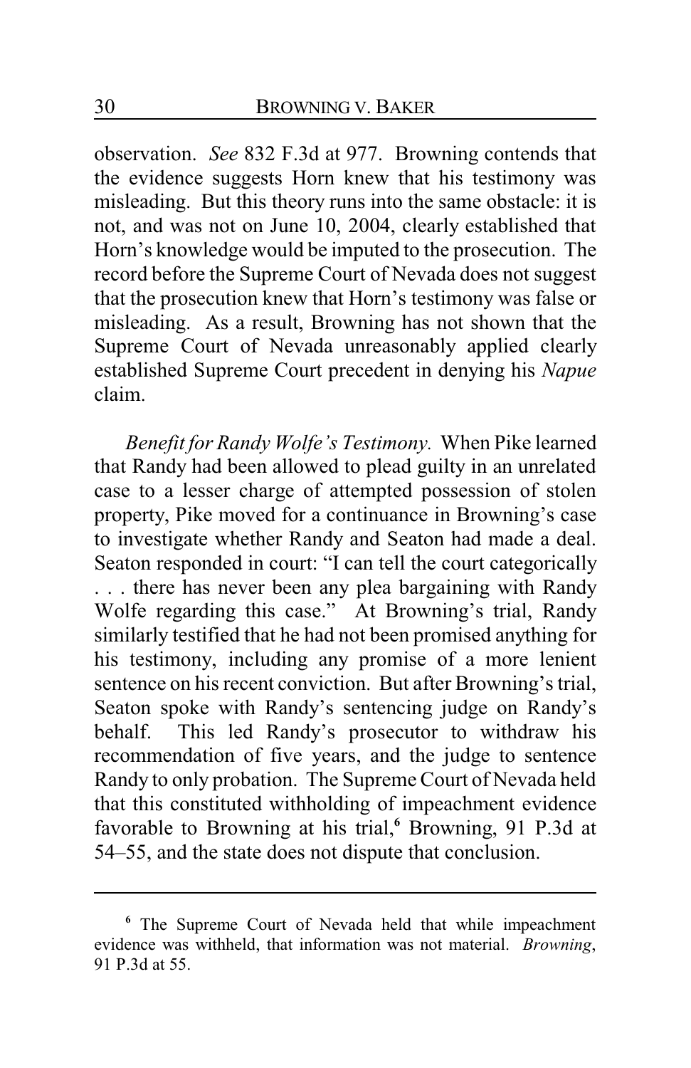observation. *See* 832 F.3d at 977. Browning contends that the evidence suggests Horn knew that his testimony was misleading. But this theory runs into the same obstacle: it is not, and was not on June 10, 2004, clearly established that Horn's knowledge would be imputed to the prosecution. The record before the Supreme Court of Nevada does not suggest that the prosecution knew that Horn's testimony was false or misleading. As a result, Browning has not shown that the Supreme Court of Nevada unreasonably applied clearly established Supreme Court precedent in denying his *Napue* claim.

*Benefit for Randy Wolfe's Testimony.* When Pike learned that Randy had been allowed to plead guilty in an unrelated case to a lesser charge of attempted possession of stolen property, Pike moved for a continuance in Browning's case to investigate whether Randy and Seaton had made a deal. Seaton responded in court: "I can tell the court categorically . . . there has never been any plea bargaining with Randy Wolfe regarding this case." At Browning's trial, Randy similarly testified that he had not been promised anything for his testimony, including any promise of a more lenient sentence on his recent conviction. But after Browning's trial, Seaton spoke with Randy's sentencing judge on Randy's behalf. This led Randy's prosecutor to withdraw his recommendation of five years, and the judge to sentence Randy to only probation. The Supreme Court of Nevada held that this constituted withholding of impeachment evidence favorable to Browning at his trial,[6] Browning, 91 P.3d at 54–55, and the state does not dispute that conclusion.

---

[6] The Supreme Court of Nevada held that while impeachment evidence was withheld, that information was not material. *Browning*, 91 P.3d at 55.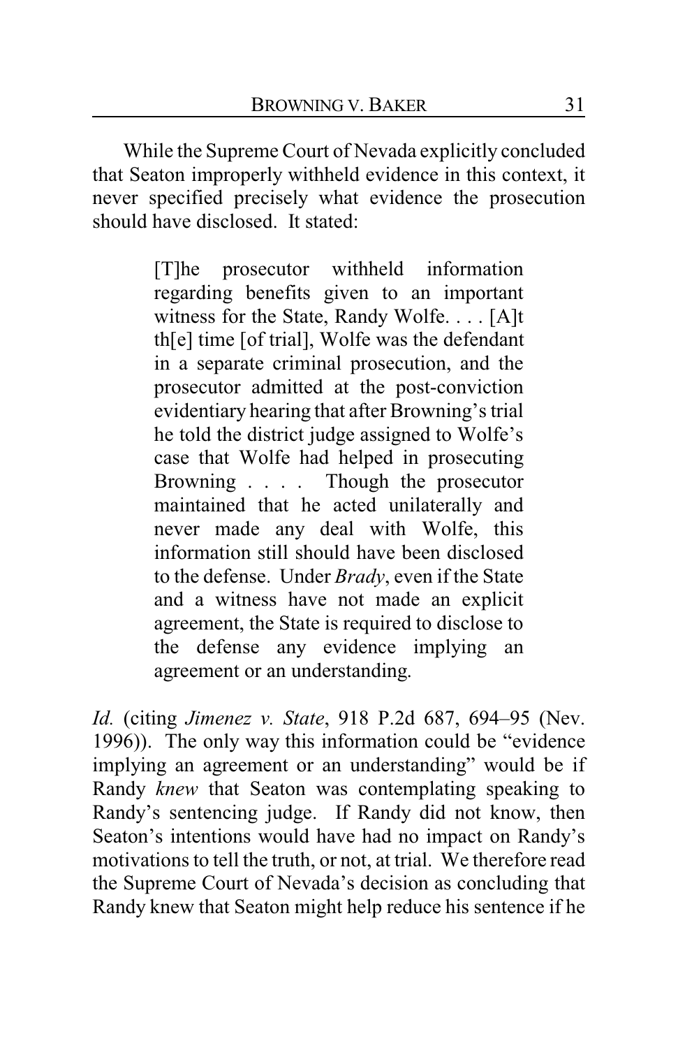While the Supreme Court of Nevada explicitly concluded that Seaton improperly withheld evidence in this context, it never specified precisely what evidence the prosecution should have disclosed. It stated:

> [T]he prosecutor withheld information regarding benefits given to an important witness for the State, Randy Wolfe. . . . [A]t th[e] time [of trial], Wolfe was the defendant in a separate criminal prosecution, and the prosecutor admitted at the post-conviction evidentiary hearing that after Browning's trial he told the district judge assigned to Wolfe's case that Wolfe had helped in prosecuting Browning . . . . Though the prosecutor maintained that he acted unilaterally and never made any deal with Wolfe, this information still should have been disclosed to the defense. Under *Brady*, even if the State and a witness have not made an explicit agreement, the State is required to disclose to the defense any evidence implying an agreement or an understanding.

*Id.* (citing *Jimenez v. State*, 918 P.2d 687, 694–95 (Nev. 1996)). The only way this information could be "evidence implying an agreement or an understanding" would be if Randy *knew* that Seaton was contemplating speaking to Randy's sentencing judge. If Randy did not know, then Seaton's intentions would have had no impact on Randy's motivations to tell the truth, or not, at trial. We therefore read the Supreme Court of Nevada's decision as concluding that Randy knew that Seaton might help reduce his sentence if he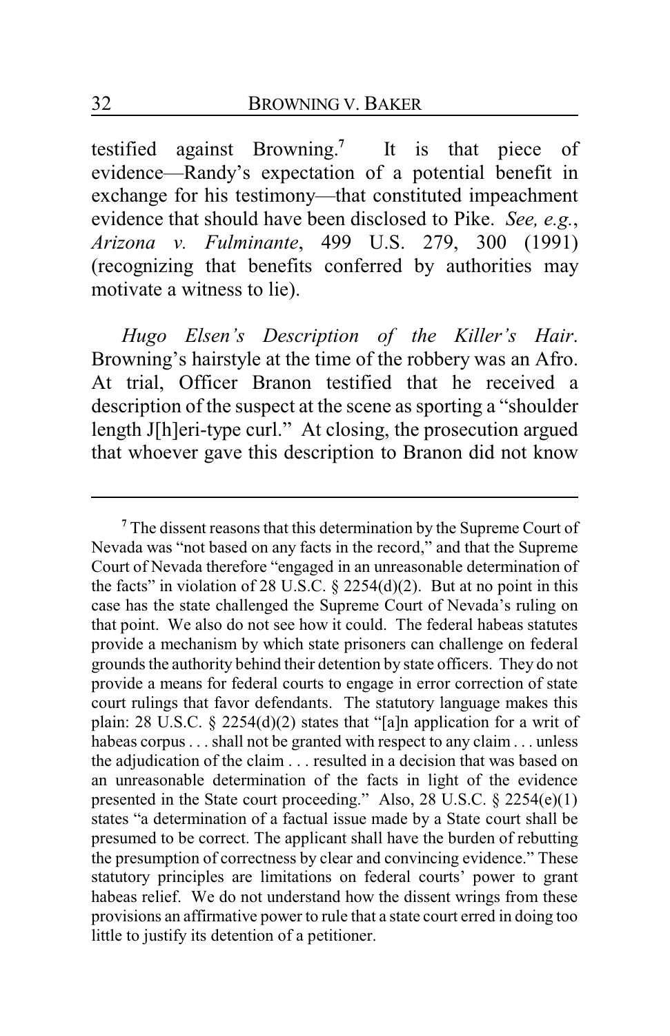testified against Browning.[7] It is that piece of evidence—Randy's expectation of a potential benefit in exchange for his testimony—that constituted impeachment evidence that should have been disclosed to Pike. *See, e.g.*, *Arizona v. Fulminante*, 499 U.S. 279, 300 (1991) (recognizing that benefits conferred by authorities may motivate a witness to lie).

*Hugo Elsen's Description of the Killer's Hair*. Browning's hairstyle at the time of the robbery was an Afro. At trial, Officer Branon testified that he received a description of the suspect at the scene as sporting a "shoulder length J[h]eri-type curl." At closing, the prosecution argued that whoever gave this description to Branon did not know

---

[7] The dissent reasons that this determination by the Supreme Court of Nevada was "not based on any facts in the record," and that the Supreme Court of Nevada therefore "engaged in an unreasonable determination of the facts" in violation of 28 U.S.C. § 2254(d)(2). But at no point in this case has the state challenged the Supreme Court of Nevada's ruling on that point. We also do not see how it could. The federal habeas statutes provide a mechanism by which state prisoners can challenge on federal grounds the authority behind their detention by state officers. They do not provide a means for federal courts to engage in error correction of state court rulings that favor defendants. The statutory language makes this plain: 28 U.S.C. § 2254(d)(2) states that "[a]n application for a writ of habeas corpus . . . shall not be granted with respect to any claim . . . unless the adjudication of the claim . . . resulted in a decision that was based on an unreasonable determination of the facts in light of the evidence presented in the State court proceeding." Also, 28 U.S.C. § 2254(e)(1) states "a determination of a factual issue made by a State court shall be presumed to be correct. The applicant shall have the burden of rebutting the presumption of correctness by clear and convincing evidence." These statutory principles are limitations on federal courts' power to grant habeas relief. We do not understand how the dissent wrings from these provisions an affirmative power to rule that a state court erred in doing too little to justify its detention of a petitioner.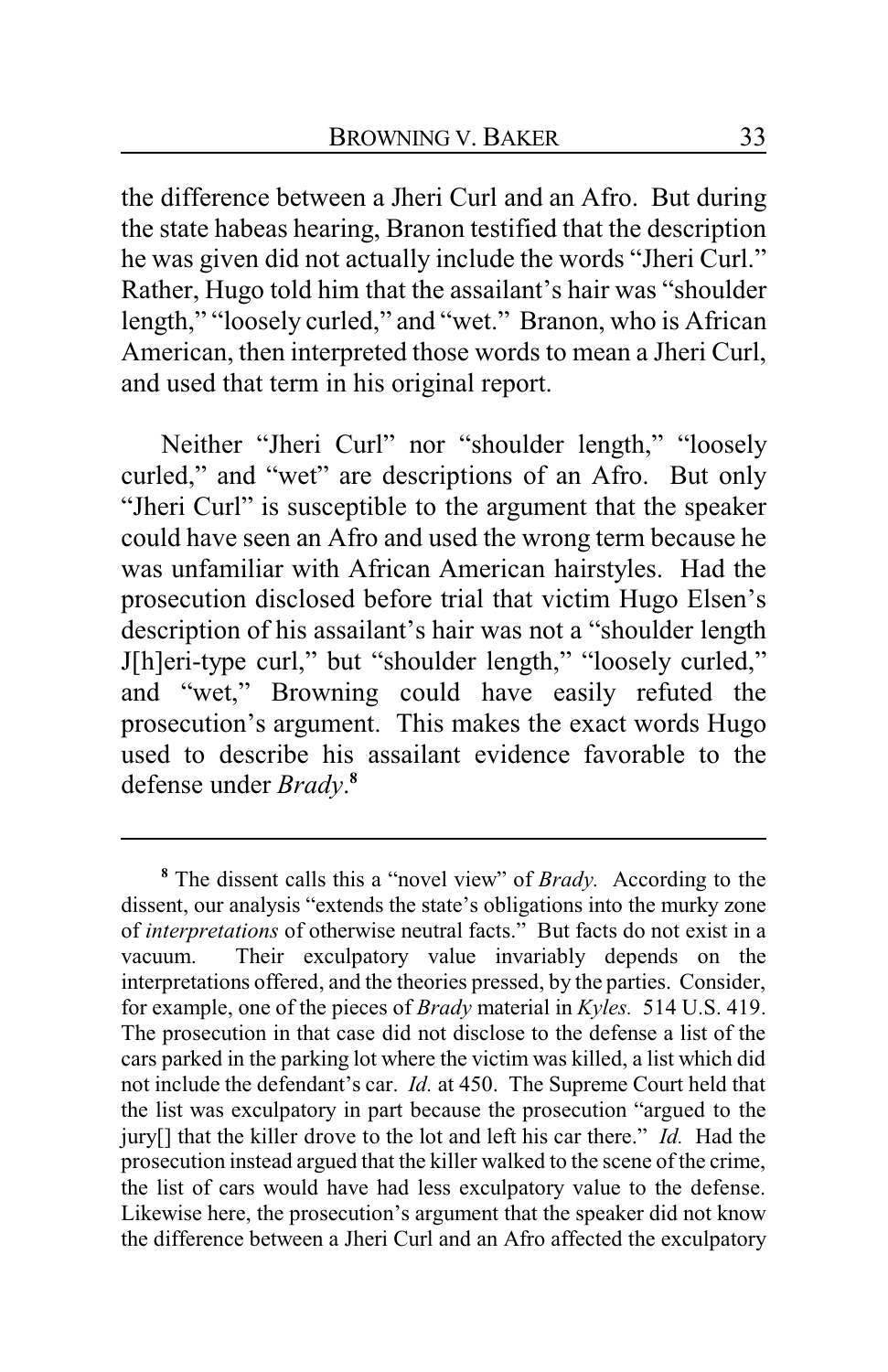the difference between a Jheri Curl and an Afro. But during the state habeas hearing, Branon testified that the description he was given did not actually include the words "Jheri Curl." Rather, Hugo told him that the assailant's hair was "shoulder length," "loosely curled," and "wet." Branon, who is African American, then interpreted those words to mean a Jheri Curl, and used that term in his original report.

Neither "Jheri Curl" nor "shoulder length," "loosely curled," and "wet" are descriptions of an Afro. But only "Jheri Curl" is susceptible to the argument that the speaker could have seen an Afro and used the wrong term because he was unfamiliar with African American hairstyles. Had the prosecution disclosed before trial that victim Hugo Elsen's description of his assailant's hair was not a "shoulder length J[h]eri-type curl," but "shoulder length," "loosely curled," and "wet," Browning could have easily refuted the prosecution's argument. This makes the exact words Hugo used to describe his assailant evidence favorable to the defense under *Brady*.[8]

---

[8] The dissent calls this a "novel view" of *Brady.* According to the dissent, our analysis "extends the state's obligations into the murky zone of *interpretations* of otherwise neutral facts." But facts do not exist in a vacuum. Their exculpatory value invariably depends on the interpretations offered, and the theories pressed, by the parties. Consider, for example, one of the pieces of *Brady* material in *Kyles.* 514 U.S. 419. The prosecution in that case did not disclose to the defense a list of the cars parked in the parking lot where the victim was killed, a list which did not include the defendant's car. *Id.* at 450. The Supreme Court held that the list was exculpatory in part because the prosecution "argued to the jury[] that the killer drove to the lot and left his car there." *Id.* Had the prosecution instead argued that the killer walked to the scene of the crime, the list of cars would have had less exculpatory value to the defense. Likewise here, the prosecution's argument that the speaker did not know the difference between a Jheri Curl and an Afro affected the exculpatory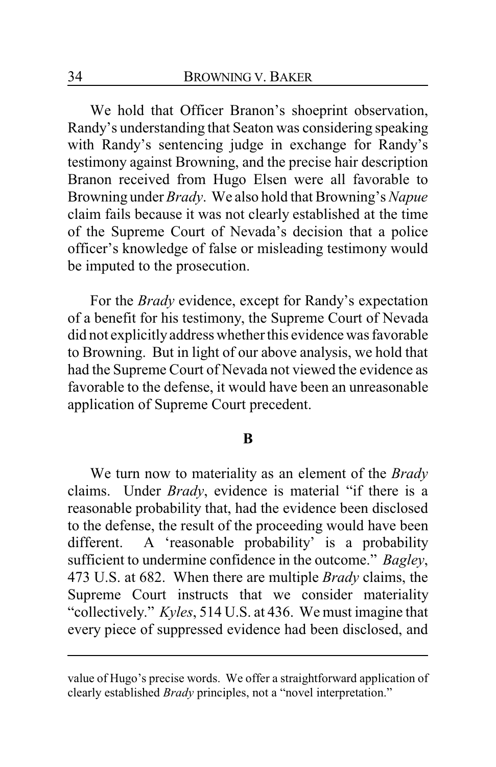We hold that Officer Branon's shoeprint observation, Randy's understanding that Seaton was considering speaking with Randy's sentencing judge in exchange for Randy's testimony against Browning, and the precise hair description Branon received from Hugo Elsen were all favorable to Browning under *Brady*. We also hold that Browning's *Napue* claim fails because it was not clearly established at the time of the Supreme Court of Nevada's decision that a police officer's knowledge of false or misleading testimony would be imputed to the prosecution.

For the *Brady* evidence, except for Randy's expectation of a benefit for his testimony, the Supreme Court of Nevada did not explicitly address whether this evidence was favorable to Browning. But in light of our above analysis, we hold that had the Supreme Court of Nevada not viewed the evidence as favorable to the defense, it would have been an unreasonable application of Supreme Court precedent.

### B

We turn now to materiality as an element of the *Brady* claims. Under *Brady*, evidence is material "if there is a reasonable probability that, had the evidence been disclosed to the defense, the result of the proceeding would have been different. A 'reasonable probability' is a probability sufficient to undermine confidence in the outcome." *Bagley*, 473 U.S. at 682. When there are multiple *Brady* claims, the Supreme Court instructs that we consider materiality "collectively." *Kyles*, 514 U.S. at 436. We must imagine that every piece of suppressed evidence had been disclosed, and

---

value of Hugo's precise words. We offer a straightforward application of clearly established *Brady* principles, not a "novel interpretation."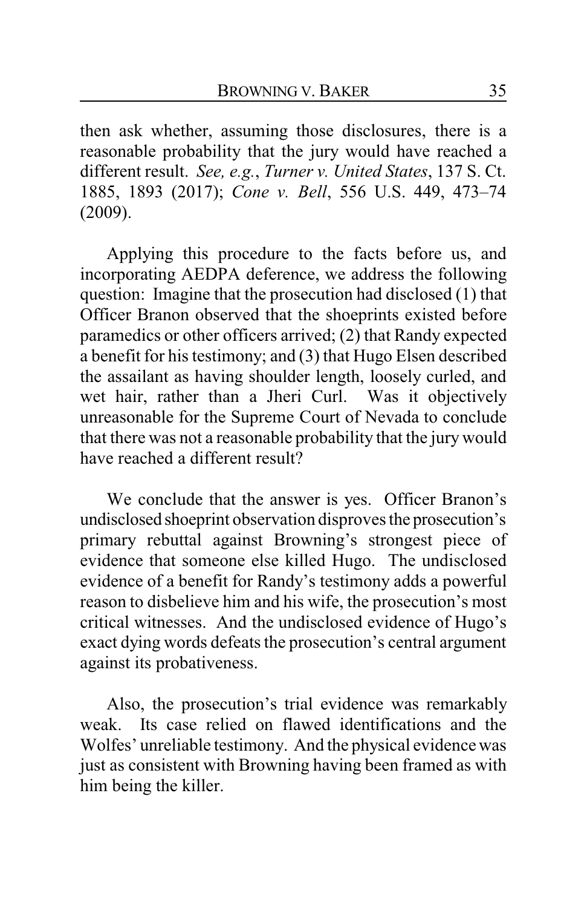then ask whether, assuming those disclosures, there is a reasonable probability that the jury would have reached a different result. *See, e.g.*, *Turner v. United States*, 137 S. Ct. 1885, 1893 (2017); *Cone v. Bell*, 556 U.S. 449, 473–74 (2009).

Applying this procedure to the facts before us, and incorporating AEDPA deference, we address the following question: Imagine that the prosecution had disclosed (1) that Officer Branon observed that the shoeprints existed before paramedics or other officers arrived; (2) that Randy expected a benefit for his testimony; and (3) that Hugo Elsen described the assailant as having shoulder length, loosely curled, and wet hair, rather than a Jheri Curl. Was it objectively unreasonable for the Supreme Court of Nevada to conclude that there was not a reasonable probability that the jury would have reached a different result?

We conclude that the answer is yes. Officer Branon's undisclosed shoeprint observation disproves the prosecution's primary rebuttal against Browning's strongest piece of evidence that someone else killed Hugo. The undisclosed evidence of a benefit for Randy's testimony adds a powerful reason to disbelieve him and his wife, the prosecution's most critical witnesses. And the undisclosed evidence of Hugo's exact dying words defeats the prosecution's central argument against its probativeness.

Also, the prosecution's trial evidence was remarkably weak. Its case relied on flawed identifications and the Wolfes' unreliable testimony. And the physical evidence was just as consistent with Browning having been framed as with him being the killer.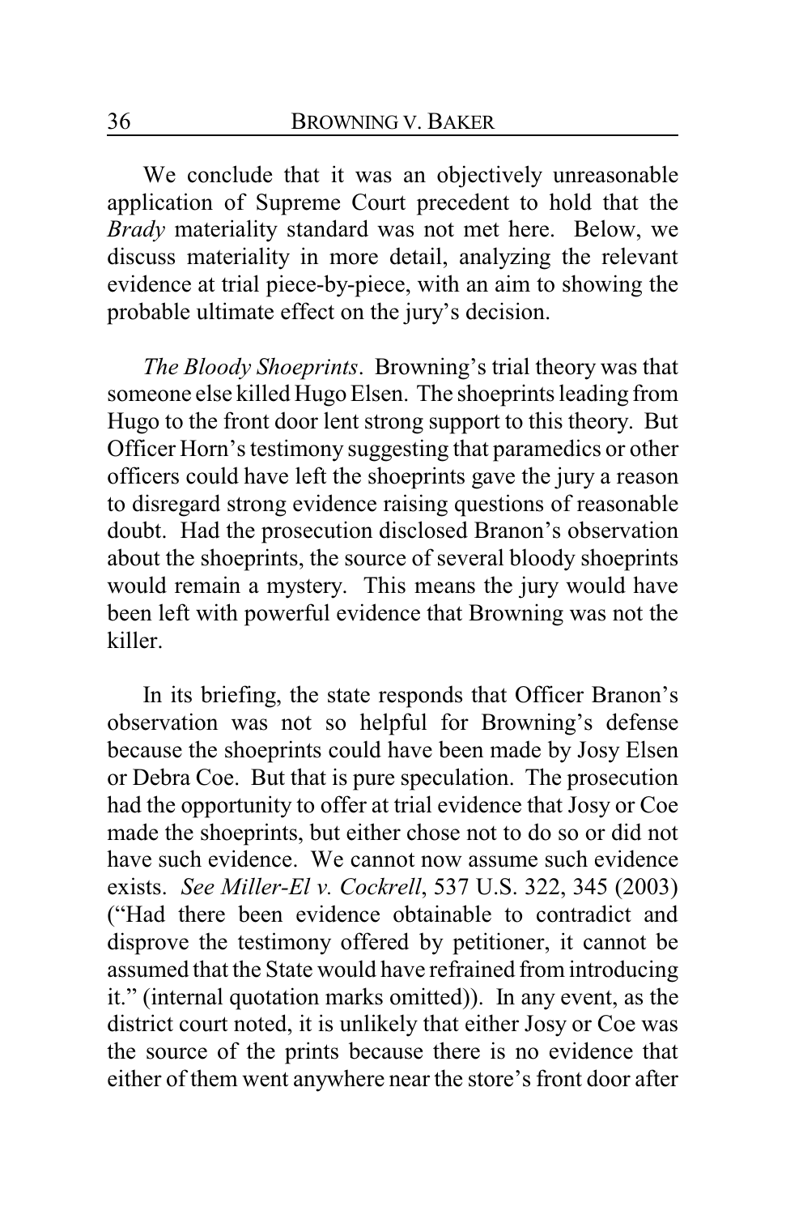We conclude that it was an objectively unreasonable application of Supreme Court precedent to hold that the *Brady* materiality standard was not met here. Below, we discuss materiality in more detail, analyzing the relevant evidence at trial piece-by-piece, with an aim to showing the probable ultimate effect on the jury's decision.

*The Bloody Shoeprints*. Browning's trial theory was that someone else killed Hugo Elsen. The shoeprints leading from Hugo to the front door lent strong support to this theory. But Officer Horn's testimony suggesting that paramedics or other officers could have left the shoeprints gave the jury a reason to disregard strong evidence raising questions of reasonable doubt. Had the prosecution disclosed Branon's observation about the shoeprints, the source of several bloody shoeprints would remain a mystery. This means the jury would have been left with powerful evidence that Browning was not the killer.

In its briefing, the state responds that Officer Branon's observation was not so helpful for Browning's defense because the shoeprints could have been made by Josy Elsen or Debra Coe. But that is pure speculation. The prosecution had the opportunity to offer at trial evidence that Josy or Coe made the shoeprints, but either chose not to do so or did not have such evidence. We cannot now assume such evidence exists. *See Miller-El v. Cockrell*, 537 U.S. 322, 345 (2003) ("Had there been evidence obtainable to contradict and disprove the testimony offered by petitioner, it cannot be assumed that the State would have refrained from introducing it." (internal quotation marks omitted)). In any event, as the district court noted, it is unlikely that either Josy or Coe was the source of the prints because there is no evidence that either of them went anywhere near the store's front door after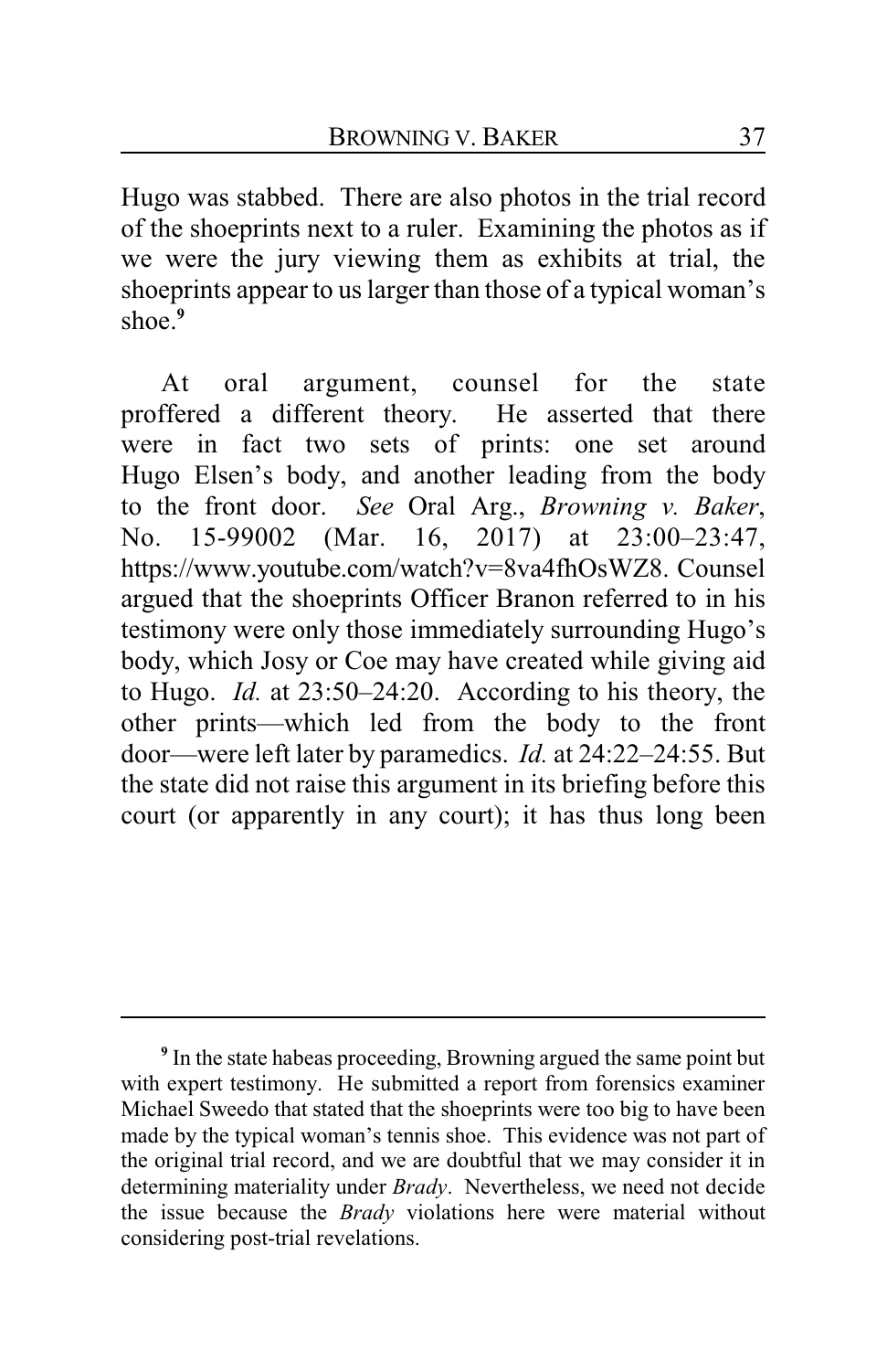Hugo was stabbed. There are also photos in the trial record of the shoeprints next to a ruler. Examining the photos as if we were the jury viewing them as exhibits at trial, the shoeprints appear to us larger than those of a typical woman's shoe.[9]

At oral argument, counsel for the state proffered a different theory. He asserted that there were in fact two sets of prints: one set around Hugo Elsen's body, and another leading from the body to the front door. *See* Oral Arg., *Browning v. Baker*, No. 15-99002 (Mar. 16, 2017) at 23:00–23:47, https://www.youtube.com/watch?v=8va4fhOsWZ8. Counsel argued that the shoeprints Officer Branon referred to in his testimony were only those immediately surrounding Hugo's body, which Josy or Coe may have created while giving aid to Hugo. *Id.* at 23:50–24:20. According to his theory, the other prints—which led from the body to the front door—were left later by paramedics. *Id.* at 24:22–24:55. But the state did not raise this argument in its briefing before this court (or apparently in any court); it has thus long been

---

[9] In the state habeas proceeding, Browning argued the same point but with expert testimony. He submitted a report from forensics examiner Michael Sweedo that stated that the shoeprints were too big to have been made by the typical woman's tennis shoe. This evidence was not part of the original trial record, and we are doubtful that we may consider it in determining materiality under *Brady*. Nevertheless, we need not decide the issue because the *Brady* violations here were material without considering post-trial revelations.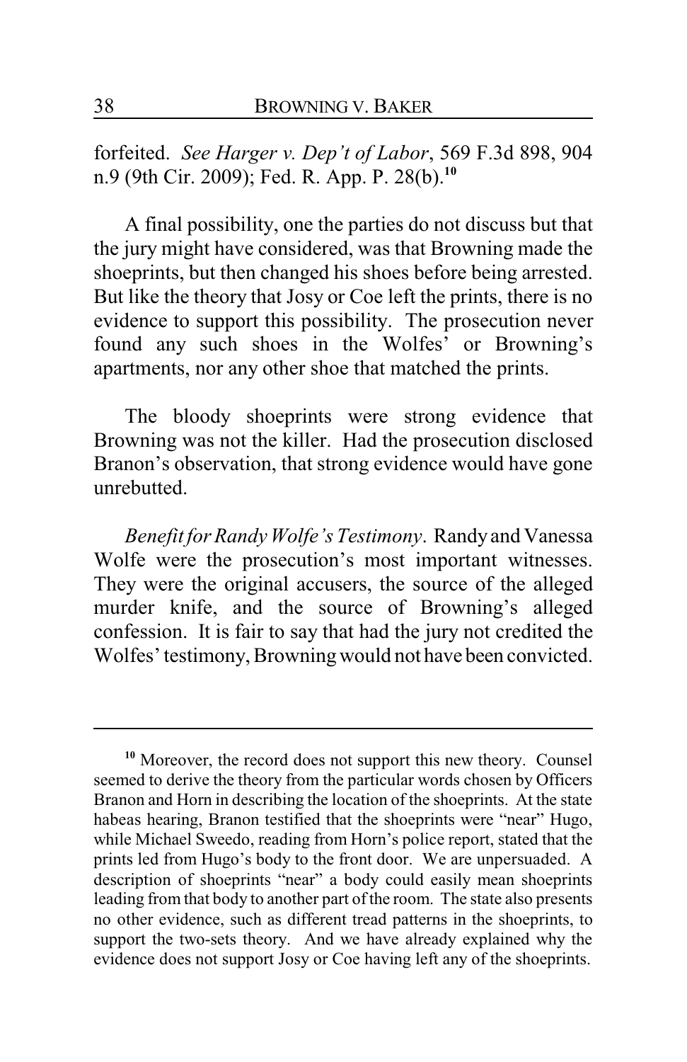forfeited. *See Harger v. Dep't of Labor*, 569 F.3d 898, 904 n.9 (9th Cir. 2009); Fed. R. App. P. 28(b).[10]

A final possibility, one the parties do not discuss but that the jury might have considered, was that Browning made the shoeprints, but then changed his shoes before being arrested. But like the theory that Josy or Coe left the prints, there is no evidence to support this possibility. The prosecution never found any such shoes in the Wolfes' or Browning's apartments, nor any other shoe that matched the prints.

The bloody shoeprints were strong evidence that Browning was not the killer. Had the prosecution disclosed Branon's observation, that strong evidence would have gone unrebutted.

*Benefit for Randy Wolfe's Testimony*. Randy and Vanessa Wolfe were the prosecution's most important witnesses. They were the original accusers, the source of the alleged murder knife, and the source of Browning's alleged confession. It is fair to say that had the jury not credited the Wolfes' testimony, Browning would not have been convicted.

---

[10] Moreover, the record does not support this new theory. Counsel seemed to derive the theory from the particular words chosen by Officers Branon and Horn in describing the location of the shoeprints. At the state habeas hearing, Branon testified that the shoeprints were "near" Hugo, while Michael Sweedo, reading from Horn's police report, stated that the prints led from Hugo's body to the front door. We are unpersuaded. A description of shoeprints "near" a body could easily mean shoeprints leading from that body to another part of the room. The state also presents no other evidence, such as different tread patterns in the shoeprints, to support the two-sets theory. And we have already explained why the evidence does not support Josy or Coe having left any of the shoeprints.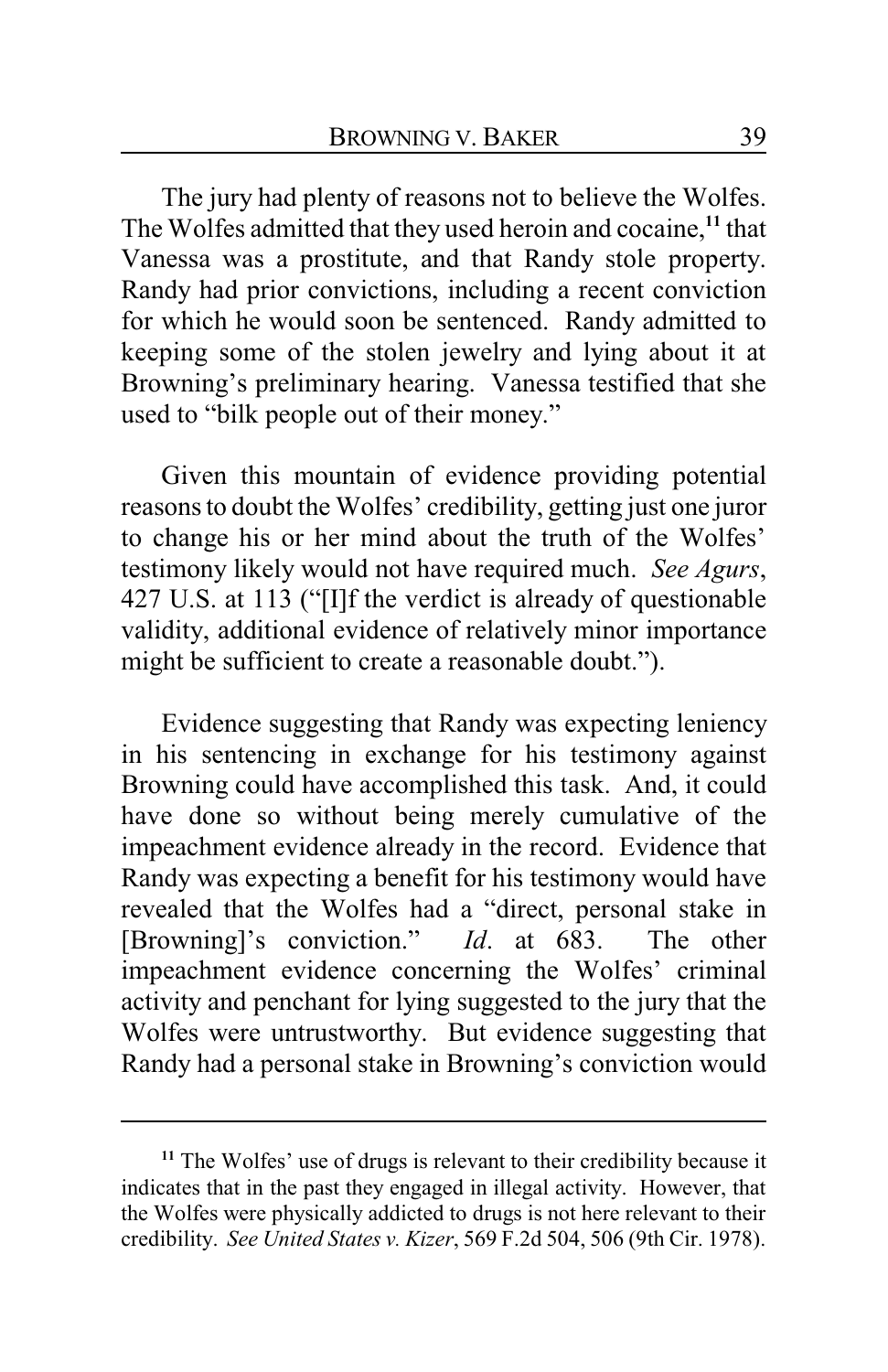The jury had plenty of reasons not to believe the Wolfes. The Wolfes admitted that they used heroin and cocaine,[11] that Vanessa was a prostitute, and that Randy stole property. Randy had prior convictions, including a recent conviction for which he would soon be sentenced. Randy admitted to keeping some of the stolen jewelry and lying about it at Browning's preliminary hearing. Vanessa testified that she used to "bilk people out of their money."

Given this mountain of evidence providing potential reasons to doubt the Wolfes' credibility, getting just one juror to change his or her mind about the truth of the Wolfes' testimony likely would not have required much. *See Agurs*, 427 U.S. at 113 ("[I]f the verdict is already of questionable validity, additional evidence of relatively minor importance might be sufficient to create a reasonable doubt.").

Evidence suggesting that Randy was expecting leniency in his sentencing in exchange for his testimony against Browning could have accomplished this task. And, it could have done so without being merely cumulative of the impeachment evidence already in the record. Evidence that Randy was expecting a benefit for his testimony would have revealed that the Wolfes had a "direct, personal stake in [Browning]'s conviction." *Id*. at 683. The other impeachment evidence concerning the Wolfes' criminal activity and penchant for lying suggested to the jury that the Wolfes were untrustworthy. But evidence suggesting that Randy had a personal stake in Browning's conviction would

[11] The Wolfes' use of drugs is relevant to their credibility because it indicates that in the past they engaged in illegal activity. However, that the Wolfes were physically addicted to drugs is not here relevant to their credibility. *See United States v. Kizer*, 569 F.2d 504, 506 (9th Cir. 1978).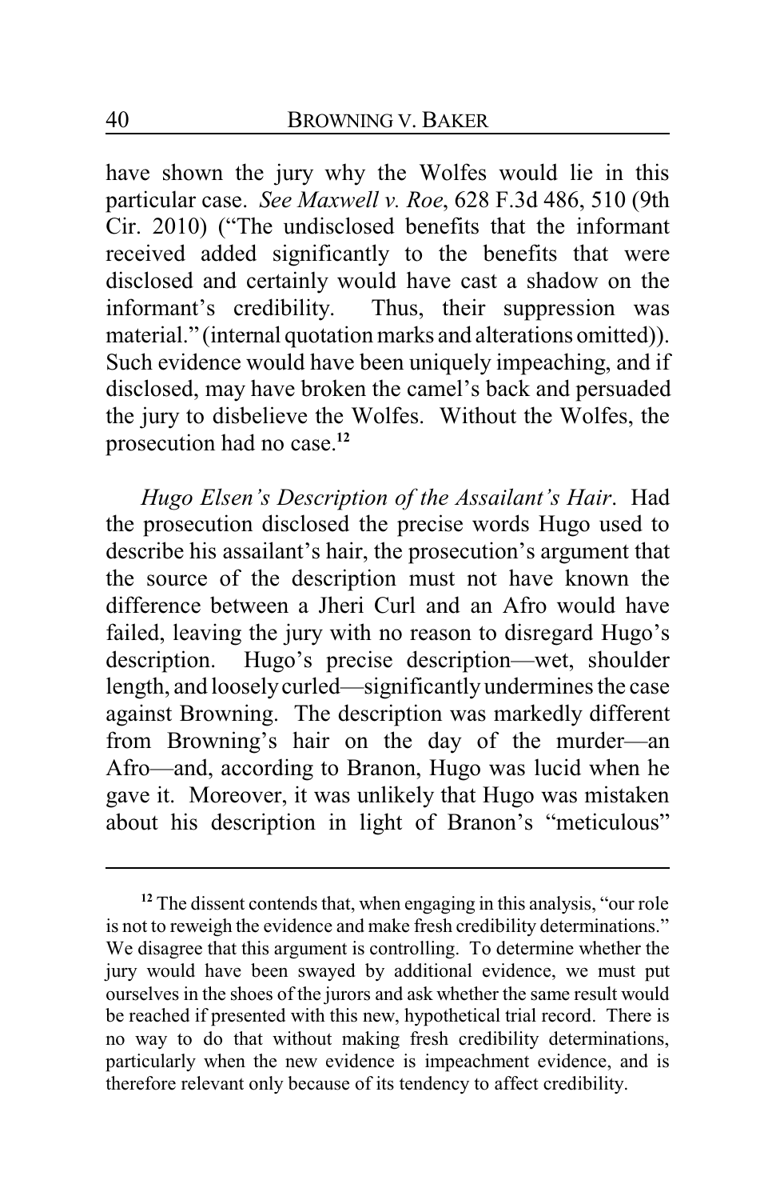have shown the jury why the Wolfes would lie in this particular case. *See Maxwell v. Roe*, 628 F.3d 486, 510 (9th Cir. 2010) ("The undisclosed benefits that the informant received added significantly to the benefits that were disclosed and certainly would have cast a shadow on the informant's credibility. Thus, their suppression was material." (internal quotation marks and alterations omitted)). Such evidence would have been uniquely impeaching, and if disclosed, may have broken the camel's back and persuaded the jury to disbelieve the Wolfes. Without the Wolfes, the prosecution had no case.[12]

*Hugo Elsen's Description of the Assailant's Hair*. Had the prosecution disclosed the precise words Hugo used to describe his assailant's hair, the prosecution's argument that the source of the description must not have known the difference between a Jheri Curl and an Afro would have failed, leaving the jury with no reason to disregard Hugo's description. Hugo's precise description—wet, shoulder length, and loosely curled—significantly undermines the case against Browning. The description was markedly different from Browning's hair on the day of the murder—an Afro—and, according to Branon, Hugo was lucid when he gave it. Moreover, it was unlikely that Hugo was mistaken about his description in light of Branon's "meticulous"

---

[12] The dissent contends that, when engaging in this analysis, "our role is not to reweigh the evidence and make fresh credibility determinations." We disagree that this argument is controlling. To determine whether the jury would have been swayed by additional evidence, we must put ourselves in the shoes of the jurors and ask whether the same result would be reached if presented with this new, hypothetical trial record. There is no way to do that without making fresh credibility determinations, particularly when the new evidence is impeachment evidence, and is therefore relevant only because of its tendency to affect credibility.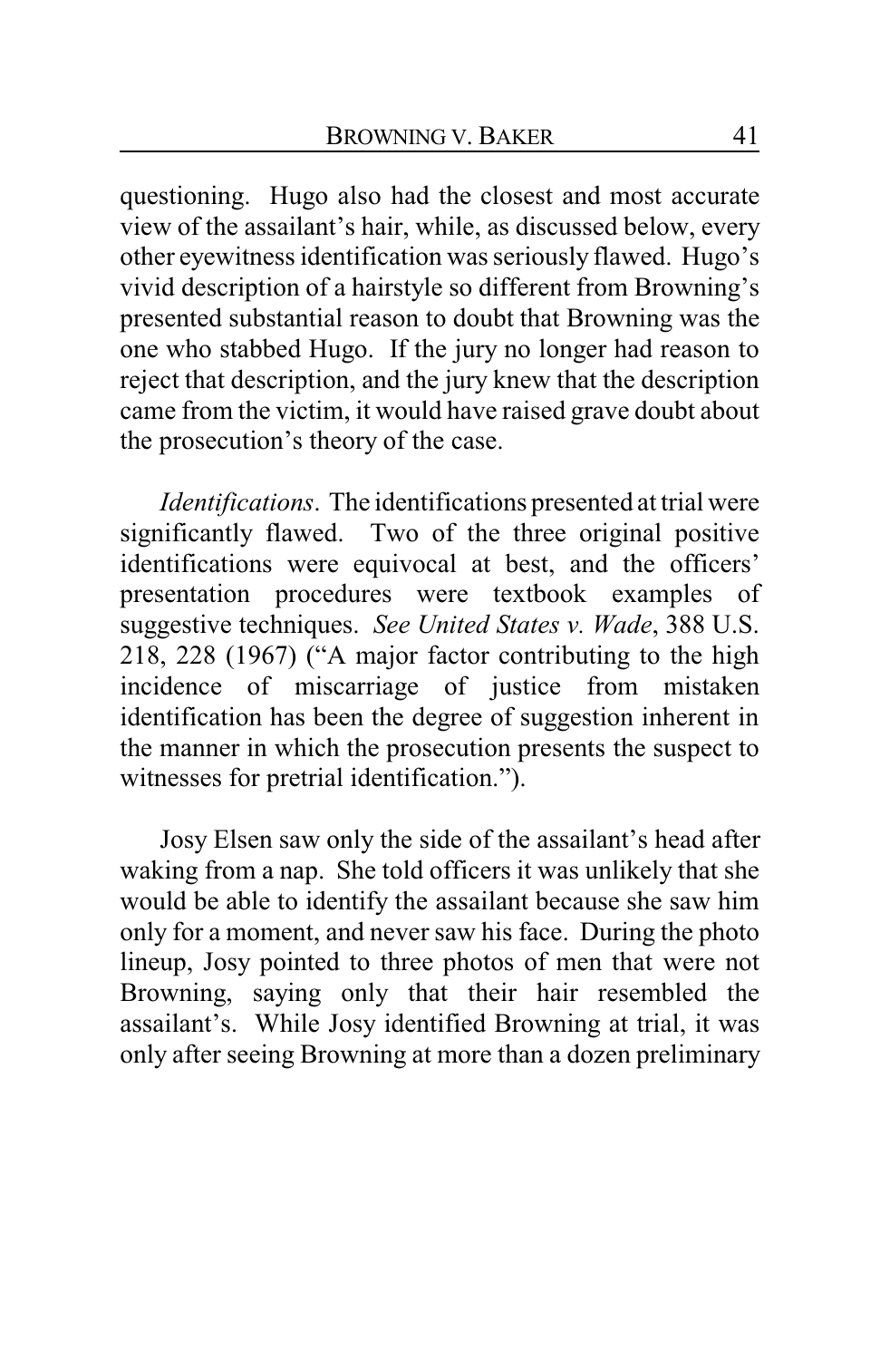questioning. Hugo also had the closest and most accurate view of the assailant's hair, while, as discussed below, every other eyewitness identification was seriously flawed. Hugo's vivid description of a hairstyle so different from Browning's presented substantial reason to doubt that Browning was the one who stabbed Hugo. If the jury no longer had reason to reject that description, and the jury knew that the description came from the victim, it would have raised grave doubt about the prosecution's theory of the case.

*Identifications*. The identifications presented at trial were significantly flawed. Two of the three original positive identifications were equivocal at best, and the officers' presentation procedures were textbook examples of suggestive techniques. *See United States v. Wade*, 388 U.S. 218, 228 (1967) ("A major factor contributing to the high incidence of miscarriage of justice from mistaken identification has been the degree of suggestion inherent in the manner in which the prosecution presents the suspect to witnesses for pretrial identification.").

Josy Elsen saw only the side of the assailant's head after waking from a nap. She told officers it was unlikely that she would be able to identify the assailant because she saw him only for a moment, and never saw his face. During the photo lineup, Josy pointed to three photos of men that were not Browning, saying only that their hair resembled the assailant's. While Josy identified Browning at trial, it was only after seeing Browning at more than a dozen preliminary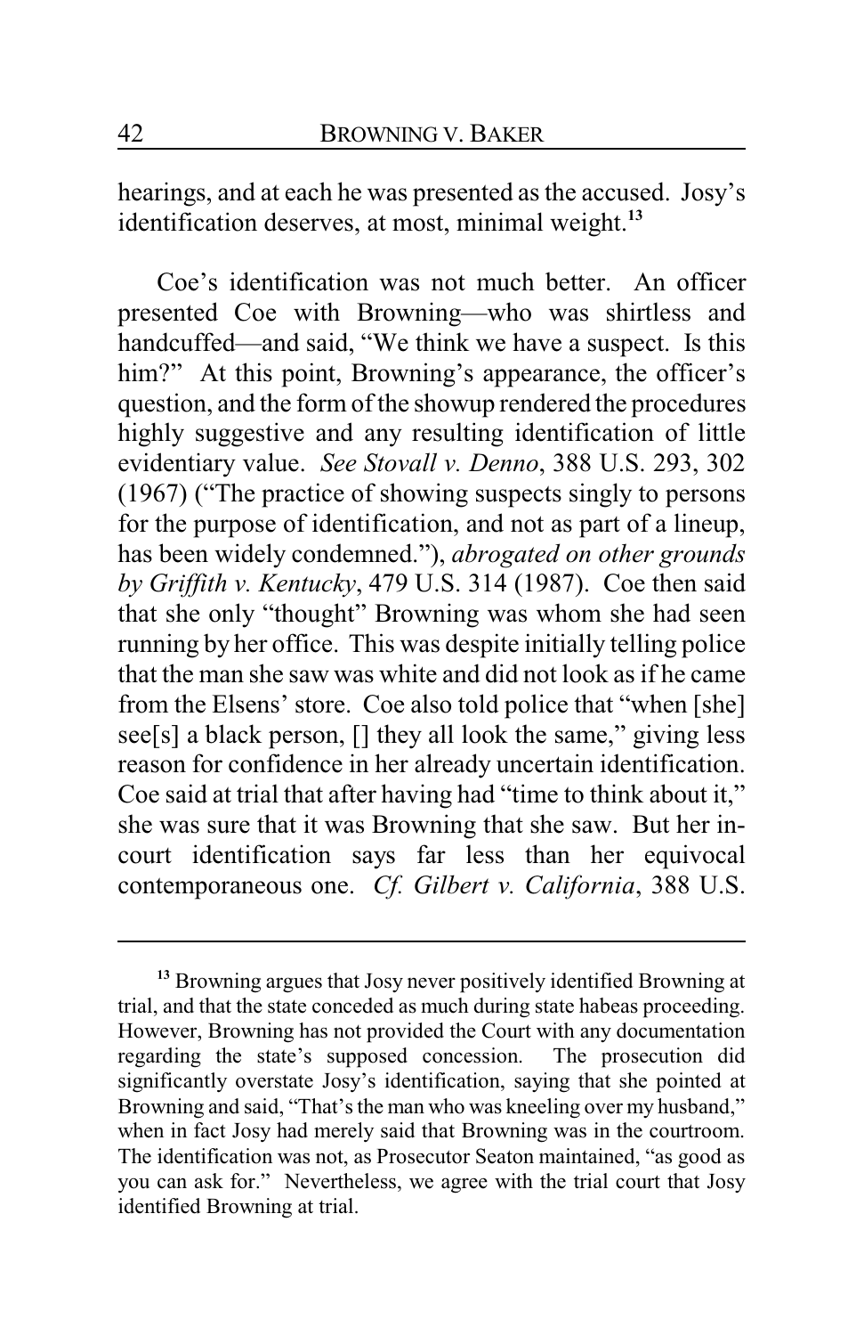hearings, and at each he was presented as the accused. Josy's identification deserves, at most, minimal weight.[13]

Coe's identification was not much better. An officer presented Coe with Browning—who was shirtless and handcuffed—and said, "We think we have a suspect. Is this him?" At this point, Browning's appearance, the officer's question, and the form of the showup rendered the procedures highly suggestive and any resulting identification of little evidentiary value. *See Stovall v. Denno*, 388 U.S. 293, 302 (1967) ("The practice of showing suspects singly to persons for the purpose of identification, and not as part of a lineup, has been widely condemned."), *abrogated on other grounds by Griffith v. Kentucky*, 479 U.S. 314 (1987). Coe then said that she only "thought" Browning was whom she had seen running by her office. This was despite initially telling police that the man she saw was white and did not look as if he came from the Elsens' store. Coe also told police that "when [she] see[s] a black person, [] they all look the same," giving less reason for confidence in her already uncertain identification. Coe said at trial that after having had "time to think about it," she was sure that it was Browning that she saw. But her in-court identification says far less than her equivocal contemporaneous one. *Cf. Gilbert v. California*, 388 U.S.

---

[13] Browning argues that Josy never positively identified Browning at trial, and that the state conceded as much during state habeas proceeding. However, Browning has not provided the Court with any documentation regarding the state's supposed concession. The prosecution did significantly overstate Josy's identification, saying that she pointed at Browning and said, "That's the man who was kneeling over my husband," when in fact Josy had merely said that Browning was in the courtroom. The identification was not, as Prosecutor Seaton maintained, "as good as you can ask for." Nevertheless, we agree with the trial court that Josy identified Browning at trial.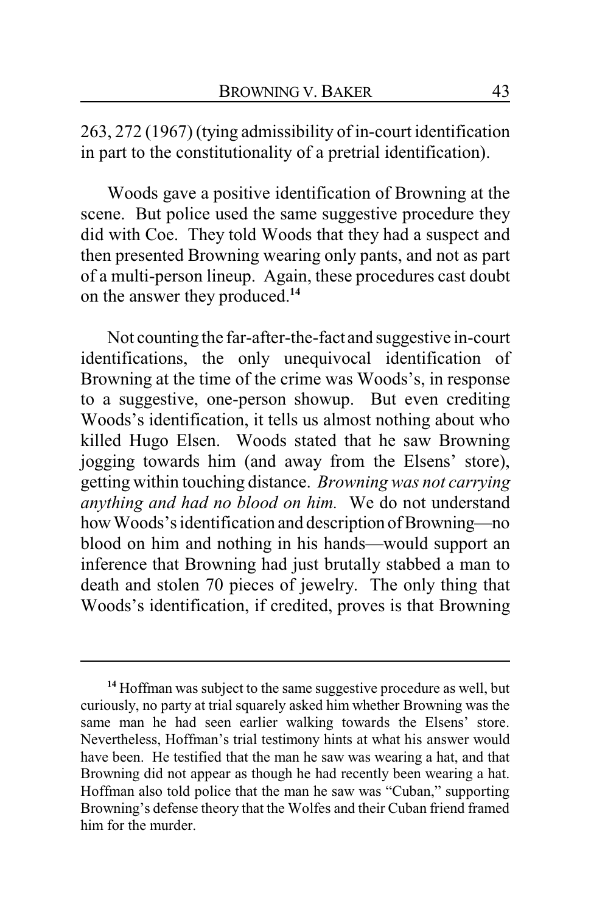263, 272 (1967) (tying admissibility of in-court identification in part to the constitutionality of a pretrial identification).

Woods gave a positive identification of Browning at the scene. But police used the same suggestive procedure they did with Coe. They told Woods that they had a suspect and then presented Browning wearing only pants, and not as part of a multi-person lineup. Again, these procedures cast doubt on the answer they produced.[14]

Not counting the far-after-the-fact and suggestive in-court identifications, the only unequivocal identification of Browning at the time of the crime was Woods's, in response to a suggestive, one-person showup. But even crediting Woods's identification, it tells us almost nothing about who killed Hugo Elsen. Woods stated that he saw Browning jogging towards him (and away from the Elsens' store), getting within touching distance. *Browning was not carrying anything and had no blood on him.* We do not understand how Woods's identification and description of Browning—no blood on him and nothing in his hands—would support an inference that Browning had just brutally stabbed a man to death and stolen 70 pieces of jewelry. The only thing that Woods's identification, if credited, proves is that Browning

---

[14] Hoffman was subject to the same suggestive procedure as well, but curiously, no party at trial squarely asked him whether Browning was the same man he had seen earlier walking towards the Elsens' store. Nevertheless, Hoffman's trial testimony hints at what his answer would have been. He testified that the man he saw was wearing a hat, and that Browning did not appear as though he had recently been wearing a hat. Hoffman also told police that the man he saw was "Cuban," supporting Browning's defense theory that the Wolfes and their Cuban friend framed him for the murder.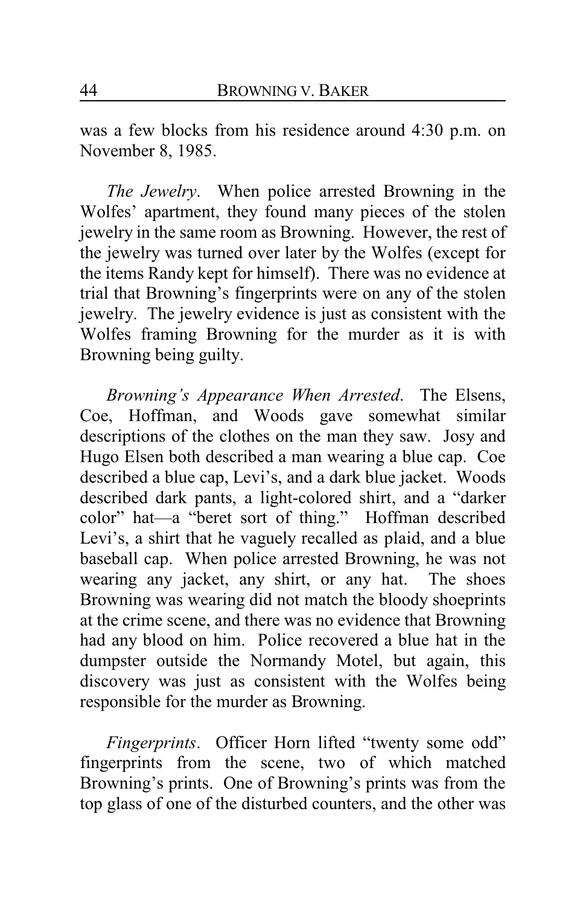was a few blocks from his residence around 4:30 p.m. on November 8, 1985.

*The Jewelry*. When police arrested Browning in the Wolfes' apartment, they found many pieces of the stolen jewelry in the same room as Browning. However, the rest of the jewelry was turned over later by the Wolfes (except for the items Randy kept for himself). There was no evidence at trial that Browning's fingerprints were on any of the stolen jewelry. The jewelry evidence is just as consistent with the Wolfes framing Browning for the murder as it is with Browning being guilty.

*Browning's Appearance When Arrested*. The Elsens, Coe, Hoffman, and Woods gave somewhat similar descriptions of the clothes on the man they saw. Josy and Hugo Elsen both described a man wearing a blue cap. Coe described a blue cap, Levi's, and a dark blue jacket. Woods described dark pants, a light-colored shirt, and a "darker color" hat—a "beret sort of thing." Hoffman described Levi's, a shirt that he vaguely recalled as plaid, and a blue baseball cap. When police arrested Browning, he was not wearing any jacket, any shirt, or any hat. The shoes Browning was wearing did not match the bloody shoeprints at the crime scene, and there was no evidence that Browning had any blood on him. Police recovered a blue hat in the dumpster outside the Normandy Motel, but again, this discovery was just as consistent with the Wolfes being responsible for the murder as Browning.

*Fingerprints*. Officer Horn lifted "twenty some odd" fingerprints from the scene, two of which matched Browning's prints. One of Browning's prints was from the top glass of one of the disturbed counters, and the other was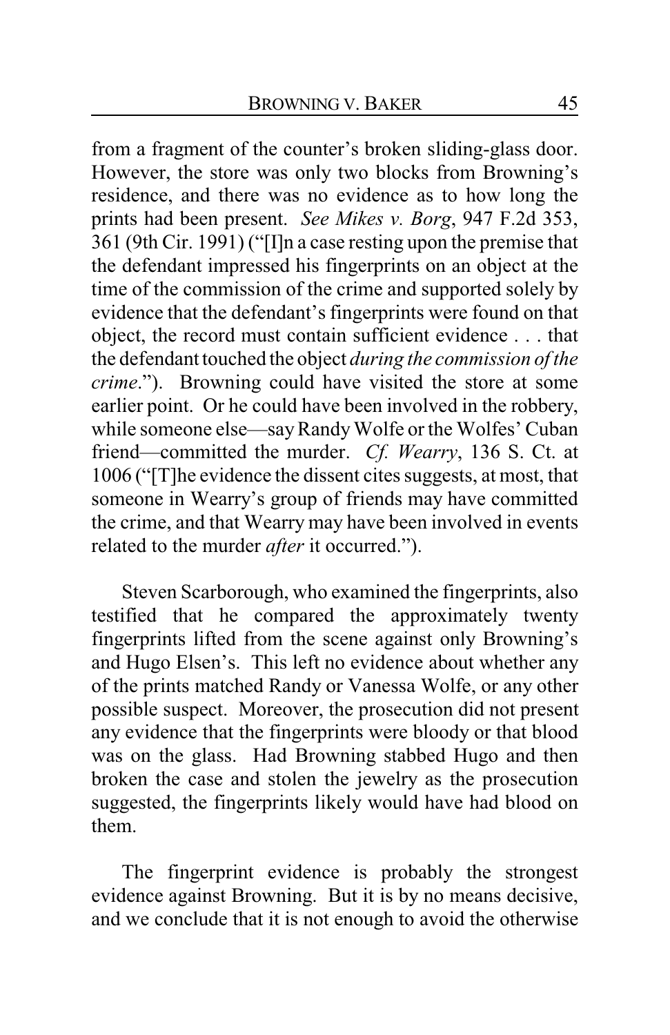from a fragment of the counter's broken sliding-glass door. However, the store was only two blocks from Browning's residence, and there was no evidence as to how long the prints had been present. *See Mikes v. Borg*, 947 F.2d 353, 361 (9th Cir. 1991) ("[I]n a case resting upon the premise that the defendant impressed his fingerprints on an object at the time of the commission of the crime and supported solely by evidence that the defendant's fingerprints were found on that object, the record must contain sufficient evidence . . . that the defendant touched the object *during the commission of the crime*."). Browning could have visited the store at some earlier point. Or he could have been involved in the robbery, while someone else—say Randy Wolfe or the Wolfes' Cuban friend—committed the murder. *Cf. Wearry*, 136 S. Ct. at 1006 ("[T]he evidence the dissent cites suggests, at most, that someone in Wearry's group of friends may have committed the crime, and that Wearry may have been involved in events related to the murder *after* it occurred.").

Steven Scarborough, who examined the fingerprints, also testified that he compared the approximately twenty fingerprints lifted from the scene against only Browning's and Hugo Elsen's. This left no evidence about whether any of the prints matched Randy or Vanessa Wolfe, or any other possible suspect. Moreover, the prosecution did not present any evidence that the fingerprints were bloody or that blood was on the glass. Had Browning stabbed Hugo and then broken the case and stolen the jewelry as the prosecution suggested, the fingerprints likely would have had blood on them.

The fingerprint evidence is probably the strongest evidence against Browning. But it is by no means decisive, and we conclude that it is not enough to avoid the otherwise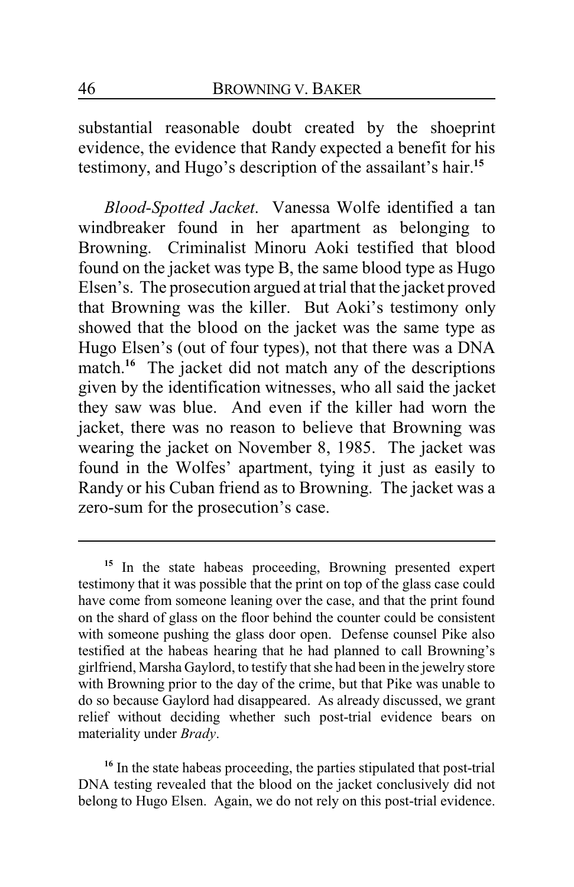substantial reasonable doubt created by the shoeprint evidence, the evidence that Randy expected a benefit for his testimony, and Hugo's description of the assailant's hair.[15]

*Blood-Spotted Jacket*. Vanessa Wolfe identified a tan windbreaker found in her apartment as belonging to Browning. Criminalist Minoru Aoki testified that blood found on the jacket was type B, the same blood type as Hugo Elsen's. The prosecution argued at trial that the jacket proved that Browning was the killer. But Aoki's testimony only showed that the blood on the jacket was the same type as Hugo Elsen's (out of four types), not that there was a DNA match.[16] The jacket did not match any of the descriptions given by the identification witnesses, who all said the jacket they saw was blue. And even if the killer had worn the jacket, there was no reason to believe that Browning was wearing the jacket on November 8, 1985. The jacket was found in the Wolfes' apartment, tying it just as easily to Randy or his Cuban friend as to Browning. The jacket was a zero-sum for the prosecution's case.

---

[15] In the state habeas proceeding, Browning presented expert testimony that it was possible that the print on top of the glass case could have come from someone leaning over the case, and that the print found on the shard of glass on the floor behind the counter could be consistent with someone pushing the glass door open. Defense counsel Pike also testified at the habeas hearing that he had planned to call Browning's girlfriend, Marsha Gaylord, to testify that she had been in the jewelry store with Browning prior to the day of the crime, but that Pike was unable to do so because Gaylord had disappeared. As already discussed, we grant relief without deciding whether such post-trial evidence bears on materiality under *Brady*.

[16] In the state habeas proceeding, the parties stipulated that post-trial DNA testing revealed that the blood on the jacket conclusively did not belong to Hugo Elsen. Again, we do not rely on this post-trial evidence.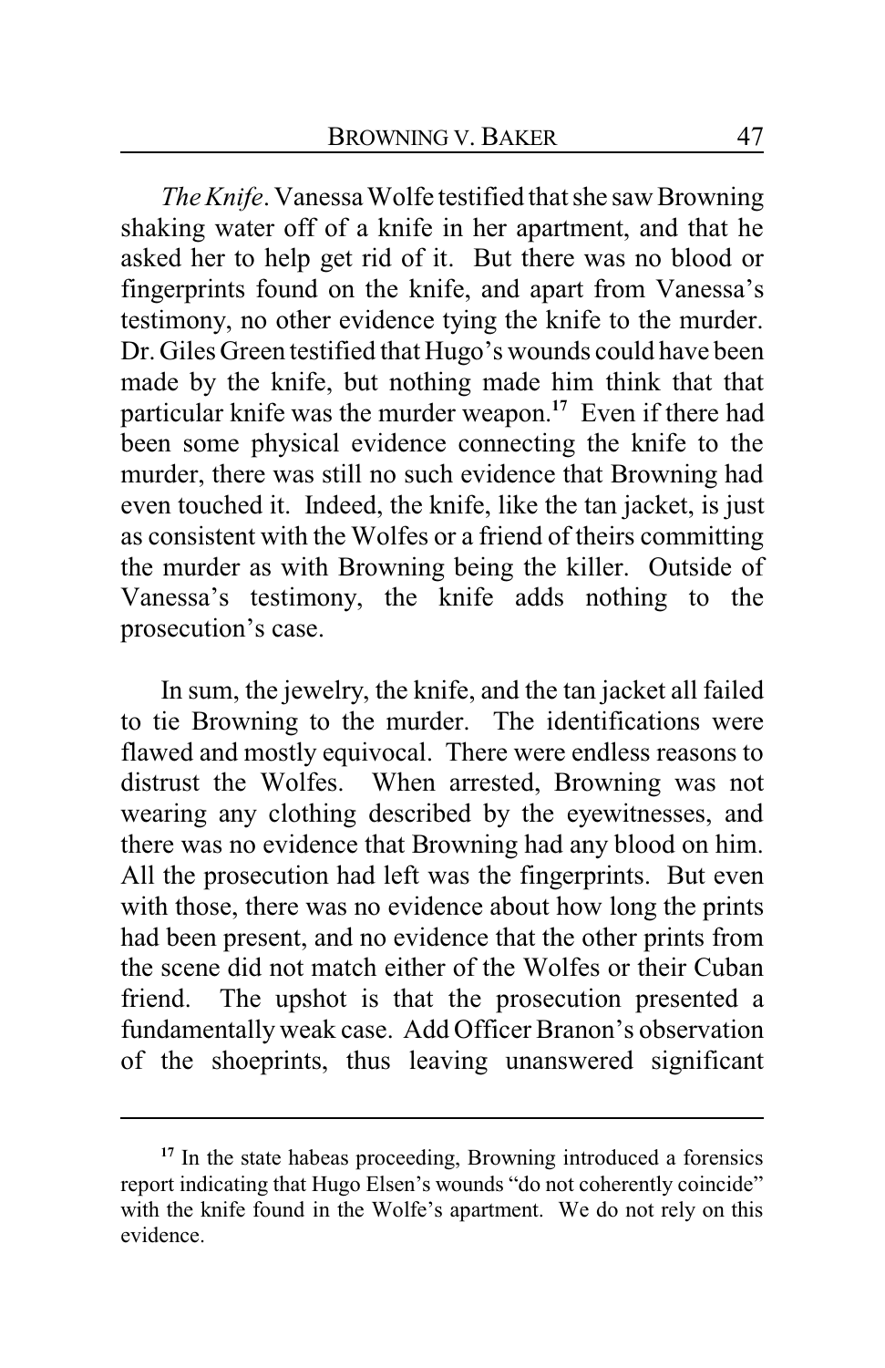*The Knife*. Vanessa Wolfe testified that she saw Browning shaking water off of a knife in her apartment, and that he asked her to help get rid of it. But there was no blood or fingerprints found on the knife, and apart from Vanessa's testimony, no other evidence tying the knife to the murder. Dr. Giles Green testified that Hugo's wounds could have been made by the knife, but nothing made him think that that particular knife was the murder weapon.[17] Even if there had been some physical evidence connecting the knife to the murder, there was still no such evidence that Browning had even touched it. Indeed, the knife, like the tan jacket, is just as consistent with the Wolfes or a friend of theirs committing the murder as with Browning being the killer. Outside of Vanessa's testimony, the knife adds nothing to the prosecution's case.

In sum, the jewelry, the knife, and the tan jacket all failed to tie Browning to the murder. The identifications were flawed and mostly equivocal. There were endless reasons to distrust the Wolfes. When arrested, Browning was not wearing any clothing described by the eyewitnesses, and there was no evidence that Browning had any blood on him. All the prosecution had left was the fingerprints. But even with those, there was no evidence about how long the prints had been present, and no evidence that the other prints from the scene did not match either of the Wolfes or their Cuban friend. The upshot is that the prosecution presented a fundamentally weak case. Add Officer Branon's observation of the shoeprints, thus leaving unanswered significant

---

[17] In the state habeas proceeding, Browning introduced a forensics report indicating that Hugo Elsen's wounds "do not coherently coincide" with the knife found in the Wolfe's apartment. We do not rely on this evidence.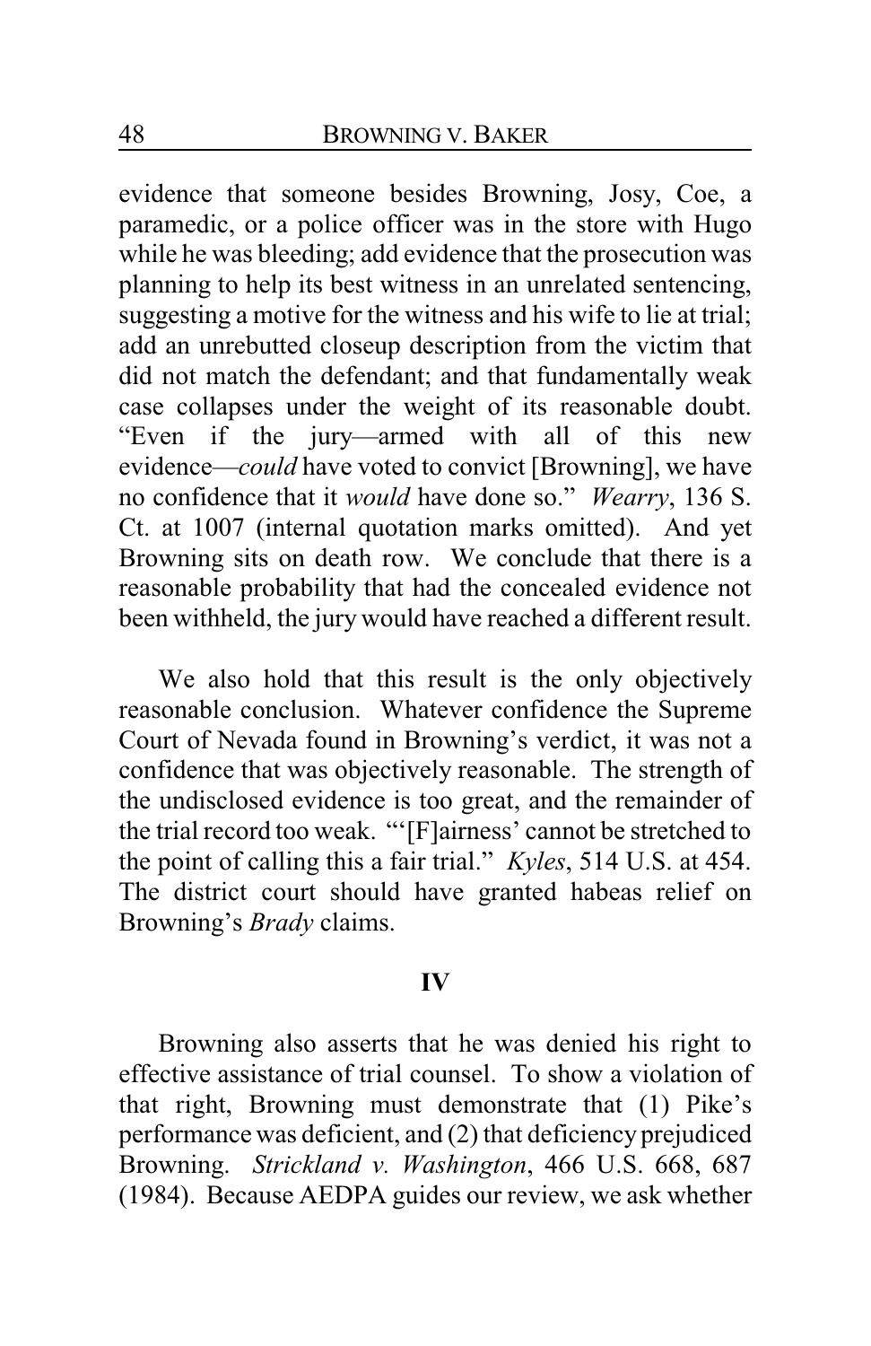evidence that someone besides Browning, Josy, Coe, a paramedic, or a police officer was in the store with Hugo while he was bleeding; add evidence that the prosecution was planning to help its best witness in an unrelated sentencing, suggesting a motive for the witness and his wife to lie at trial; add an unrebutted closeup description from the victim that did not match the defendant; and that fundamentally weak case collapses under the weight of its reasonable doubt. "Even if the jury—armed with all of this new evidence—*could* have voted to convict [Browning], we have no confidence that it *would* have done so." *Wearry*, 136 S. Ct. at 1007 (internal quotation marks omitted). And yet Browning sits on death row. We conclude that there is a reasonable probability that had the concealed evidence not been withheld, the jury would have reached a different result.

We also hold that this result is the only objectively reasonable conclusion. Whatever confidence the Supreme Court of Nevada found in Browning's verdict, it was not a confidence that was objectively reasonable. The strength of the undisclosed evidence is too great, and the remainder of the trial record too weak. "'[F]airness' cannot be stretched to the point of calling this a fair trial." *Kyles*, 514 U.S. at 454. The district court should have granted habeas relief on Browning's *Brady* claims.

## IV

Browning also asserts that he was denied his right to effective assistance of trial counsel. To show a violation of that right, Browning must demonstrate that (1) Pike's performance was deficient, and (2) that deficiency prejudiced Browning. *Strickland v. Washington*, 466 U.S. 668, 687 (1984). Because AEDPA guides our review, we ask whether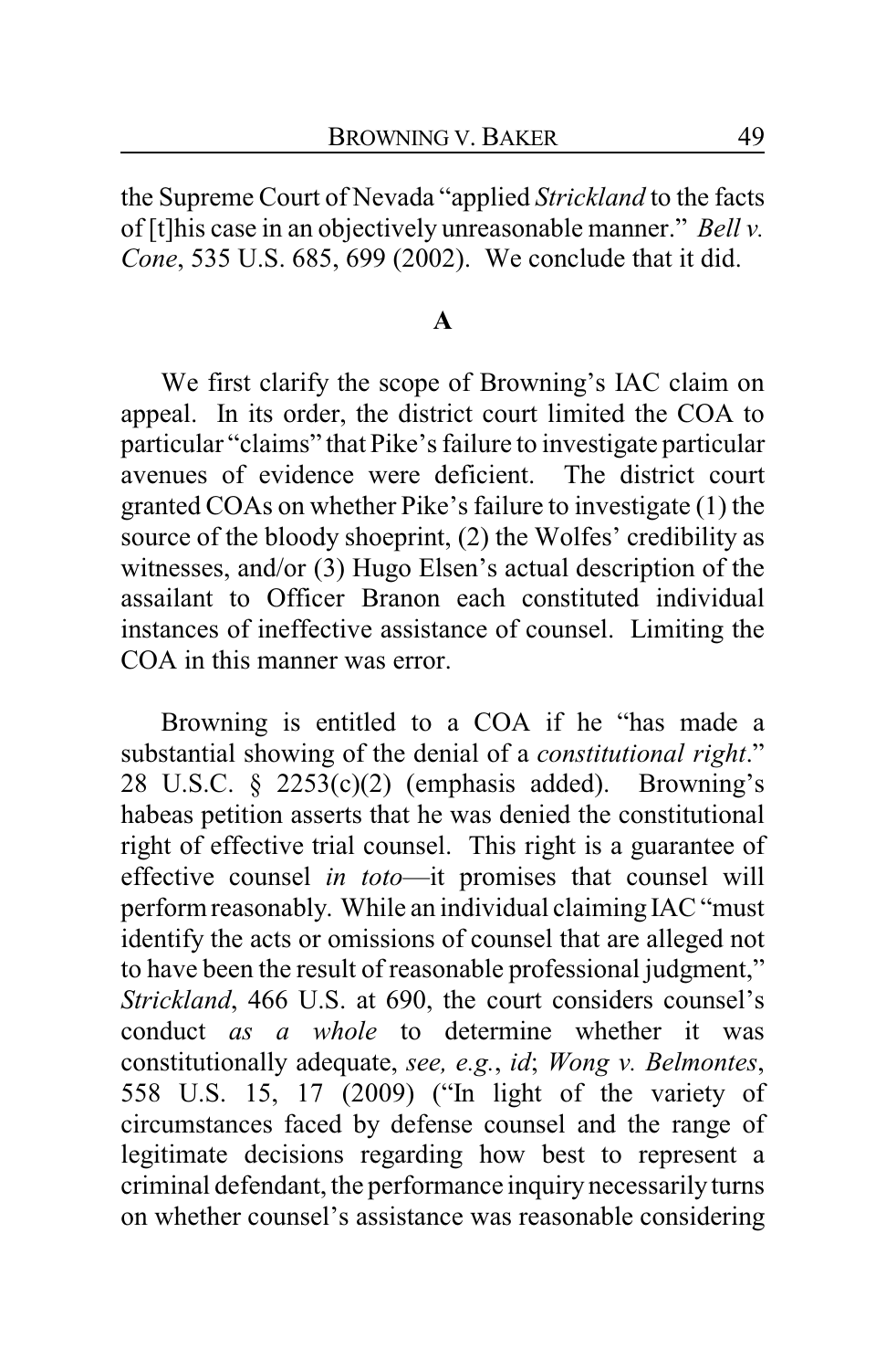the Supreme Court of Nevada "applied *Strickland* to the facts of [t]his case in an objectively unreasonable manner." *Bell v. Cone*, 535 U.S. 685, 699 (2002). We conclude that it did.

### A

We first clarify the scope of Browning's IAC claim on appeal. In its order, the district court limited the COA to particular "claims" that Pike's failure to investigate particular avenues of evidence were deficient. The district court granted COAs on whether Pike's failure to investigate (1) the source of the bloody shoeprint, (2) the Wolfes' credibility as witnesses, and/or (3) Hugo Elsen's actual description of the assailant to Officer Branon each constituted individual instances of ineffective assistance of counsel. Limiting the COA in this manner was error.

Browning is entitled to a COA if he "has made a substantial showing of the denial of a *constitutional right*." 28 U.S.C. § 2253(c)(2) (emphasis added). Browning's habeas petition asserts that he was denied the constitutional right of effective trial counsel. This right is a guarantee of effective counsel *in toto*—it promises that counsel will perform reasonably. While an individual claiming IAC "must identify the acts or omissions of counsel that are alleged not to have been the result of reasonable professional judgment," *Strickland*, 466 U.S. at 690, the court considers counsel's conduct *as a whole* to determine whether it was constitutionally adequate, *see, e.g.*, *id*; *Wong v. Belmontes*, 558 U.S. 15, 17 (2009) ("In light of the variety of circumstances faced by defense counsel and the range of legitimate decisions regarding how best to represent a criminal defendant, the performance inquiry necessarily turns on whether counsel's assistance was reasonable considering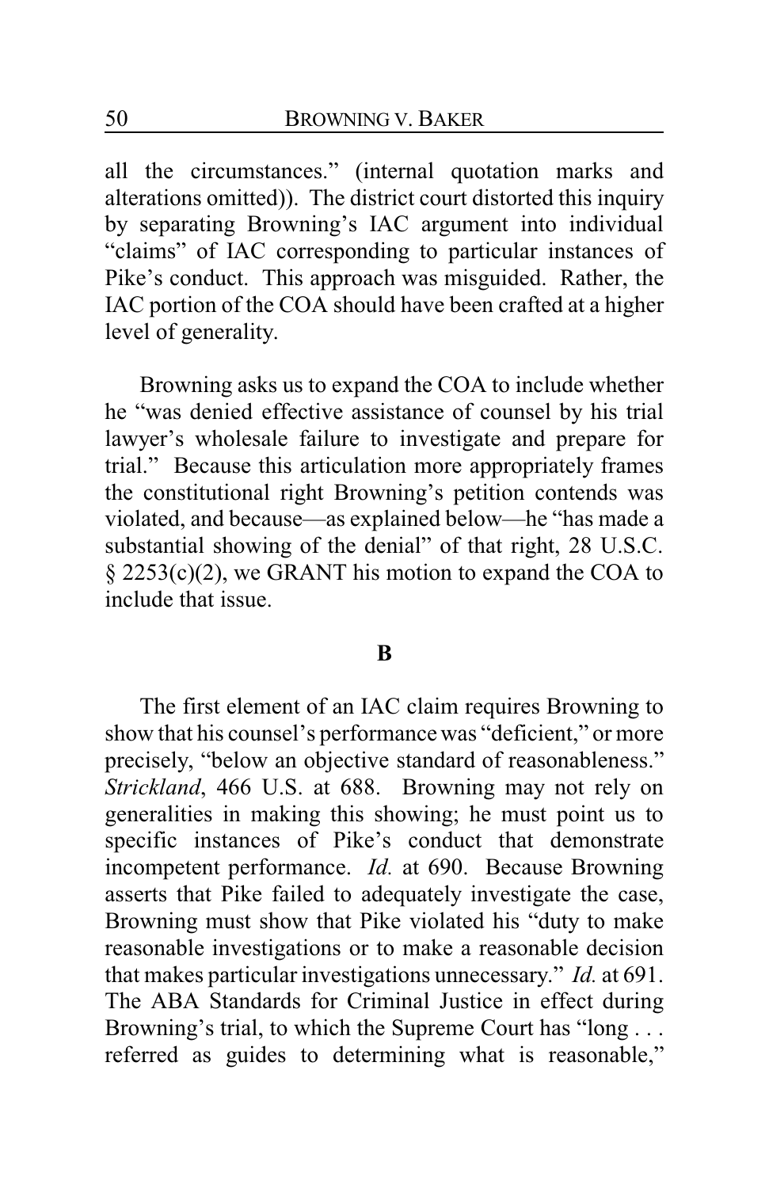all the circumstances." (internal quotation marks and alterations omitted)). The district court distorted this inquiry by separating Browning's IAC argument into individual "claims" of IAC corresponding to particular instances of Pike's conduct. This approach was misguided. Rather, the IAC portion of the COA should have been crafted at a higher level of generality.

Browning asks us to expand the COA to include whether he "was denied effective assistance of counsel by his trial lawyer's wholesale failure to investigate and prepare for trial." Because this articulation more appropriately frames the constitutional right Browning's petition contends was violated, and because—as explained below—he "has made a substantial showing of the denial" of that right, 28 U.S.C. § 2253(c)(2), we GRANT his motion to expand the COA to include that issue.

**B**

The first element of an IAC claim requires Browning to show that his counsel's performance was "deficient," or more precisely, "below an objective standard of reasonableness." *Strickland*, 466 U.S. at 688. Browning may not rely on generalities in making this showing; he must point us to specific instances of Pike's conduct that demonstrate incompetent performance. *Id.* at 690. Because Browning asserts that Pike failed to adequately investigate the case, Browning must show that Pike violated his "duty to make reasonable investigations or to make a reasonable decision that makes particular investigations unnecessary." *Id.* at 691. The ABA Standards for Criminal Justice in effect during Browning's trial, to which the Supreme Court has "long . . . referred as guides to determining what is reasonable,"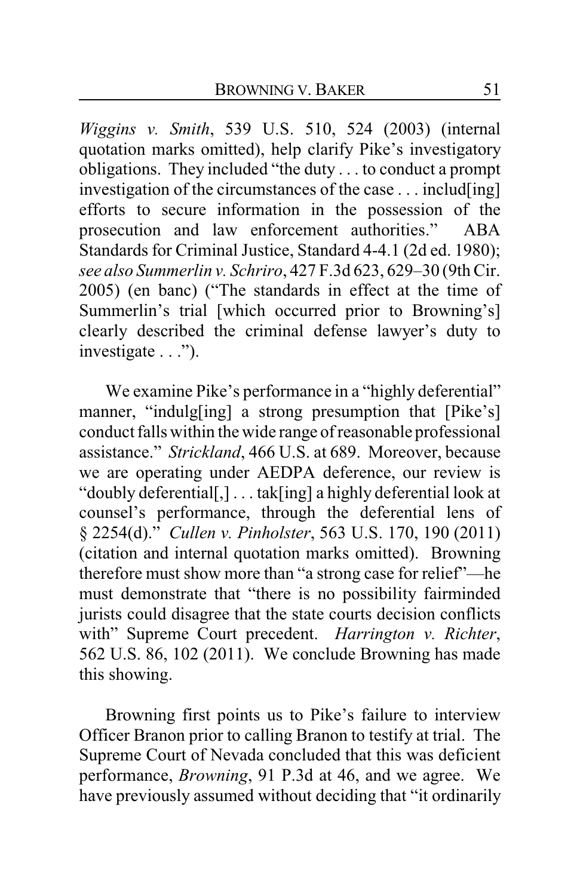*Wiggins v. Smith*, 539 U.S. 510, 524 (2003) (internal quotation marks omitted), help clarify Pike's investigatory obligations. They included "the duty . . . to conduct a prompt investigation of the circumstances of the case . . . includ[ing] efforts to secure information in the possession of the prosecution and law enforcement authorities." ABA Standards for Criminal Justice, Standard 4-4.1 (2d ed. 1980); *see also Summerlin v. Schriro*, 427 F.3d 623, 629–30 (9th Cir. 2005) (en banc) ("The standards in effect at the time of Summerlin's trial [which occurred prior to Browning's] clearly described the criminal defense lawyer's duty to investigate . . .").

We examine Pike's performance in a "highly deferential" manner, "indulg[ing] a strong presumption that [Pike's] conduct falls within the wide range of reasonable professional assistance." *Strickland*, 466 U.S. at 689. Moreover, because we are operating under AEDPA deference, our review is "doubly deferential[,] . . . tak[ing] a highly deferential look at counsel's performance, through the deferential lens of § 2254(d)." *Cullen v. Pinholster*, 563 U.S. 170, 190 (2011) (citation and internal quotation marks omitted). Browning therefore must show more than "a strong case for relief"—he must demonstrate that "there is no possibility fairminded jurists could disagree that the state courts decision conflicts with" Supreme Court precedent. *Harrington v. Richter*, 562 U.S. 86, 102 (2011). We conclude Browning has made this showing.

Browning first points us to Pike's failure to interview Officer Branon prior to calling Branon to testify at trial. The Supreme Court of Nevada concluded that this was deficient performance, *Browning*, 91 P.3d at 46, and we agree. We have previously assumed without deciding that "it ordinarily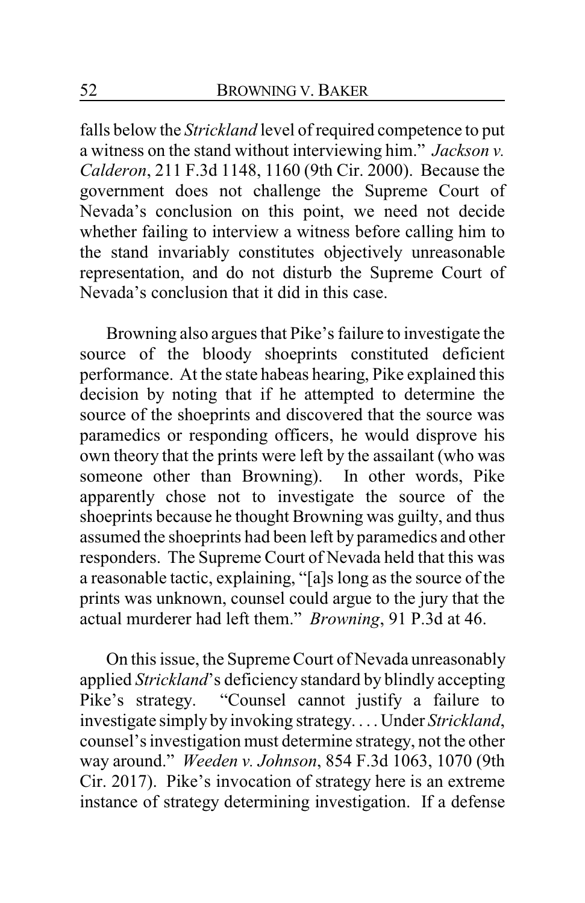falls below the *Strickland* level of required competence to put a witness on the stand without interviewing him." *Jackson v. Calderon*, 211 F.3d 1148, 1160 (9th Cir. 2000). Because the government does not challenge the Supreme Court of Nevada's conclusion on this point, we need not decide whether failing to interview a witness before calling him to the stand invariably constitutes objectively unreasonable representation, and do not disturb the Supreme Court of Nevada's conclusion that it did in this case.

Browning also argues that Pike's failure to investigate the source of the bloody shoeprints constituted deficient performance. At the state habeas hearing, Pike explained this decision by noting that if he attempted to determine the source of the shoeprints and discovered that the source was paramedics or responding officers, he would disprove his own theory that the prints were left by the assailant (who was someone other than Browning). In other words, Pike apparently chose not to investigate the source of the shoeprints because he thought Browning was guilty, and thus assumed the shoeprints had been left by paramedics and other responders. The Supreme Court of Nevada held that this was a reasonable tactic, explaining, "[a]s long as the source of the prints was unknown, counsel could argue to the jury that the actual murderer had left them." *Browning*, 91 P.3d at 46.

On this issue, the Supreme Court of Nevada unreasonably applied *Strickland*'s deficiency standard by blindly accepting Pike's strategy. "Counsel cannot justify a failure to investigate simply by invoking strategy. . . . Under *Strickland*, counsel's investigation must determine strategy, not the other way around." *Weeden v. Johnson*, 854 F.3d 1063, 1070 (9th Cir. 2017). Pike's invocation of strategy here is an extreme instance of strategy determining investigation. If a defense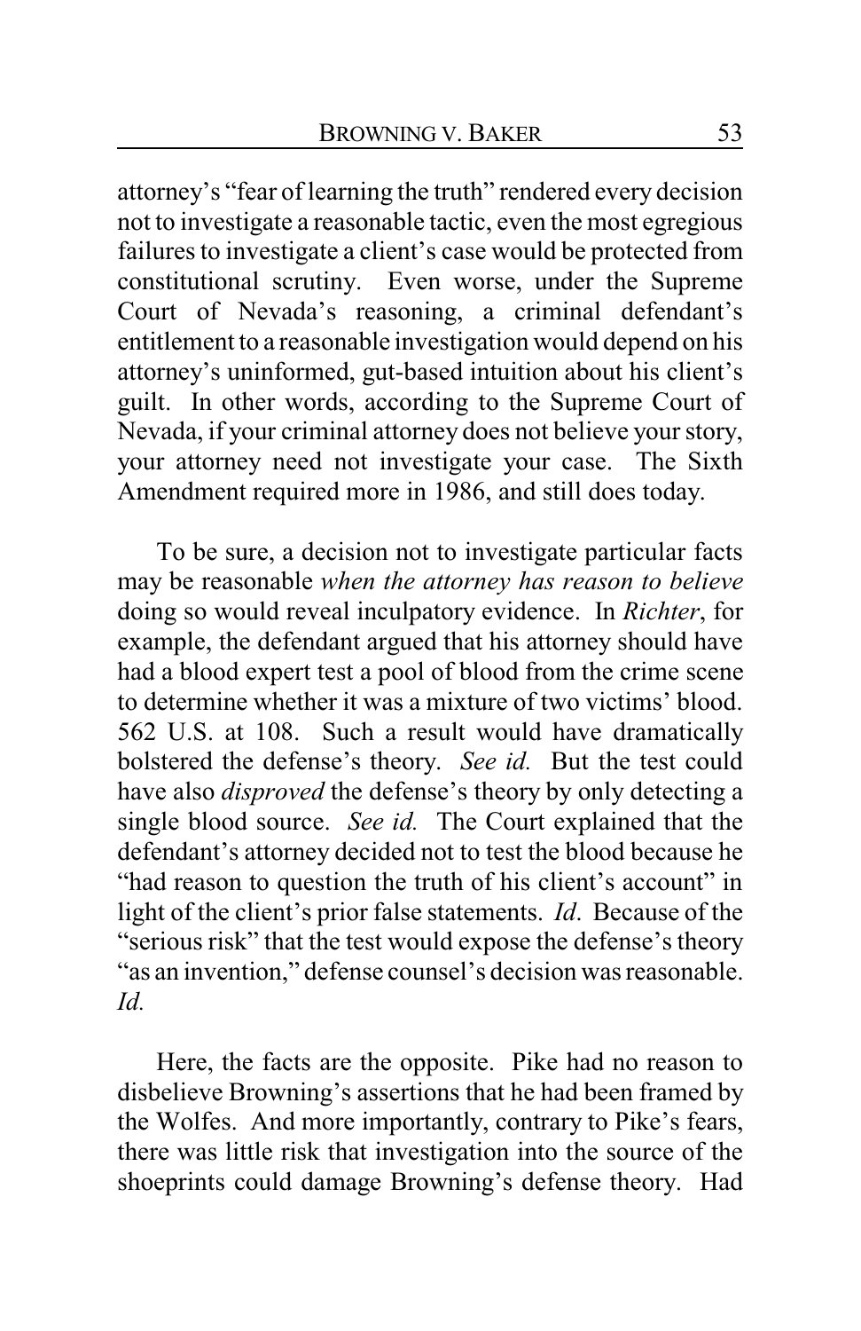attorney's "fear of learning the truth" rendered every decision not to investigate a reasonable tactic, even the most egregious failures to investigate a client's case would be protected from constitutional scrutiny. Even worse, under the Supreme Court of Nevada's reasoning, a criminal defendant's entitlement to a reasonable investigation would depend on his attorney's uninformed, gut-based intuition about his client's guilt. In other words, according to the Supreme Court of Nevada, if your criminal attorney does not believe your story, your attorney need not investigate your case. The Sixth Amendment required more in 1986, and still does today.

To be sure, a decision not to investigate particular facts may be reasonable *when the attorney has reason to believe* doing so would reveal inculpatory evidence. In *Richter*, for example, the defendant argued that his attorney should have had a blood expert test a pool of blood from the crime scene to determine whether it was a mixture of two victims' blood. 562 U.S. at 108. Such a result would have dramatically bolstered the defense's theory. *See id.* But the test could have also *disproved* the defense's theory by only detecting a single blood source. *See id.* The Court explained that the defendant's attorney decided not to test the blood because he "had reason to question the truth of his client's account" in light of the client's prior false statements. *Id*. Because of the "serious risk" that the test would expose the defense's theory "as an invention," defense counsel's decision was reasonable. *Id.*

Here, the facts are the opposite. Pike had no reason to disbelieve Browning's assertions that he had been framed by the Wolfes. And more importantly, contrary to Pike's fears, there was little risk that investigation into the source of the shoeprints could damage Browning's defense theory. Had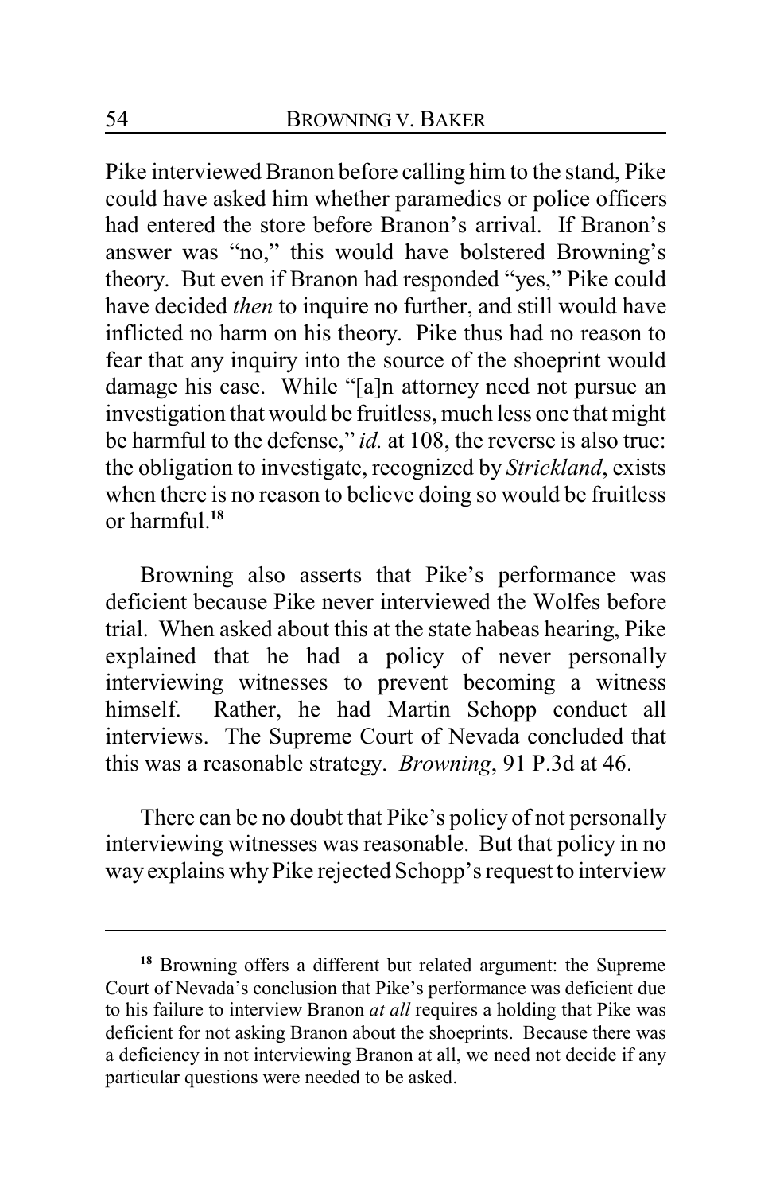Pike interviewed Branon before calling him to the stand, Pike could have asked him whether paramedics or police officers had entered the store before Branon's arrival. If Branon's answer was "no," this would have bolstered Browning's theory. But even if Branon had responded "yes," Pike could have decided *then* to inquire no further, and still would have inflicted no harm on his theory. Pike thus had no reason to fear that any inquiry into the source of the shoeprint would damage his case. While "[a]n attorney need not pursue an investigation that would be fruitless, much less one that might be harmful to the defense," *id.* at 108, the reverse is also true: the obligation to investigate, recognized by *Strickland*, exists when there is no reason to believe doing so would be fruitless or harmful.[18]

Browning also asserts that Pike's performance was deficient because Pike never interviewed the Wolfes before trial. When asked about this at the state habeas hearing, Pike explained that he had a policy of never personally interviewing witnesses to prevent becoming a witness himself. Rather, he had Martin Schopp conduct all interviews. The Supreme Court of Nevada concluded that this was a reasonable strategy. *Browning*, 91 P.3d at 46.

There can be no doubt that Pike's policy of not personally interviewing witnesses was reasonable. But that policy in no way explains why Pike rejected Schopp's request to interview

---

[18] Browning offers a different but related argument: the Supreme Court of Nevada's conclusion that Pike's performance was deficient due to his failure to interview Branon *at all* requires a holding that Pike was deficient for not asking Branon about the shoeprints. Because there was a deficiency in not interviewing Branon at all, we need not decide if any particular questions were needed to be asked.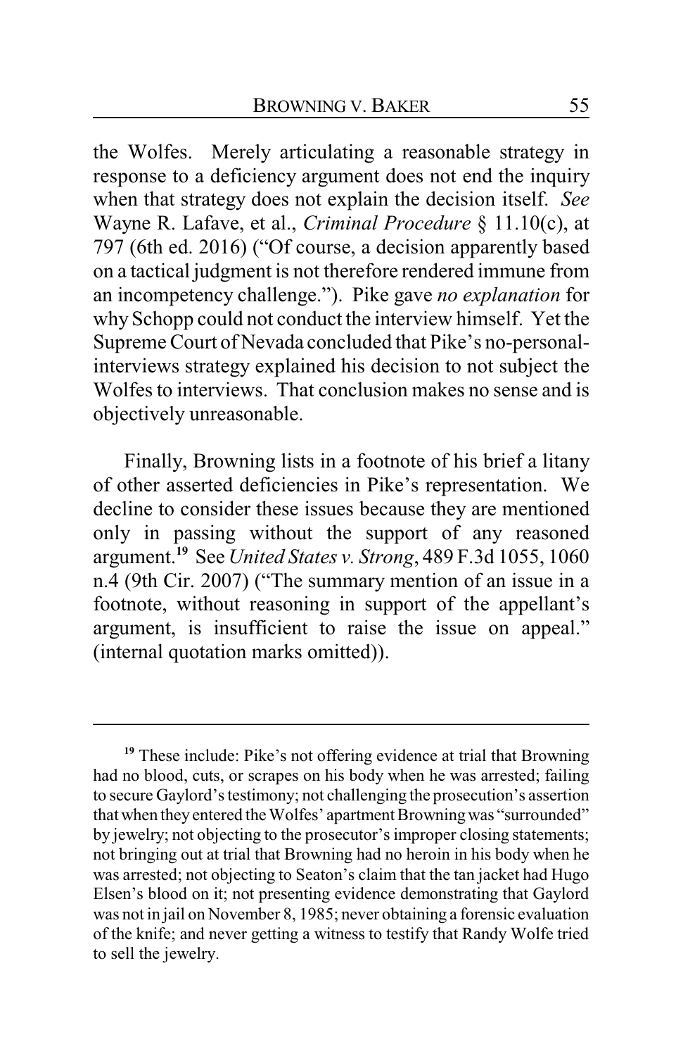the Wolfes. Merely articulating a reasonable strategy in response to a deficiency argument does not end the inquiry when that strategy does not explain the decision itself. *See* Wayne R. Lafave, et al., *Criminal Procedure* § 11.10(c), at 797 (6th ed. 2016) ("Of course, a decision apparently based on a tactical judgment is not therefore rendered immune from an incompetency challenge."). Pike gave *no explanation* for why Schopp could not conduct the interview himself. Yet the Supreme Court of Nevada concluded that Pike's no-personal-interviews strategy explained his decision to not subject the Wolfes to interviews. That conclusion makes no sense and is objectively unreasonable.

Finally, Browning lists in a footnote of his brief a litany of other asserted deficiencies in Pike's representation. We decline to consider these issues because they are mentioned only in passing without the support of any reasoned argument.[19] See *United States v. Strong*, 489 F.3d 1055, 1060 n.4 (9th Cir. 2007) ("The summary mention of an issue in a footnote, without reasoning in support of the appellant's argument, is insufficient to raise the issue on appeal." (internal quotation marks omitted)).

---

[19] These include: Pike's not offering evidence at trial that Browning had no blood, cuts, or scrapes on his body when he was arrested; failing to secure Gaylord's testimony; not challenging the prosecution's assertion that when they entered the Wolfes' apartment Browning was "surrounded" by jewelry; not objecting to the prosecutor's improper closing statements; not bringing out at trial that Browning had no heroin in his body when he was arrested; not objecting to Seaton's claim that the tan jacket had Hugo Elsen's blood on it; not presenting evidence demonstrating that Gaylord was not in jail on November 8, 1985; never obtaining a forensic evaluation of the knife; and never getting a witness to testify that Randy Wolfe tried to sell the jewelry.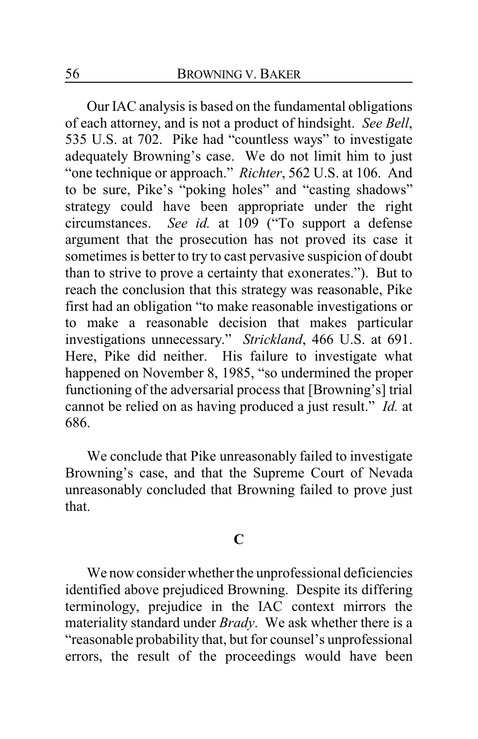Our IAC analysis is based on the fundamental obligations of each attorney, and is not a product of hindsight. *See Bell*, 535 U.S. at 702. Pike had "countless ways" to investigate adequately Browning's case. We do not limit him to just "one technique or approach." *Richter*, 562 U.S. at 106. And to be sure, Pike's "poking holes" and "casting shadows" strategy could have been appropriate under the right circumstances. *See id.* at 109 ("To support a defense argument that the prosecution has not proved its case it sometimes is better to try to cast pervasive suspicion of doubt than to strive to prove a certainty that exonerates."). But to reach the conclusion that this strategy was reasonable, Pike first had an obligation "to make reasonable investigations or to make a reasonable decision that makes particular investigations unnecessary." *Strickland*, 466 U.S. at 691. Here, Pike did neither. His failure to investigate what happened on November 8, 1985, "so undermined the proper functioning of the adversarial process that [Browning's] trial cannot be relied on as having produced a just result." *Id.* at 686.

We conclude that Pike unreasonably failed to investigate Browning's case, and that the Supreme Court of Nevada unreasonably concluded that Browning failed to prove just that.

### C

We now consider whether the unprofessional deficiencies identified above prejudiced Browning. Despite its differing terminology, prejudice in the IAC context mirrors the materiality standard under *Brady*. We ask whether there is a "reasonable probability that, but for counsel's unprofessional errors, the result of the proceedings would have been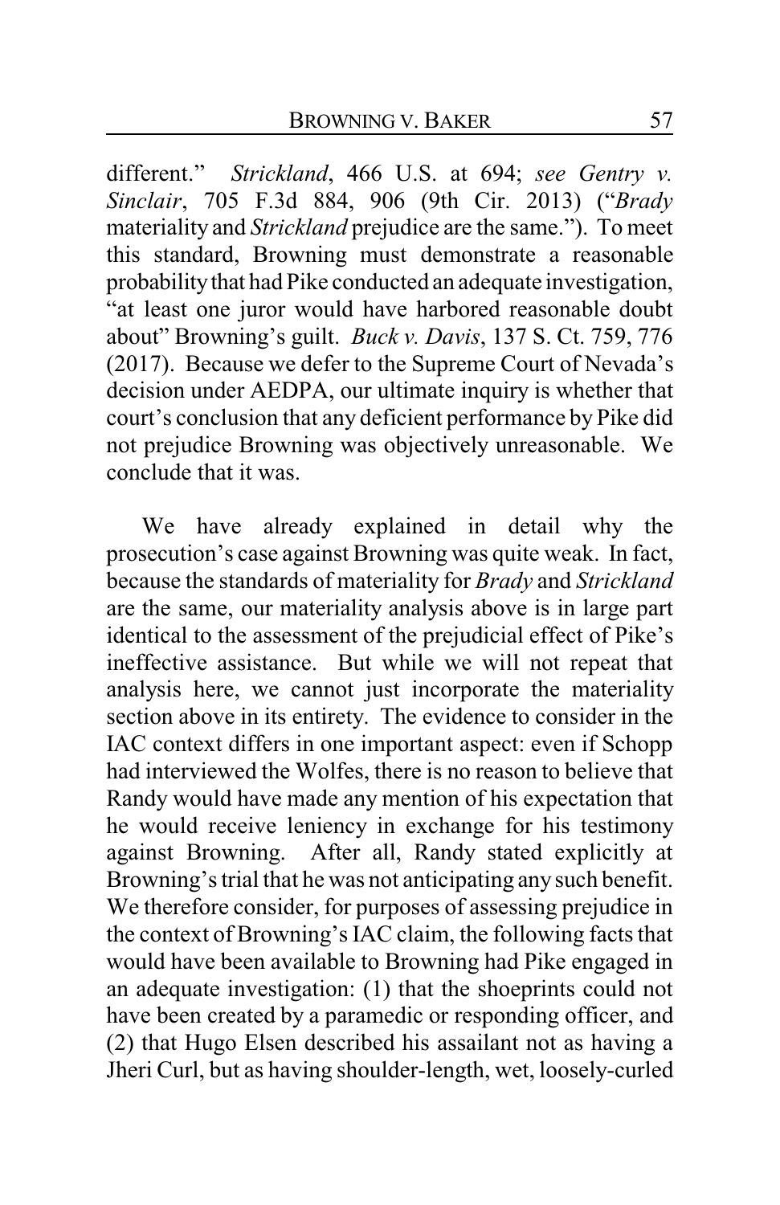different." *Strickland*, 466 U.S. at 694; *see Gentry v. Sinclair*, 705 F.3d 884, 906 (9th Cir. 2013) ("*Brady* materiality and *Strickland* prejudice are the same."). To meet this standard, Browning must demonstrate a reasonable probability that had Pike conducted an adequate investigation, "at least one juror would have harbored reasonable doubt about" Browning's guilt. *Buck v. Davis*, 137 S. Ct. 759, 776 (2017). Because we defer to the Supreme Court of Nevada's decision under AEDPA, our ultimate inquiry is whether that court's conclusion that any deficient performance by Pike did not prejudice Browning was objectively unreasonable. We conclude that it was.

We have already explained in detail why the prosecution's case against Browning was quite weak. In fact, because the standards of materiality for *Brady* and *Strickland* are the same, our materiality analysis above is in large part identical to the assessment of the prejudicial effect of Pike's ineffective assistance. But while we will not repeat that analysis here, we cannot just incorporate the materiality section above in its entirety. The evidence to consider in the IAC context differs in one important aspect: even if Schopp had interviewed the Wolfes, there is no reason to believe that Randy would have made any mention of his expectation that he would receive leniency in exchange for his testimony against Browning. After all, Randy stated explicitly at Browning's trial that he was not anticipating any such benefit. We therefore consider, for purposes of assessing prejudice in the context of Browning's IAC claim, the following facts that would have been available to Browning had Pike engaged in an adequate investigation: (1) that the shoeprints could not have been created by a paramedic or responding officer, and (2) that Hugo Elsen described his assailant not as having a Jheri Curl, but as having shoulder-length, wet, loosely-curled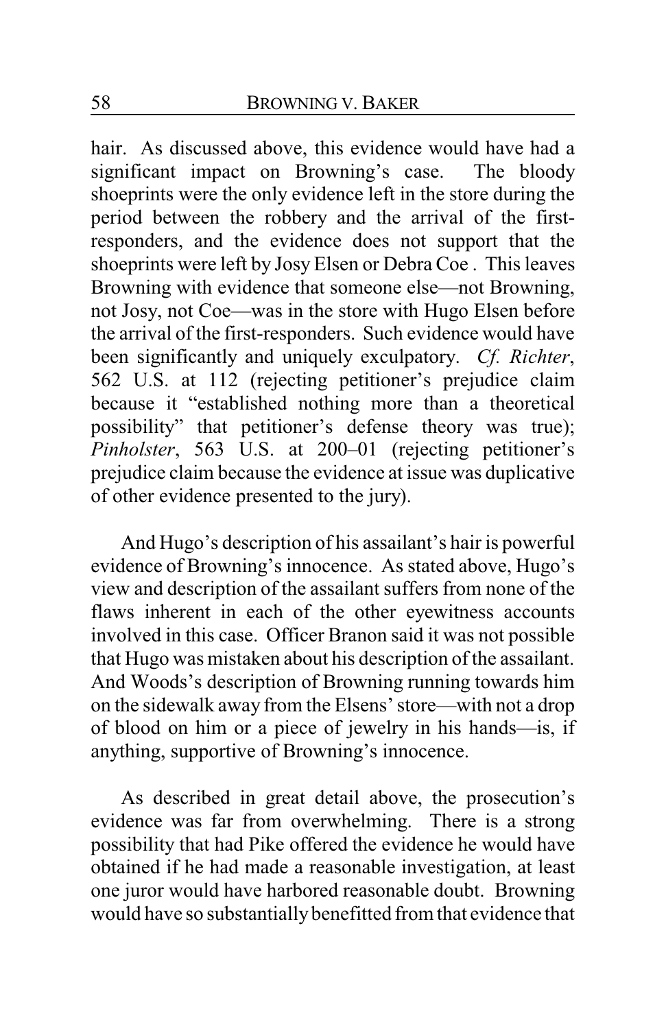hair. As discussed above, this evidence would have had a significant impact on Browning's case. The bloody shoeprints were the only evidence left in the store during the period between the robbery and the arrival of the first-responders, and the evidence does not support that the shoeprints were left by Josy Elsen or Debra Coe . This leaves Browning with evidence that someone else—not Browning, not Josy, not Coe—was in the store with Hugo Elsen before the arrival of the first-responders. Such evidence would have been significantly and uniquely exculpatory. *Cf. Richter*, 562 U.S. at 112 (rejecting petitioner's prejudice claim because it "established nothing more than a theoretical possibility" that petitioner's defense theory was true); *Pinholster*, 563 U.S. at 200–01 (rejecting petitioner's prejudice claim because the evidence at issue was duplicative of other evidence presented to the jury).

And Hugo's description of his assailant's hair is powerful evidence of Browning's innocence. As stated above, Hugo's view and description of the assailant suffers from none of the flaws inherent in each of the other eyewitness accounts involved in this case. Officer Branon said it was not possible that Hugo was mistaken about his description of the assailant. And Woods's description of Browning running towards him on the sidewalk away from the Elsens' store—with not a drop of blood on him or a piece of jewelry in his hands—is, if anything, supportive of Browning's innocence.

As described in great detail above, the prosecution's evidence was far from overwhelming. There is a strong possibility that had Pike offered the evidence he would have obtained if he had made a reasonable investigation, at least one juror would have harbored reasonable doubt. Browning would have so substantially benefitted from that evidence that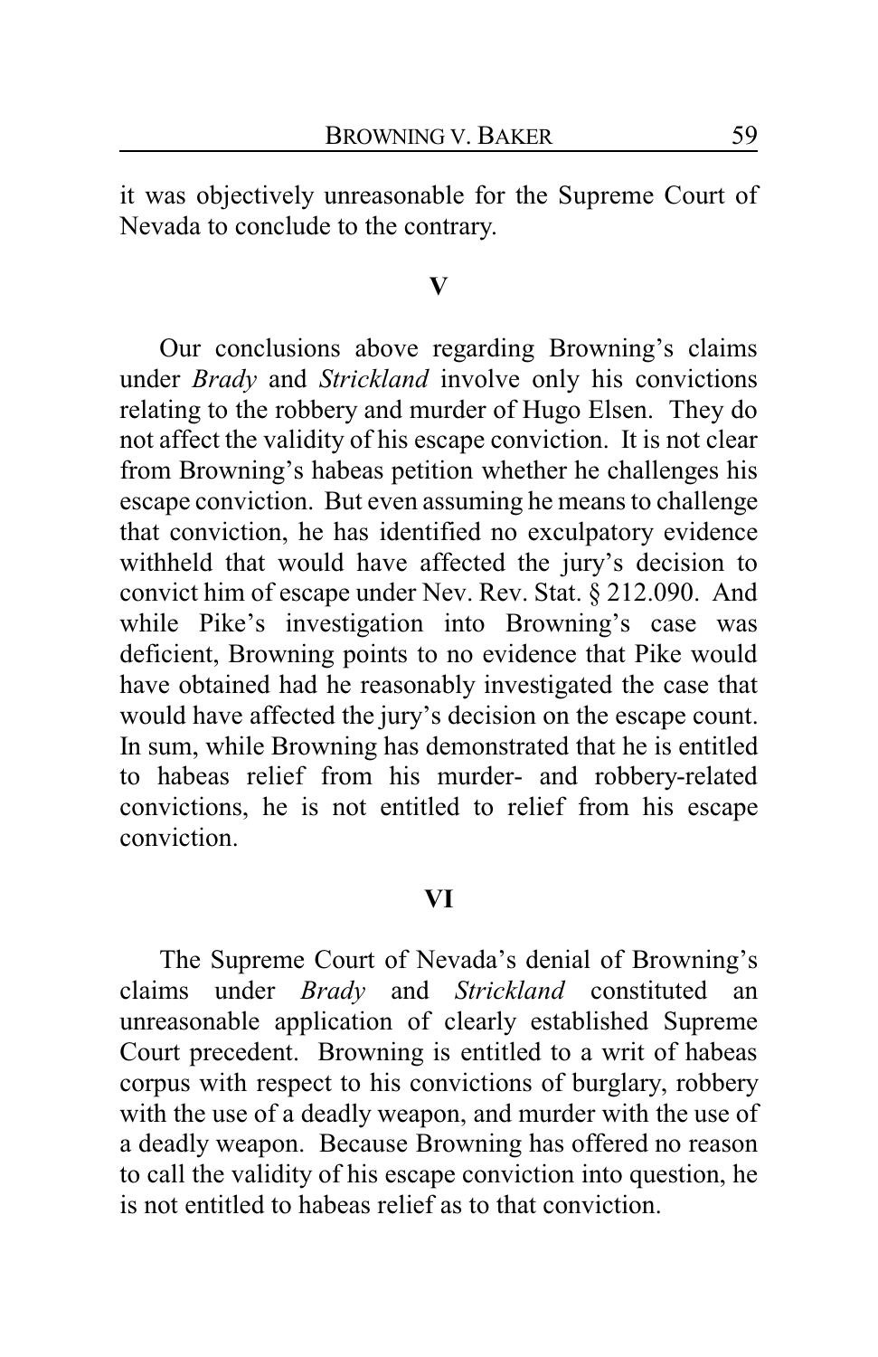it was objectively unreasonable for the Supreme Court of Nevada to conclude to the contrary.

## V

Our conclusions above regarding Browning's claims under *Brady* and *Strickland* involve only his convictions relating to the robbery and murder of Hugo Elsen. They do not affect the validity of his escape conviction. It is not clear from Browning's habeas petition whether he challenges his escape conviction. But even assuming he means to challenge that conviction, he has identified no exculpatory evidence withheld that would have affected the jury's decision to convict him of escape under Nev. Rev. Stat. § 212.090. And while Pike's investigation into Browning's case was deficient, Browning points to no evidence that Pike would have obtained had he reasonably investigated the case that would have affected the jury's decision on the escape count. In sum, while Browning has demonstrated that he is entitled to habeas relief from his murder- and robbery-related convictions, he is not entitled to relief from his escape conviction.

## VI

The Supreme Court of Nevada's denial of Browning's claims under *Brady* and *Strickland* constituted an unreasonable application of clearly established Supreme Court precedent. Browning is entitled to a writ of habeas corpus with respect to his convictions of burglary, robbery with the use of a deadly weapon, and murder with the use of a deadly weapon. Because Browning has offered no reason to call the validity of his escape conviction into question, he is not entitled to habeas relief as to that conviction.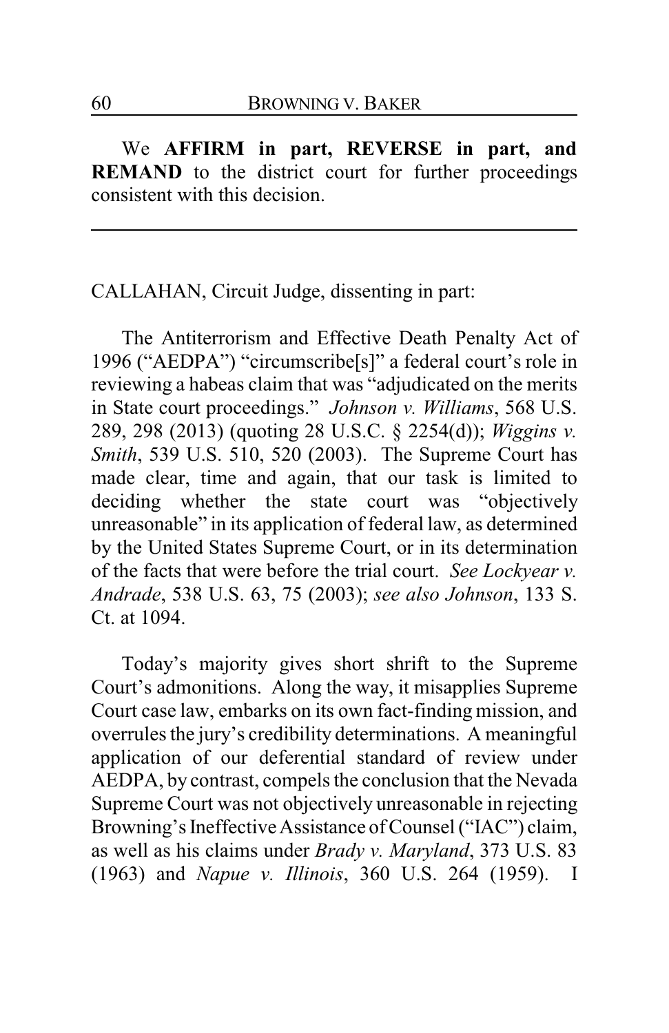We **AFFIRM in part, REVERSE in part, and REMAND** to the district court for further proceedings consistent with this decision.

---

CALLAHAN, Circuit Judge, dissenting in part:

The Antiterrorism and Effective Death Penalty Act of 1996 ("AEDPA") "circumscribe[s]" a federal court's role in reviewing a habeas claim that was "adjudicated on the merits in State court proceedings." *Johnson v. Williams*, 568 U.S. 289, 298 (2013) (quoting 28 U.S.C. § 2254(d)); *Wiggins v. Smith*, 539 U.S. 510, 520 (2003). The Supreme Court has made clear, time and again, that our task is limited to deciding whether the state court was "objectively unreasonable" in its application of federal law, as determined by the United States Supreme Court, or in its determination of the facts that were before the trial court. *See Lockyear v. Andrade*, 538 U.S. 63, 75 (2003); *see also Johnson*, 133 S. Ct. at 1094.

Today's majority gives short shrift to the Supreme Court's admonitions. Along the way, it misapplies Supreme Court case law, embarks on its own fact-finding mission, and overrules the jury's credibility determinations. A meaningful application of our deferential standard of review under AEDPA, by contrast, compels the conclusion that the Nevada Supreme Court was not objectively unreasonable in rejecting Browning's Ineffective Assistance of Counsel ("IAC") claim, as well as his claims under *Brady v. Maryland*, 373 U.S. 83 (1963) and *Napue v. Illinois*, 360 U.S. 264 (1959). I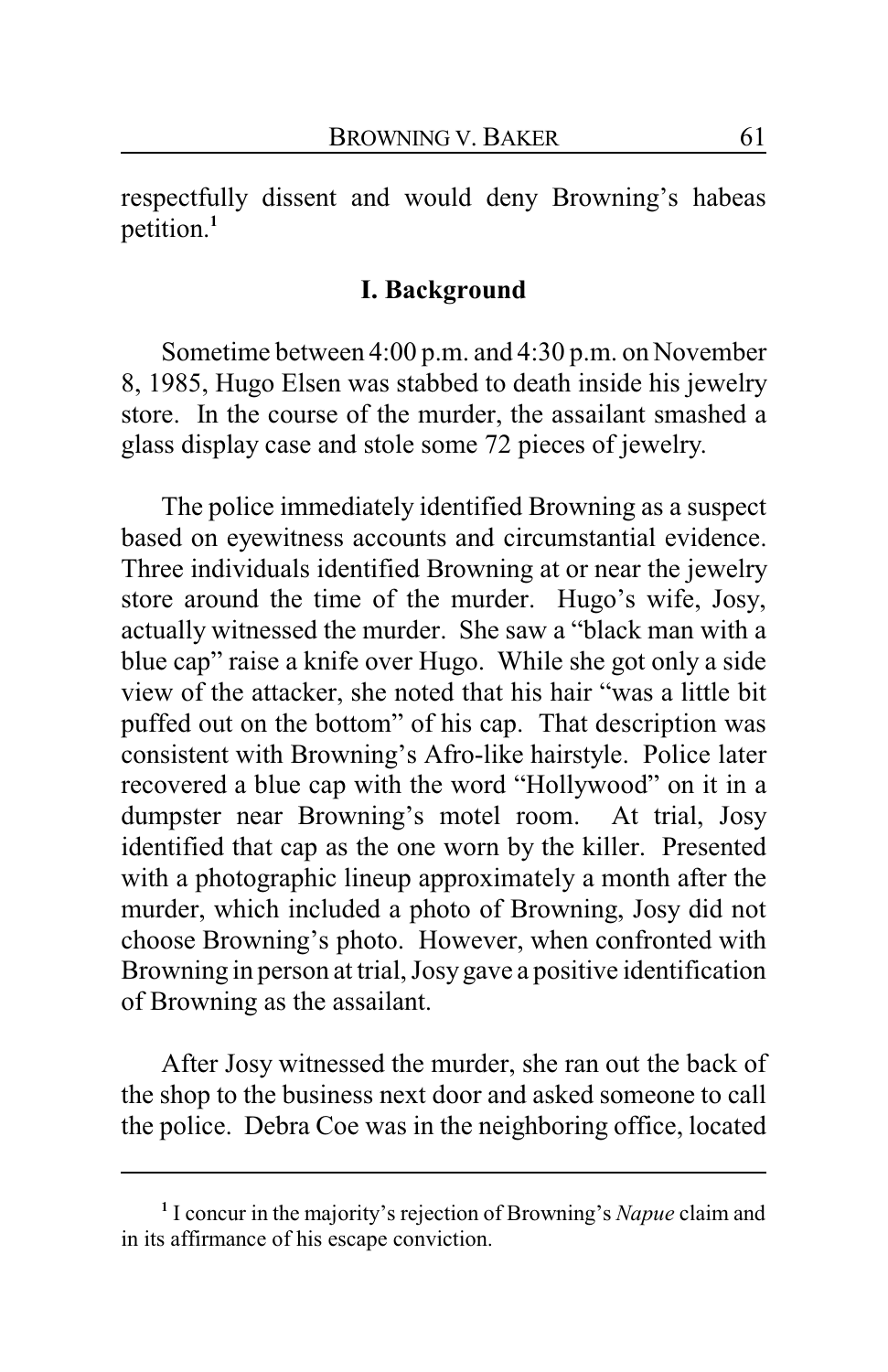respectfully dissent and would deny Browning's habeas petition.[1]

## I. Background

Sometime between 4:00 p.m. and 4:30 p.m. on November 8, 1985, Hugo Elsen was stabbed to death inside his jewelry store. In the course of the murder, the assailant smashed a glass display case and stole some 72 pieces of jewelry.

The police immediately identified Browning as a suspect based on eyewitness accounts and circumstantial evidence. Three individuals identified Browning at or near the jewelry store around the time of the murder. Hugo's wife, Josy, actually witnessed the murder. She saw a "black man with a blue cap" raise a knife over Hugo. While she got only a side view of the attacker, she noted that his hair "was a little bit puffed out on the bottom" of his cap. That description was consistent with Browning's Afro-like hairstyle. Police later recovered a blue cap with the word "Hollywood" on it in a dumpster near Browning's motel room. At trial, Josy identified that cap as the one worn by the killer. Presented with a photographic lineup approximately a month after the murder, which included a photo of Browning, Josy did not choose Browning's photo. However, when confronted with Browning in person at trial, Josy gave a positive identification of Browning as the assailant.

After Josy witnessed the murder, she ran out the back of the shop to the business next door and asked someone to call the police. Debra Coe was in the neighboring office, located

---

[1] I concur in the majority's rejection of Browning's *Napue* claim and in its affirmance of his escape conviction.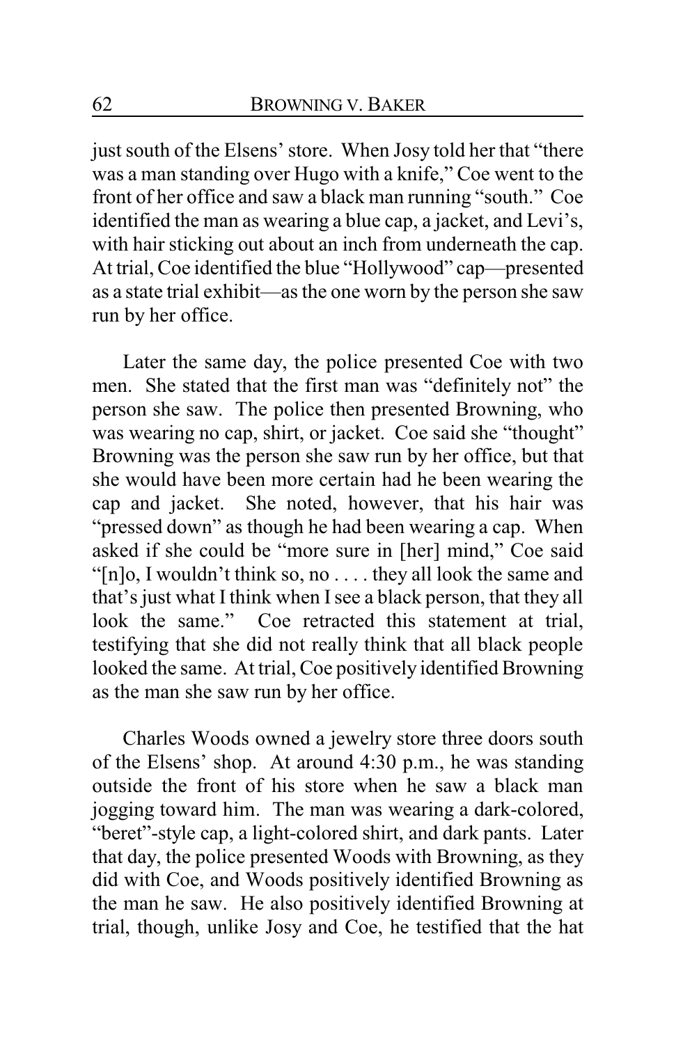just south of the Elsens' store. When Josy told her that "there was a man standing over Hugo with a knife," Coe went to the front of her office and saw a black man running "south." Coe identified the man as wearing a blue cap, a jacket, and Levi's, with hair sticking out about an inch from underneath the cap. At trial, Coe identified the blue "Hollywood" cap—presented as a state trial exhibit—as the one worn by the person she saw run by her office.

Later the same day, the police presented Coe with two men. She stated that the first man was "definitely not" the person she saw. The police then presented Browning, who was wearing no cap, shirt, or jacket. Coe said she "thought" Browning was the person she saw run by her office, but that she would have been more certain had he been wearing the cap and jacket. She noted, however, that his hair was "pressed down" as though he had been wearing a cap. When asked if she could be "more sure in [her] mind," Coe said "[n]o, I wouldn't think so, no . . . . they all look the same and that's just what I think when I see a black person, that they all look the same." Coe retracted this statement at trial, testifying that she did not really think that all black people looked the same. At trial, Coe positively identified Browning as the man she saw run by her office.

Charles Woods owned a jewelry store three doors south of the Elsens' shop. At around 4:30 p.m., he was standing outside the front of his store when he saw a black man jogging toward him. The man was wearing a dark-colored, "beret"-style cap, a light-colored shirt, and dark pants. Later that day, the police presented Woods with Browning, as they did with Coe, and Woods positively identified Browning as the man he saw. He also positively identified Browning at trial, though, unlike Josy and Coe, he testified that the hat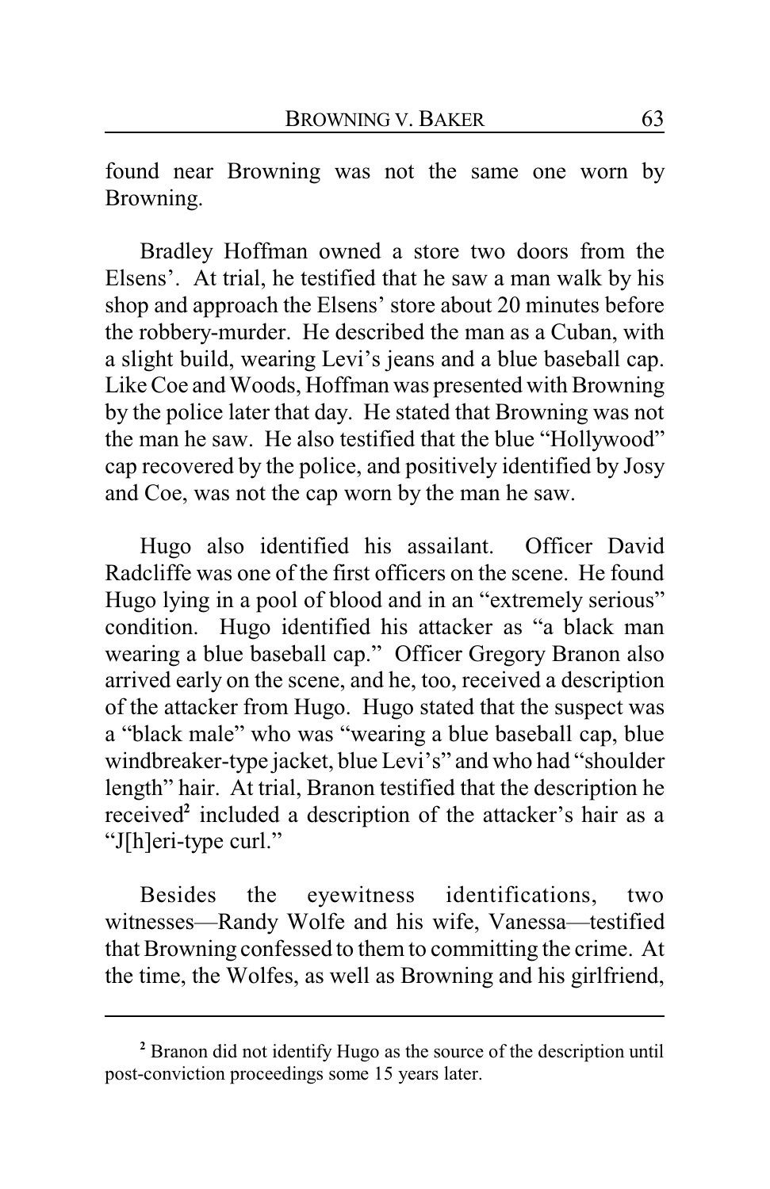found near Browning was not the same one worn by Browning.

Bradley Hoffman owned a store two doors from the Elsens'. At trial, he testified that he saw a man walk by his shop and approach the Elsens' store about 20 minutes before the robbery-murder. He described the man as a Cuban, with a slight build, wearing Levi's jeans and a blue baseball cap. Like Coe and Woods, Hoffman was presented with Browning by the police later that day. He stated that Browning was not the man he saw. He also testified that the blue "Hollywood" cap recovered by the police, and positively identified by Josy and Coe, was not the cap worn by the man he saw.

Hugo also identified his assailant. Officer David Radcliffe was one of the first officers on the scene. He found Hugo lying in a pool of blood and in an "extremely serious" condition. Hugo identified his attacker as "a black man wearing a blue baseball cap." Officer Gregory Branon also arrived early on the scene, and he, too, received a description of the attacker from Hugo. Hugo stated that the suspect was a "black male" who was "wearing a blue baseball cap, blue windbreaker-type jacket, blue Levi's" and who had "shoulder length" hair. At trial, Branon testified that the description he received[2] included a description of the attacker's hair as a "J[h]eri-type curl."

Besides the eyewitness identifications, two witnesses—Randy Wolfe and his wife, Vanessa—testified that Browning confessed to them to committing the crime. At the time, the Wolfes, as well as Browning and his girlfriend,

---

[2] Branon did not identify Hugo as the source of the description until post-conviction proceedings some 15 years later.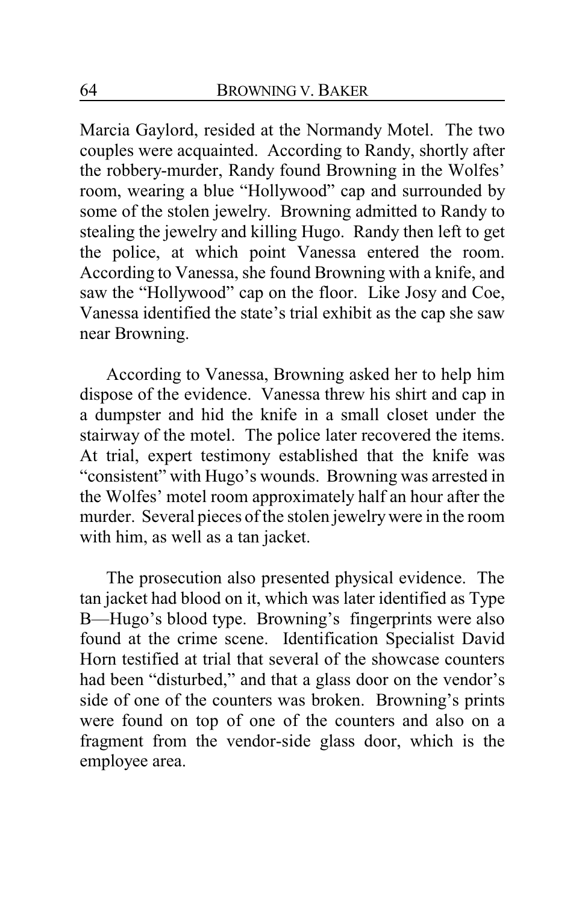Marcia Gaylord, resided at the Normandy Motel. The two couples were acquainted. According to Randy, shortly after the robbery-murder, Randy found Browning in the Wolfes' room, wearing a blue "Hollywood" cap and surrounded by some of the stolen jewelry. Browning admitted to Randy to stealing the jewelry and killing Hugo. Randy then left to get the police, at which point Vanessa entered the room. According to Vanessa, she found Browning with a knife, and saw the "Hollywood" cap on the floor. Like Josy and Coe, Vanessa identified the state's trial exhibit as the cap she saw near Browning.

According to Vanessa, Browning asked her to help him dispose of the evidence. Vanessa threw his shirt and cap in a dumpster and hid the knife in a small closet under the stairway of the motel. The police later recovered the items. At trial, expert testimony established that the knife was "consistent" with Hugo's wounds. Browning was arrested in the Wolfes' motel room approximately half an hour after the murder. Several pieces of the stolen jewelry were in the room with him, as well as a tan jacket.

The prosecution also presented physical evidence. The tan jacket had blood on it, which was later identified as Type B—Hugo's blood type. Browning's fingerprints were also found at the crime scene. Identification Specialist David Horn testified at trial that several of the showcase counters had been "disturbed," and that a glass door on the vendor's side of one of the counters was broken. Browning's prints were found on top of one of the counters and also on a fragment from the vendor-side glass door, which is the employee area.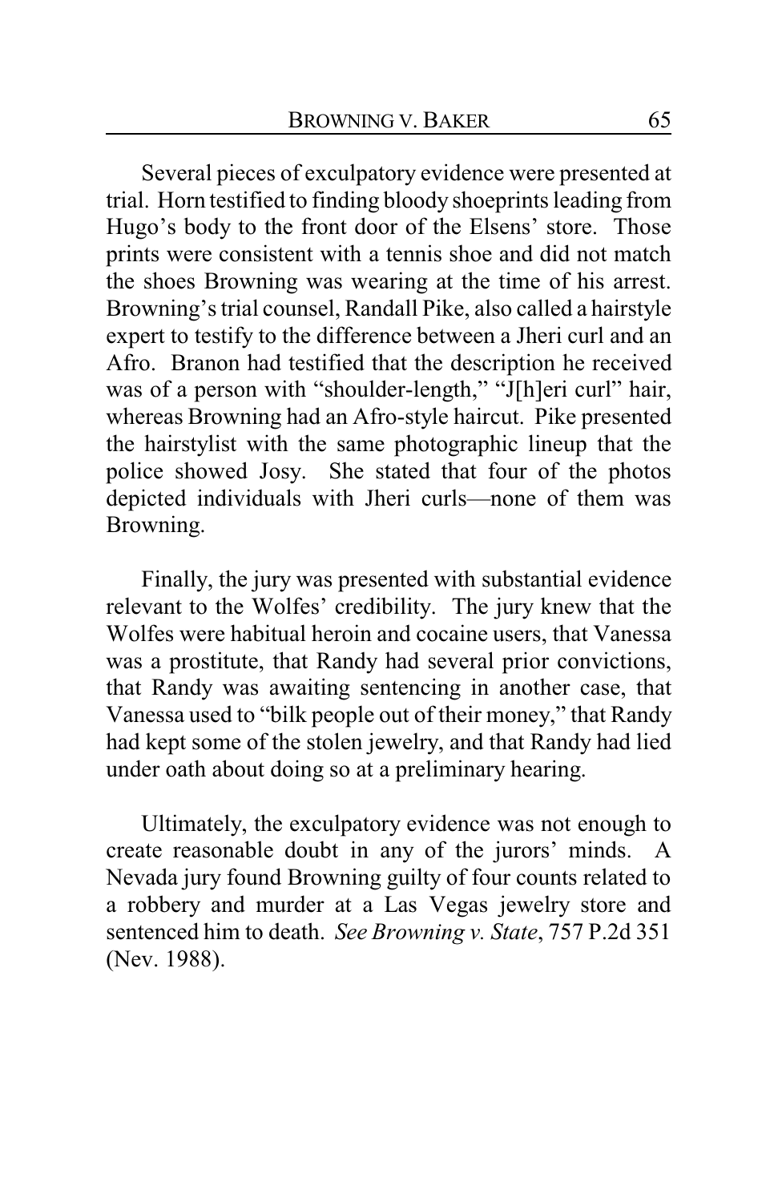Several pieces of exculpatory evidence were presented at trial. Horn testified to finding bloody shoeprints leading from Hugo's body to the front door of the Elsens' store. Those prints were consistent with a tennis shoe and did not match the shoes Browning was wearing at the time of his arrest. Browning's trial counsel, Randall Pike, also called a hairstyle expert to testify to the difference between a Jheri curl and an Afro. Branon had testified that the description he received was of a person with "shoulder-length," "J[h]eri curl" hair, whereas Browning had an Afro-style haircut. Pike presented the hairstylist with the same photographic lineup that the police showed Josy. She stated that four of the photos depicted individuals with Jheri curls—none of them was Browning.

Finally, the jury was presented with substantial evidence relevant to the Wolfes' credibility. The jury knew that the Wolfes were habitual heroin and cocaine users, that Vanessa was a prostitute, that Randy had several prior convictions, that Randy was awaiting sentencing in another case, that Vanessa used to "bilk people out of their money," that Randy had kept some of the stolen jewelry, and that Randy had lied under oath about doing so at a preliminary hearing.

Ultimately, the exculpatory evidence was not enough to create reasonable doubt in any of the jurors' minds. A Nevada jury found Browning guilty of four counts related to a robbery and murder at a Las Vegas jewelry store and sentenced him to death. *See Browning v. State*, 757 P.2d 351 (Nev. 1988).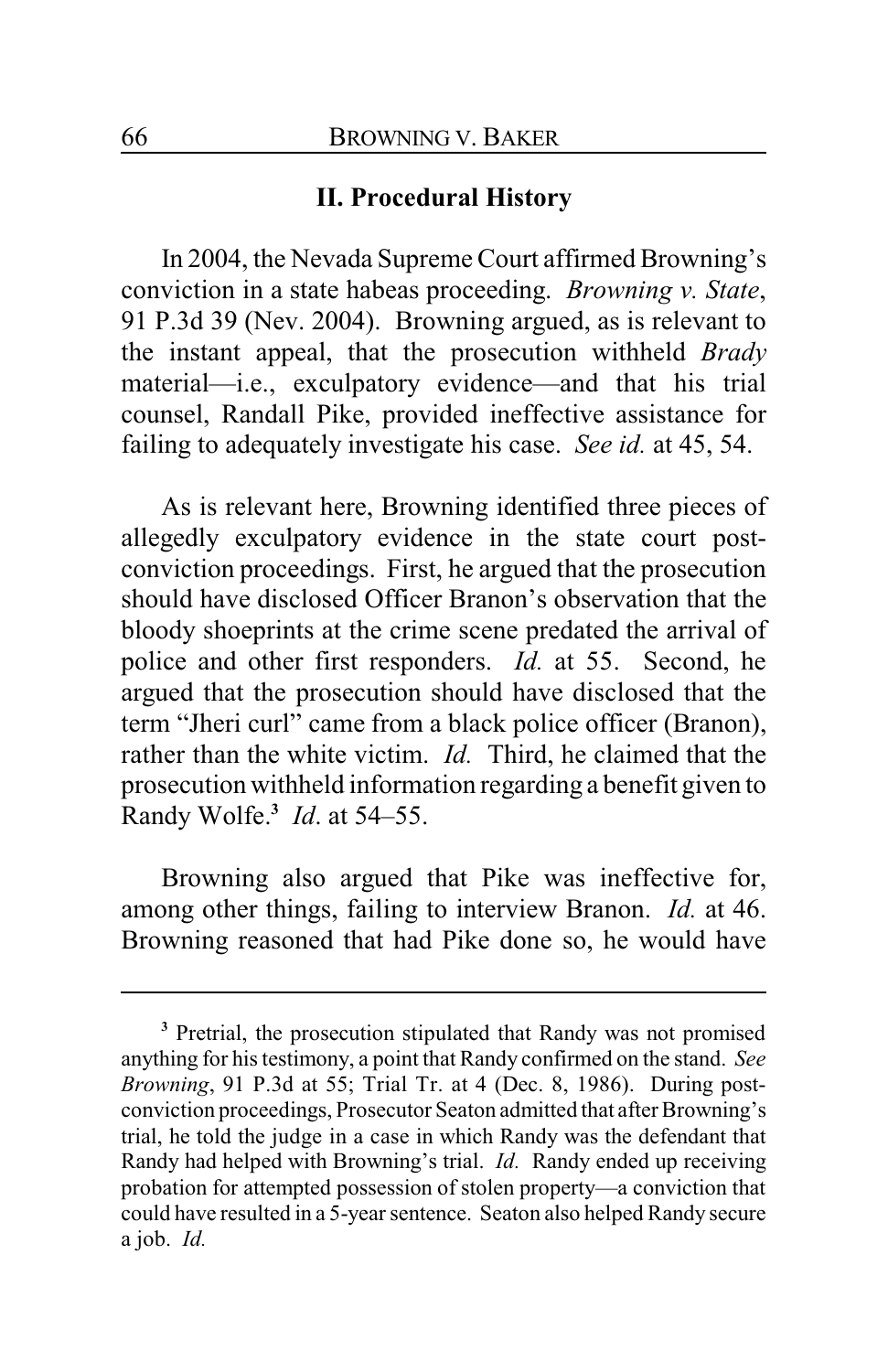## II. Procedural History

In 2004, the Nevada Supreme Court affirmed Browning's conviction in a state habeas proceeding. *Browning v. State*, 91 P.3d 39 (Nev. 2004). Browning argued, as is relevant to the instant appeal, that the prosecution withheld *Brady* material—i.e., exculpatory evidence—and that his trial counsel, Randall Pike, provided ineffective assistance for failing to adequately investigate his case. *See id.* at 45, 54.

As is relevant here, Browning identified three pieces of allegedly exculpatory evidence in the state court post-conviction proceedings. First, he argued that the prosecution should have disclosed Officer Branon's observation that the bloody shoeprints at the crime scene predated the arrival of police and other first responders. *Id.* at 55. Second, he argued that the prosecution should have disclosed that the term "Jheri curl" came from a black police officer (Branon), rather than the white victim. *Id.* Third, he claimed that the prosecution withheld information regarding a benefit given to Randy Wolfe.[3] *Id*. at 54–55.

Browning also argued that Pike was ineffective for, among other things, failing to interview Branon. *Id.* at 46. Browning reasoned that had Pike done so, he would have

---

[3] Pretrial, the prosecution stipulated that Randy was not promised anything for his testimony, a point that Randy confirmed on the stand. *See Browning*, 91 P.3d at 55; Trial Tr. at 4 (Dec. 8, 1986). During post-conviction proceedings, Prosecutor Seaton admitted that after Browning's trial, he told the judge in a case in which Randy was the defendant that Randy had helped with Browning's trial. *Id.* Randy ended up receiving probation for attempted possession of stolen property—a conviction that could have resulted in a 5-year sentence. Seaton also helped Randy secure a job. *Id.*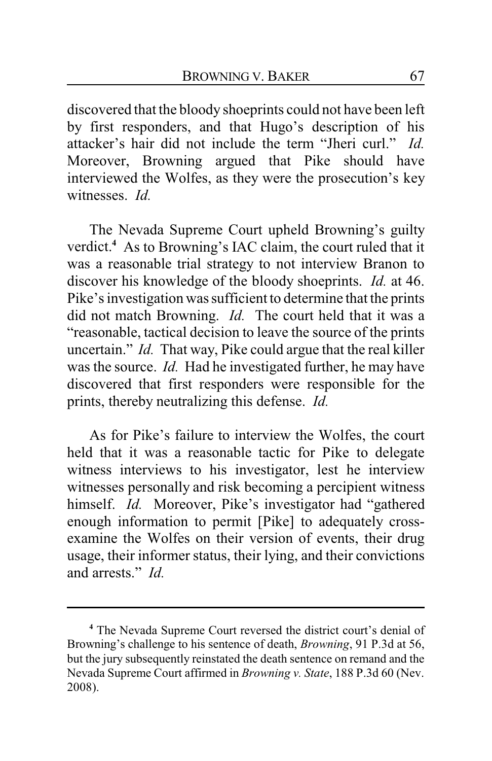discovered that the bloody shoeprints could not have been left by first responders, and that Hugo's description of his attacker's hair did not include the term "Jheri curl." *Id.* Moreover, Browning argued that Pike should have interviewed the Wolfes, as they were the prosecution's key witnesses. *Id.*

The Nevada Supreme Court upheld Browning's guilty verdict.[4] As to Browning's IAC claim, the court ruled that it was a reasonable trial strategy to not interview Branon to discover his knowledge of the bloody shoeprints. *Id.* at 46. Pike's investigation was sufficient to determine that the prints did not match Browning. *Id.* The court held that it was a "reasonable, tactical decision to leave the source of the prints uncertain." *Id.* That way, Pike could argue that the real killer was the source. *Id.* Had he investigated further, he may have discovered that first responders were responsible for the prints, thereby neutralizing this defense. *Id.*

As for Pike's failure to interview the Wolfes, the court held that it was a reasonable tactic for Pike to delegate witness interviews to his investigator, lest he interview witnesses personally and risk becoming a percipient witness himself. *Id.* Moreover, Pike's investigator had "gathered enough information to permit [Pike] to adequately cross-examine the Wolfes on their version of events, their drug usage, their informer status, their lying, and their convictions and arrests." *Id.*

---

[4] The Nevada Supreme Court reversed the district court's denial of Browning's challenge to his sentence of death, *Browning*, 91 P.3d at 56, but the jury subsequently reinstated the death sentence on remand and the Nevada Supreme Court affirmed in *Browning v. State*, 188 P.3d 60 (Nev. 2008).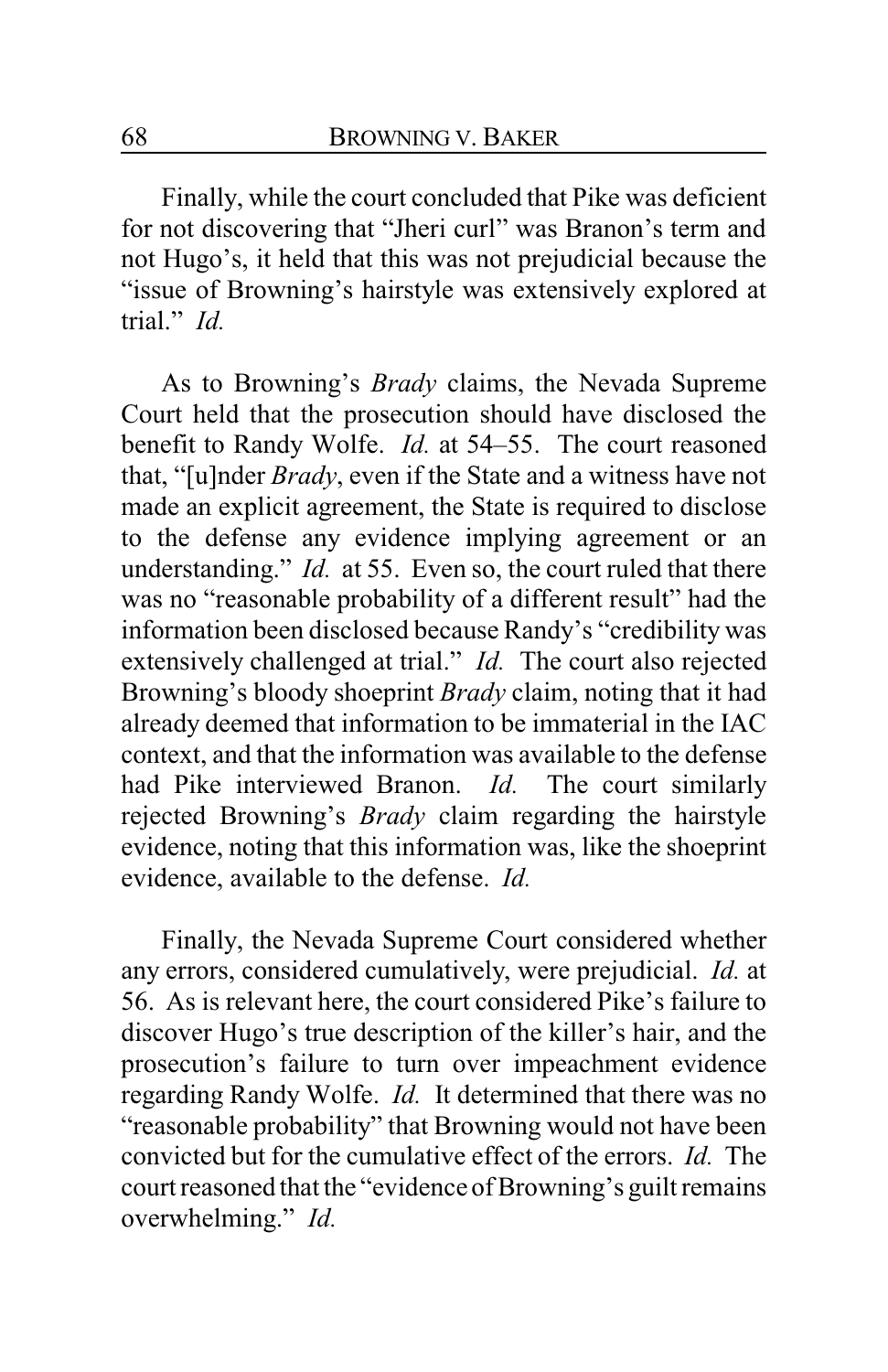Finally, while the court concluded that Pike was deficient for not discovering that "Jheri curl" was Branon's term and not Hugo's, it held that this was not prejudicial because the "issue of Browning's hairstyle was extensively explored at trial." *Id.*

As to Browning's *Brady* claims, the Nevada Supreme Court held that the prosecution should have disclosed the benefit to Randy Wolfe. *Id.* at 54–55. The court reasoned that, "[u]nder *Brady*, even if the State and a witness have not made an explicit agreement, the State is required to disclose to the defense any evidence implying agreement or an understanding." *Id.* at 55. Even so, the court ruled that there was no "reasonable probability of a different result" had the information been disclosed because Randy's "credibility was extensively challenged at trial." *Id.* The court also rejected Browning's bloody shoeprint *Brady* claim, noting that it had already deemed that information to be immaterial in the IAC context, and that the information was available to the defense had Pike interviewed Branon. *Id.* The court similarly rejected Browning's *Brady* claim regarding the hairstyle evidence, noting that this information was, like the shoeprint evidence, available to the defense. *Id.*

Finally, the Nevada Supreme Court considered whether any errors, considered cumulatively, were prejudicial. *Id.* at 56. As is relevant here, the court considered Pike's failure to discover Hugo's true description of the killer's hair, and the prosecution's failure to turn over impeachment evidence regarding Randy Wolfe. *Id.* It determined that there was no "reasonable probability" that Browning would not have been convicted but for the cumulative effect of the errors. *Id.* The court reasoned that the "evidence of Browning's guilt remains overwhelming." *Id.*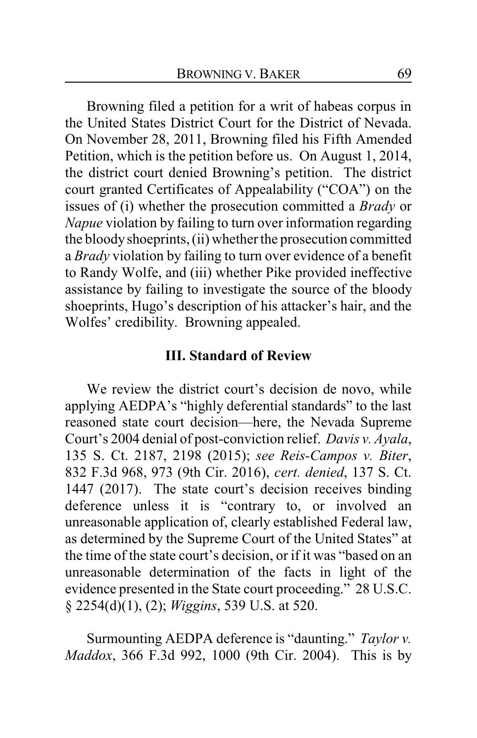Browning filed a petition for a writ of habeas corpus in the United States District Court for the District of Nevada. On November 28, 2011, Browning filed his Fifth Amended Petition, which is the petition before us. On August 1, 2014, the district court denied Browning's petition. The district court granted Certificates of Appealability ("COA") on the issues of (i) whether the prosecution committed a *Brady* or *Napue* violation by failing to turn over information regarding the bloody shoeprints, (ii) whether the prosecution committed a *Brady* violation by failing to turn over evidence of a benefit to Randy Wolfe, and (iii) whether Pike provided ineffective assistance by failing to investigate the source of the bloody shoeprints, Hugo's description of his attacker's hair, and the Wolfes' credibility. Browning appealed.

## III. Standard of Review

We review the district court's decision de novo, while applying AEDPA's "highly deferential standards" to the last reasoned state court decision—here, the Nevada Supreme Court's 2004 denial of post-conviction relief. *Davis v. Ayala*, 135 S. Ct. 2187, 2198 (2015); *see Reis-Campos v. Biter*, 832 F.3d 968, 973 (9th Cir. 2016), *cert. denied*, 137 S. Ct. 1447 (2017). The state court's decision receives binding deference unless it is "contrary to, or involved an unreasonable application of, clearly established Federal law, as determined by the Supreme Court of the United States" at the time of the state court's decision, or if it was "based on an unreasonable determination of the facts in light of the evidence presented in the State court proceeding." 28 U.S.C. § 2254(d)(1), (2); *Wiggins*, 539 U.S. at 520.

Surmounting AEDPA deference is "daunting." *Taylor v. Maddox*, 366 F.3d 992, 1000 (9th Cir. 2004). This is by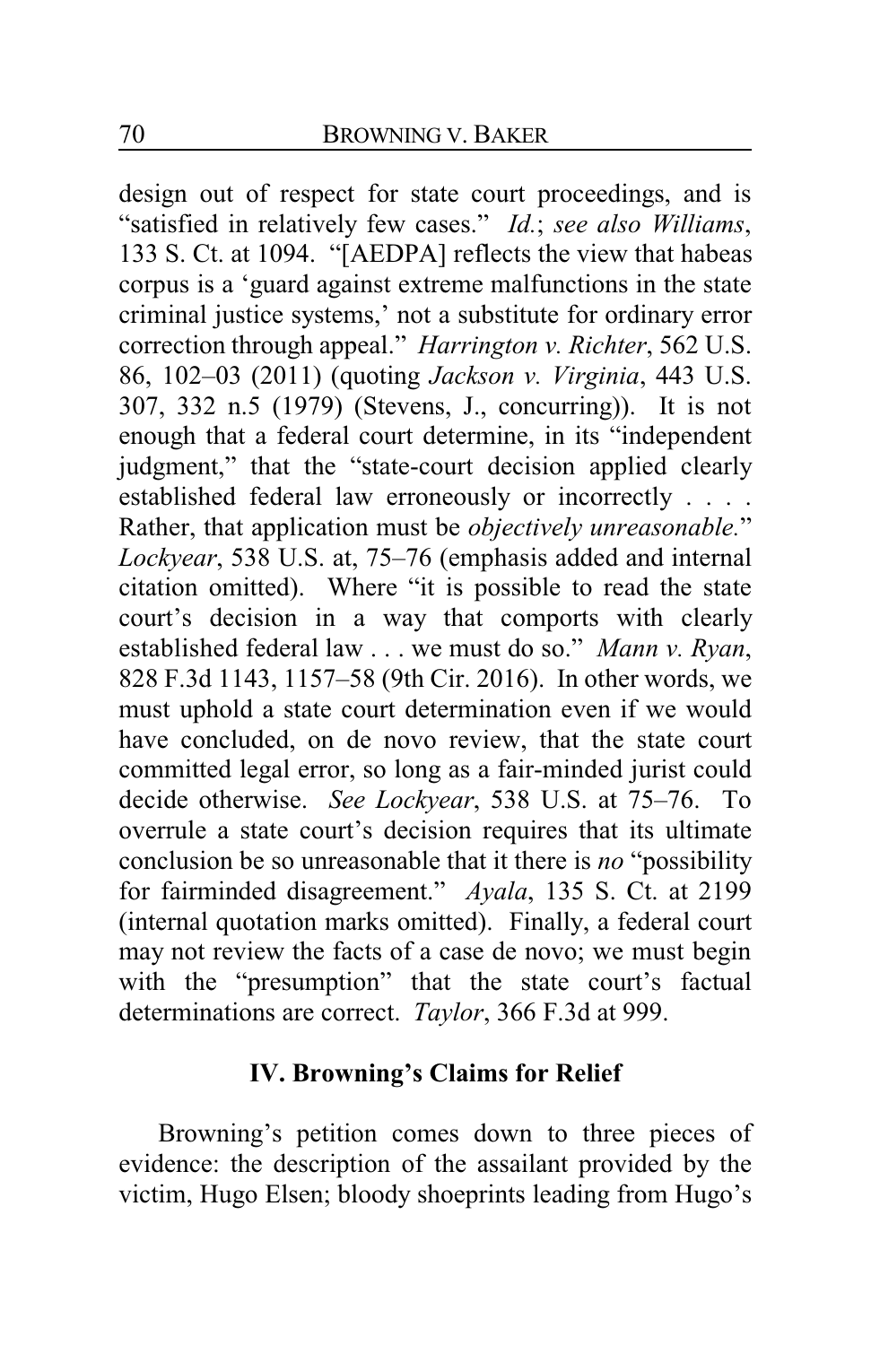design out of respect for state court proceedings, and is "satisfied in relatively few cases." *Id.*; *see also Williams*, 133 S. Ct. at 1094. "[AEDPA] reflects the view that habeas corpus is a 'guard against extreme malfunctions in the state criminal justice systems,' not a substitute for ordinary error correction through appeal." *Harrington v. Richter*, 562 U.S. 86, 102–03 (2011) (quoting *Jackson v. Virginia*, 443 U.S. 307, 332 n.5 (1979) (Stevens, J., concurring)). It is not enough that a federal court determine, in its "independent judgment," that the "state-court decision applied clearly established federal law erroneously or incorrectly . . . . Rather, that application must be *objectively unreasonable.*" *Lockyear*, 538 U.S. at, 75–76 (emphasis added and internal citation omitted). Where "it is possible to read the state court's decision in a way that comports with clearly established federal law . . . we must do so." *Mann v. Ryan*, 828 F.3d 1143, 1157–58 (9th Cir. 2016). In other words, we must uphold a state court determination even if we would have concluded, on de novo review, that the state court committed legal error, so long as a fair-minded jurist could decide otherwise. *See Lockyear*, 538 U.S. at 75–76. To overrule a state court's decision requires that its ultimate conclusion be so unreasonable that it there is *no* "possibility for fairminded disagreement." *Ayala*, 135 S. Ct. at 2199 (internal quotation marks omitted). Finally, a federal court may not review the facts of a case de novo; we must begin with the "presumption" that the state court's factual determinations are correct. *Taylor*, 366 F.3d at 999.

## IV. Browning's Claims for Relief

Browning's petition comes down to three pieces of evidence: the description of the assailant provided by the victim, Hugo Elsen; bloody shoeprints leading from Hugo's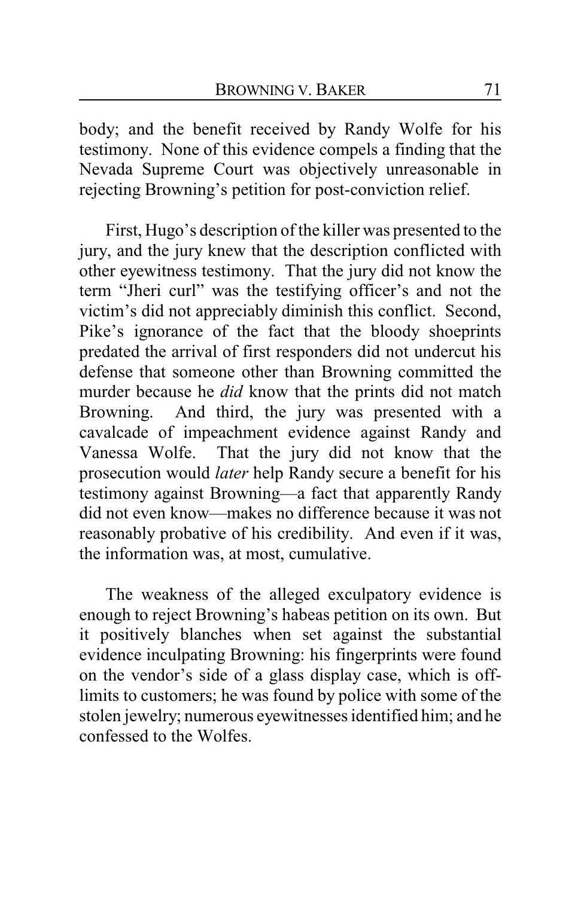body; and the benefit received by Randy Wolfe for his testimony. None of this evidence compels a finding that the Nevada Supreme Court was objectively unreasonable in rejecting Browning's petition for post-conviction relief.

First, Hugo's description of the killer was presented to the jury, and the jury knew that the description conflicted with other eyewitness testimony. That the jury did not know the term "Jheri curl" was the testifying officer's and not the victim's did not appreciably diminish this conflict. Second, Pike's ignorance of the fact that the bloody shoeprints predated the arrival of first responders did not undercut his defense that someone other than Browning committed the murder because he *did* know that the prints did not match Browning. And third, the jury was presented with a cavalcade of impeachment evidence against Randy and Vanessa Wolfe. That the jury did not know that the prosecution would *later* help Randy secure a benefit for his testimony against Browning—a fact that apparently Randy did not even know—makes no difference because it was not reasonably probative of his credibility. And even if it was, the information was, at most, cumulative.

The weakness of the alleged exculpatory evidence is enough to reject Browning's habeas petition on its own. But it positively blanches when set against the substantial evidence inculpating Browning: his fingerprints were found on the vendor's side of a glass display case, which is off-limits to customers; he was found by police with some of the stolen jewelry; numerous eyewitnesses identified him; and he confessed to the Wolfes.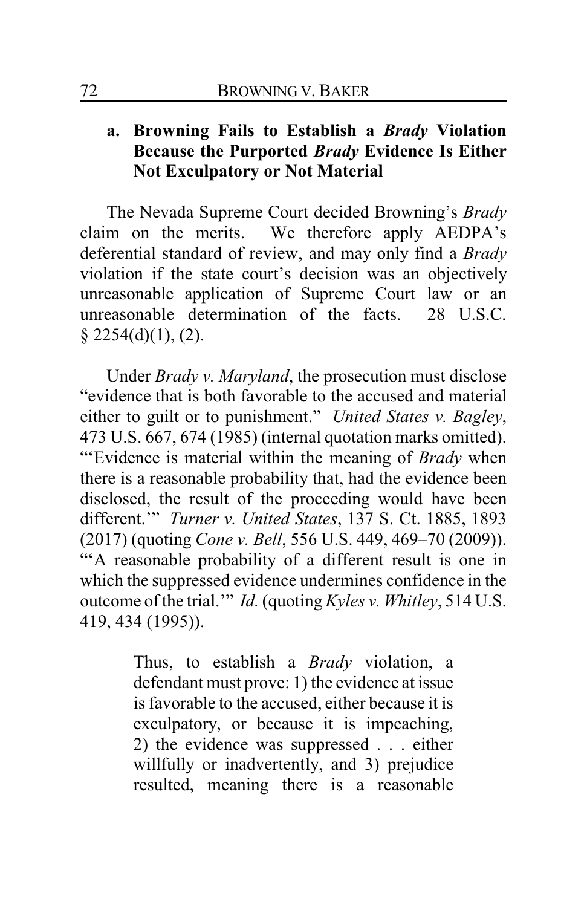### a. Browning Fails to Establish a *Brady* Violation Because the Purported *Brady* Evidence Is Either Not Exculpatory or Not Material

The Nevada Supreme Court decided Browning's *Brady* claim on the merits. We therefore apply AEDPA's deferential standard of review, and may only find a *Brady* violation if the state court's decision was an objectively unreasonable application of Supreme Court law or an unreasonable determination of the facts. 28 U.S.C. § 2254(d)(1), (2).

Under *Brady v. Maryland*, the prosecution must disclose "evidence that is both favorable to the accused and material either to guilt or to punishment." *United States v. Bagley*, 473 U.S. 667, 674 (1985) (internal quotation marks omitted). "'Evidence is material within the meaning of *Brady* when there is a reasonable probability that, had the evidence been disclosed, the result of the proceeding would have been different.'" *Turner v. United States*, 137 S. Ct. 1885, 1893 (2017) (quoting *Cone v. Bell*, 556 U.S. 449, 469–70 (2009)). "'A reasonable probability of a different result is one in which the suppressed evidence undermines confidence in the outcome of the trial.'" *Id.* (quoting *Kyles v. Whitley*, 514 U.S. 419, 434 (1995)).

> Thus, to establish a *Brady* violation, a defendant must prove: 1) the evidence at issue is favorable to the accused, either because it is exculpatory, or because it is impeaching, 2) the evidence was suppressed . . . either willfully or inadvertently, and 3) prejudice resulted, meaning there is a reasonable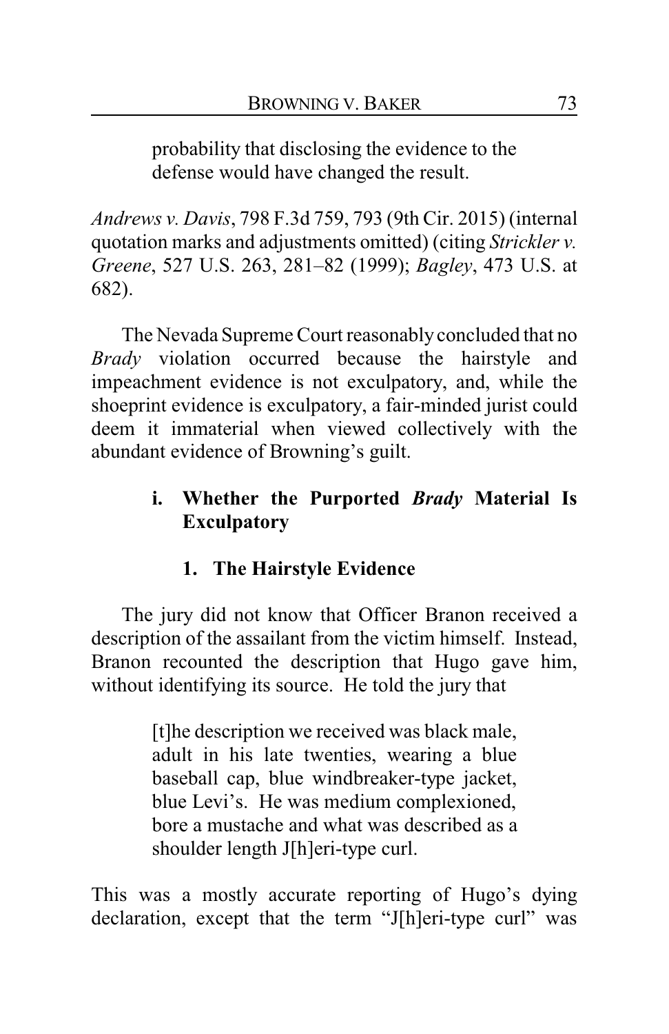> probability that disclosing the evidence to the defense would have changed the result.

*Andrews v. Davis*, 798 F.3d 759, 793 (9th Cir. 2015) (internal quotation marks and adjustments omitted) (citing *Strickler v. Greene*, 527 U.S. 263, 281–82 (1999); *Bagley*, 473 U.S. at 682).

The Nevada Supreme Court reasonably concluded that no *Brady* violation occurred because the hairstyle and impeachment evidence is not exculpatory, and, while the shoeprint evidence is exculpatory, a fair-minded jurist could deem it immaterial when viewed collectively with the abundant evidence of Browning's guilt.

### i. Whether the Purported *Brady* Material Is Exculpatory

#### 1. The Hairstyle Evidence

The jury did not know that Officer Branon received a description of the assailant from the victim himself. Instead, Branon recounted the description that Hugo gave him, without identifying its source. He told the jury that

> [t]he description we received was black male, adult in his late twenties, wearing a blue baseball cap, blue windbreaker-type jacket, blue Levi's. He was medium complexioned, bore a mustache and what was described as a shoulder length J[h]eri-type curl.

This was a mostly accurate reporting of Hugo's dying declaration, except that the term "J[h]eri-type curl" was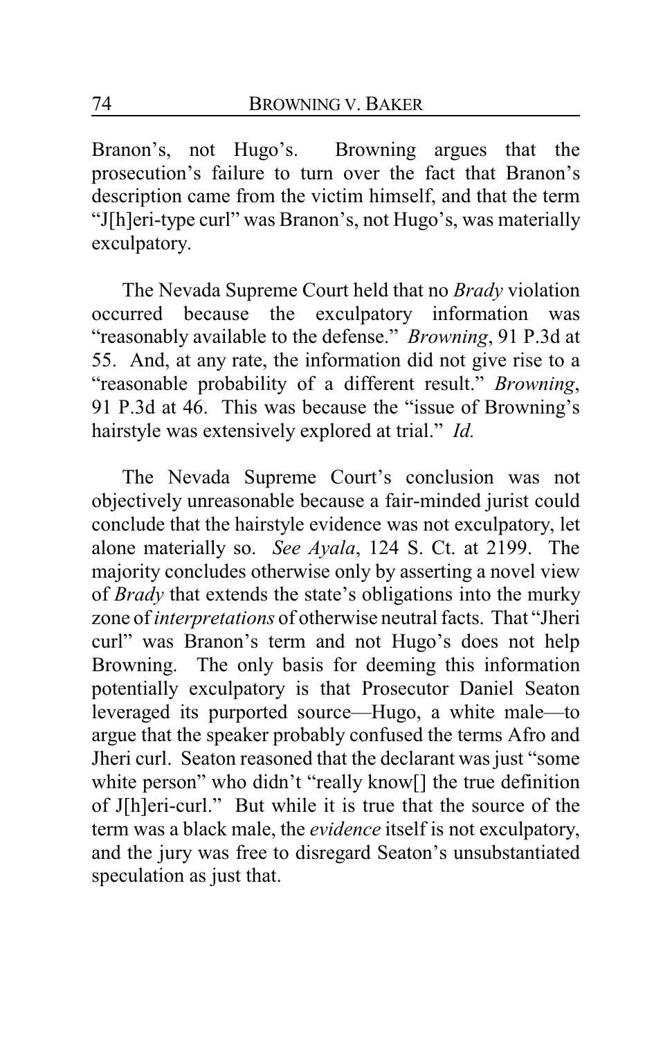Branon's, not Hugo's. Browning argues that the prosecution's failure to turn over the fact that Branon's description came from the victim himself, and that the term "J[h]eri-type curl" was Branon's, not Hugo's, was materially exculpatory.

The Nevada Supreme Court held that no *Brady* violation occurred because the exculpatory information was "reasonably available to the defense." *Browning*, 91 P.3d at 55. And, at any rate, the information did not give rise to a "reasonable probability of a different result." *Browning*, 91 P.3d at 46. This was because the "issue of Browning's hairstyle was extensively explored at trial." *Id.*

The Nevada Supreme Court's conclusion was not objectively unreasonable because a fair-minded jurist could conclude that the hairstyle evidence was not exculpatory, let alone materially so. *See Ayala*, 124 S. Ct. at 2199. The majority concludes otherwise only by asserting a novel view of *Brady* that extends the state's obligations into the murky zone of *interpretations* of otherwise neutral facts. That "Jheri curl" was Branon's term and not Hugo's does not help Browning. The only basis for deeming this information potentially exculpatory is that Prosecutor Daniel Seaton leveraged its purported source—Hugo, a white male—to argue that the speaker probably confused the terms Afro and Jheri curl. Seaton reasoned that the declarant was just "some white person" who didn't "really know[] the true definition of J[h]eri-curl." But while it is true that the source of the term was a black male, the *evidence* itself is not exculpatory, and the jury was free to disregard Seaton's unsubstantiated speculation as just that.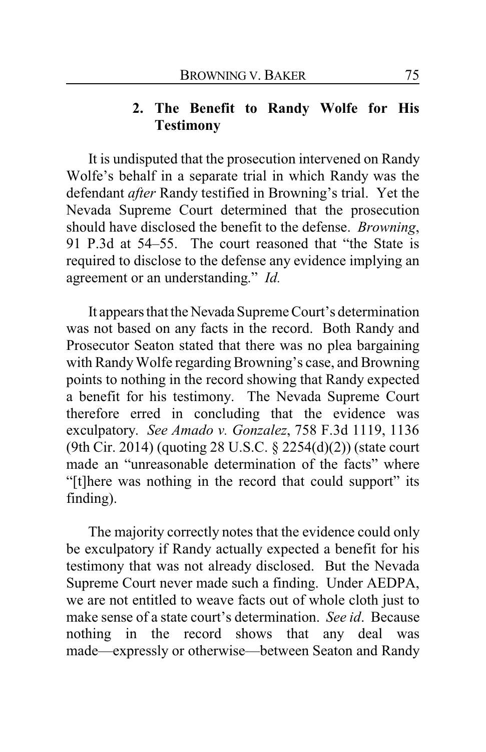### 2. The Benefit to Randy Wolfe for His Testimony

It is undisputed that the prosecution intervened on Randy Wolfe's behalf in a separate trial in which Randy was the defendant *after* Randy testified in Browning's trial. Yet the Nevada Supreme Court determined that the prosecution should have disclosed the benefit to the defense. *Browning*, 91 P.3d at 54–55. The court reasoned that "the State is required to disclose to the defense any evidence implying an agreement or an understanding." *Id.*

It appears that the Nevada Supreme Court's determination was not based on any facts in the record. Both Randy and Prosecutor Seaton stated that there was no plea bargaining with Randy Wolfe regarding Browning's case, and Browning points to nothing in the record showing that Randy expected a benefit for his testimony. The Nevada Supreme Court therefore erred in concluding that the evidence was exculpatory. *See Amado v. Gonzalez*, 758 F.3d 1119, 1136 (9th Cir. 2014) (quoting 28 U.S.C. § 2254(d)(2)) (state court made an "unreasonable determination of the facts" where "[t]here was nothing in the record that could support" its finding).

The majority correctly notes that the evidence could only be exculpatory if Randy actually expected a benefit for his testimony that was not already disclosed. But the Nevada Supreme Court never made such a finding. Under AEDPA, we are not entitled to weave facts out of whole cloth just to make sense of a state court's determination. *See id*. Because nothing in the record shows that any deal was made—expressly or otherwise—between Seaton and Randy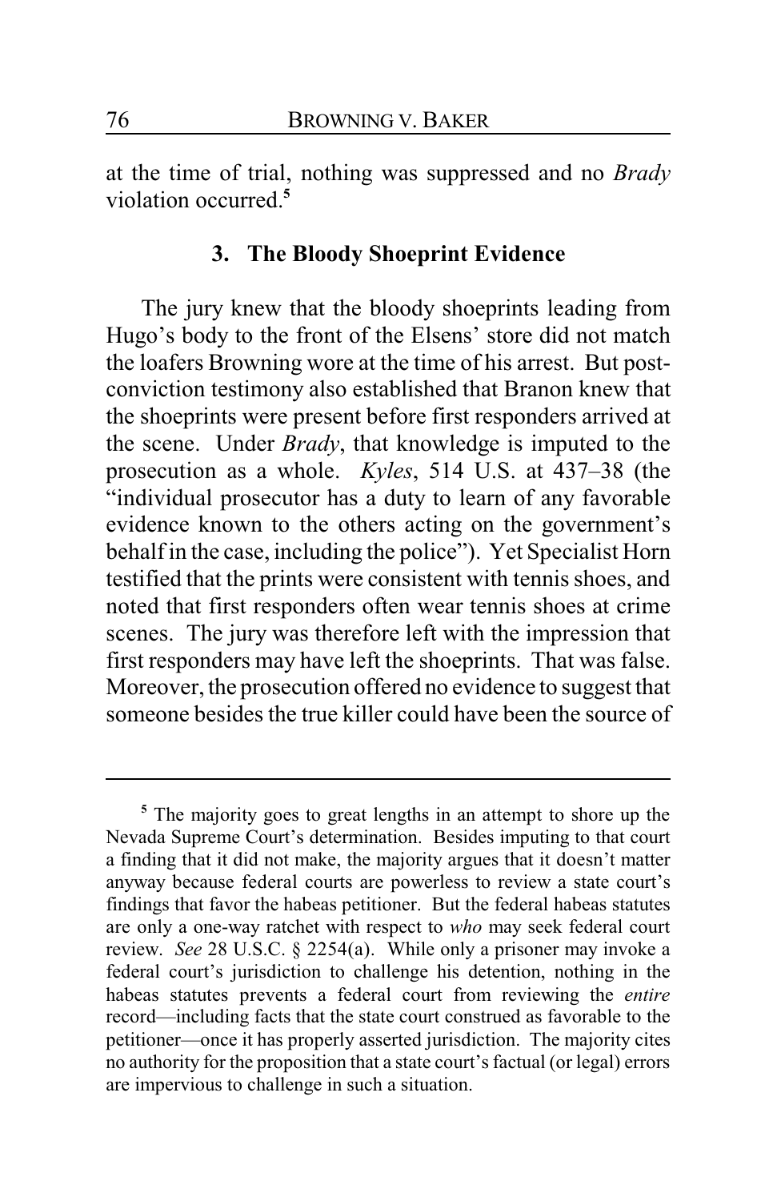at the time of trial, nothing was suppressed and no *Brady* violation occurred.[5]

### 3. The Bloody Shoeprint Evidence

The jury knew that the bloody shoeprints leading from Hugo's body to the front of the Elsens' store did not match the loafers Browning wore at the time of his arrest. But post-conviction testimony also established that Branon knew that the shoeprints were present before first responders arrived at the scene. Under *Brady*, that knowledge is imputed to the prosecution as a whole. *Kyles*, 514 U.S. at 437–38 (the "individual prosecutor has a duty to learn of any favorable evidence known to the others acting on the government's behalf in the case, including the police"). Yet Specialist Horn testified that the prints were consistent with tennis shoes, and noted that first responders often wear tennis shoes at crime scenes. The jury was therefore left with the impression that first responders may have left the shoeprints. That was false. Moreover, the prosecution offered no evidence to suggest that someone besides the true killer could have been the source of

---

[5] The majority goes to great lengths in an attempt to shore up the Nevada Supreme Court's determination. Besides imputing to that court a finding that it did not make, the majority argues that it doesn't matter anyway because federal courts are powerless to review a state court's findings that favor the habeas petitioner. But the federal habeas statutes are only a one-way ratchet with respect to *who* may seek federal court review. *See* 28 U.S.C. § 2254(a). While only a prisoner may invoke a federal court's jurisdiction to challenge his detention, nothing in the habeas statutes prevents a federal court from reviewing the *entire* record—including facts that the state court construed as favorable to the petitioner—once it has properly asserted jurisdiction. The majority cites no authority for the proposition that a state court's factual (or legal) errors are impervious to challenge in such a situation.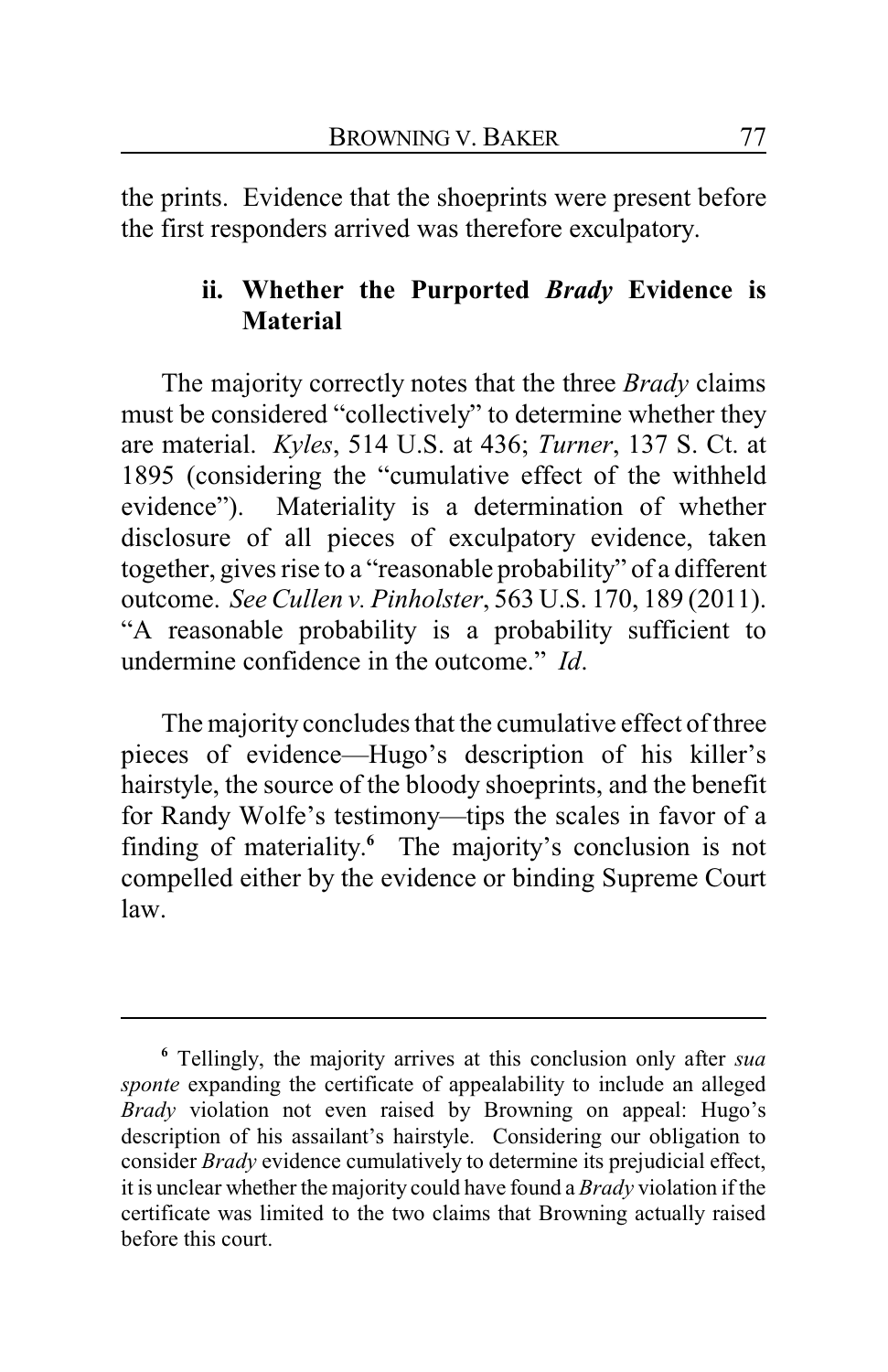the prints. Evidence that the shoeprints were present before the first responders arrived was therefore exculpatory.

### ii. Whether the Purported *Brady* Evidence is Material

The majority correctly notes that the three *Brady* claims must be considered "collectively" to determine whether they are material. *Kyles*, 514 U.S. at 436; *Turner*, 137 S. Ct. at 1895 (considering the "cumulative effect of the withheld evidence"). Materiality is a determination of whether disclosure of all pieces of exculpatory evidence, taken together, gives rise to a "reasonable probability" of a different outcome. *See Cullen v. Pinholster*, 563 U.S. 170, 189 (2011). "A reasonable probability is a probability sufficient to undermine confidence in the outcome." *Id*.

The majority concludes that the cumulative effect of three pieces of evidence—Hugo's description of his killer's hairstyle, the source of the bloody shoeprints, and the benefit for Randy Wolfe's testimony—tips the scales in favor of a finding of materiality.[6] The majority's conclusion is not compelled either by the evidence or binding Supreme Court law.

---

[6] Tellingly, the majority arrives at this conclusion only after *sua sponte* expanding the certificate of appealability to include an alleged *Brady* violation not even raised by Browning on appeal: Hugo's description of his assailant's hairstyle. Considering our obligation to consider *Brady* evidence cumulatively to determine its prejudicial effect, it is unclear whether the majority could have found a *Brady* violation if the certificate was limited to the two claims that Browning actually raised before this court.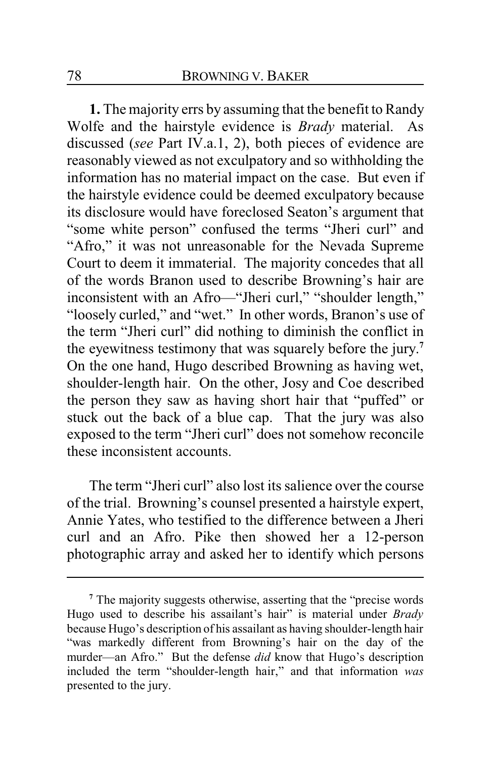**1.** The majority errs by assuming that the benefit to Randy Wolfe and the hairstyle evidence is *Brady* material. As discussed (*see* Part IV.a.1, 2), both pieces of evidence are reasonably viewed as not exculpatory and so withholding the information has no material impact on the case. But even if the hairstyle evidence could be deemed exculpatory because its disclosure would have foreclosed Seaton's argument that "some white person" confused the terms "Jheri curl" and "Afro," it was not unreasonable for the Nevada Supreme Court to deem it immaterial. The majority concedes that all of the words Branon used to describe Browning's hair are inconsistent with an Afro—"Jheri curl," "shoulder length," "loosely curled," and "wet." In other words, Branon's use of the term "Jheri curl" did nothing to diminish the conflict in the eyewitness testimony that was squarely before the jury.[7] On the one hand, Hugo described Browning as having wet, shoulder-length hair. On the other, Josy and Coe described the person they saw as having short hair that "puffed" or stuck out the back of a blue cap. That the jury was also exposed to the term "Jheri curl" does not somehow reconcile these inconsistent accounts.

The term "Jheri curl" also lost its salience over the course of the trial. Browning's counsel presented a hairstyle expert, Annie Yates, who testified to the difference between a Jheri curl and an Afro. Pike then showed her a 12-person photographic array and asked her to identify which persons

---

[7] The majority suggests otherwise, asserting that the "precise words Hugo used to describe his assailant's hair" is material under *Brady* because Hugo's description of his assailant as having shoulder-length hair "was markedly different from Browning's hair on the day of the murder—an Afro." But the defense *did* know that Hugo's description included the term "shoulder-length hair," and that information *was* presented to the jury.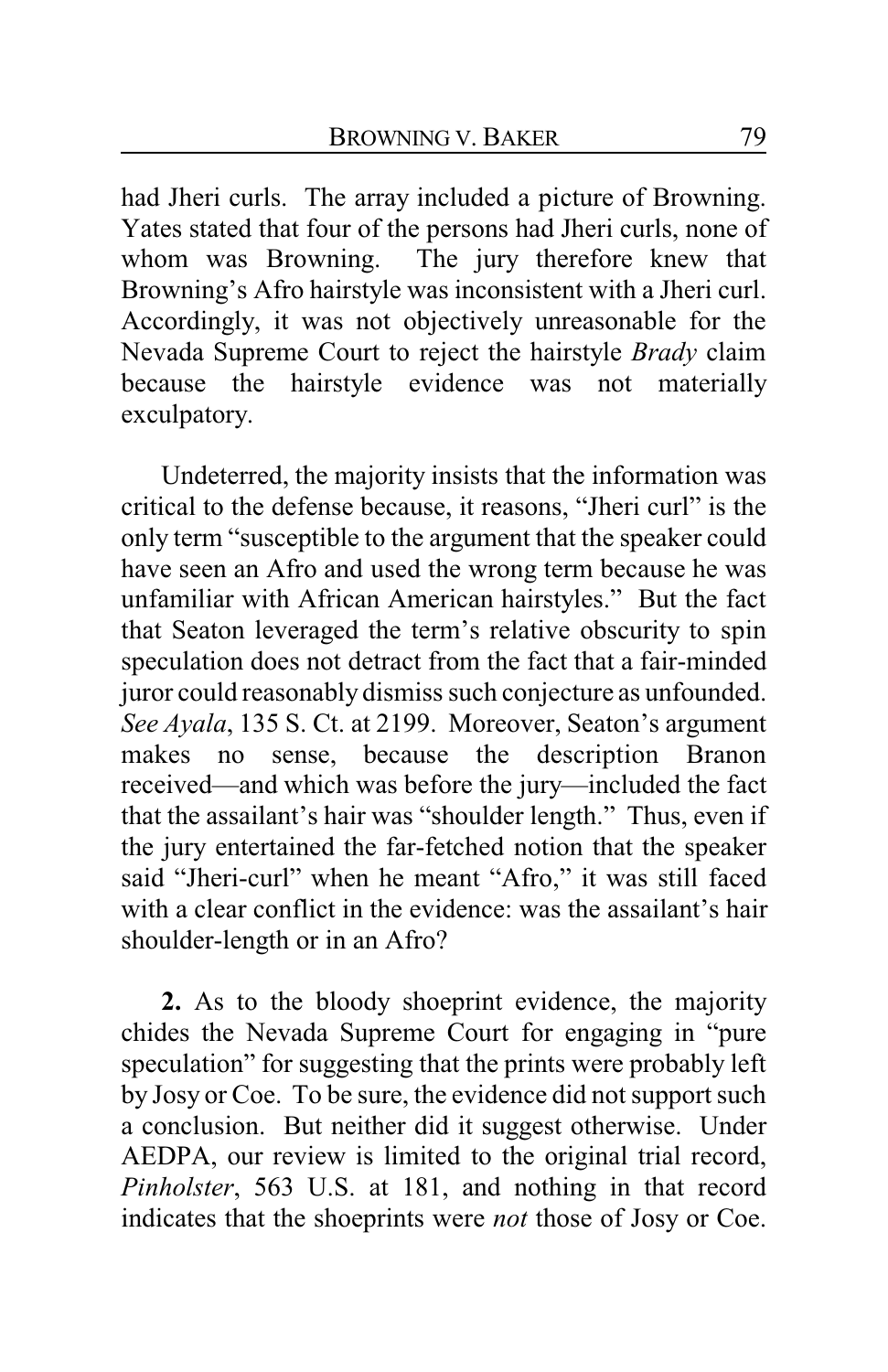had Jheri curls. The array included a picture of Browning. Yates stated that four of the persons had Jheri curls, none of whom was Browning. The jury therefore knew that Browning's Afro hairstyle was inconsistent with a Jheri curl. Accordingly, it was not objectively unreasonable for the Nevada Supreme Court to reject the hairstyle *Brady* claim because the hairstyle evidence was not materially exculpatory.

Undeterred, the majority insists that the information was critical to the defense because, it reasons, "Jheri curl" is the only term "susceptible to the argument that the speaker could have seen an Afro and used the wrong term because he was unfamiliar with African American hairstyles." But the fact that Seaton leveraged the term's relative obscurity to spin speculation does not detract from the fact that a fair-minded juror could reasonably dismiss such conjecture as unfounded. *See Ayala*, 135 S. Ct. at 2199. Moreover, Seaton's argument makes no sense, because the description Branon received—and which was before the jury—included the fact that the assailant's hair was "shoulder length." Thus, even if the jury entertained the far-fetched notion that the speaker said "Jheri-curl" when he meant "Afro," it was still faced with a clear conflict in the evidence: was the assailant's hair shoulder-length or in an Afro?

**2.** As to the bloody shoeprint evidence, the majority chides the Nevada Supreme Court for engaging in "pure speculation" for suggesting that the prints were probably left by Josy or Coe. To be sure, the evidence did not support such a conclusion. But neither did it suggest otherwise. Under AEDPA, our review is limited to the original trial record, *Pinholster*, 563 U.S. at 181, and nothing in that record indicates that the shoeprints were *not* those of Josy or Coe.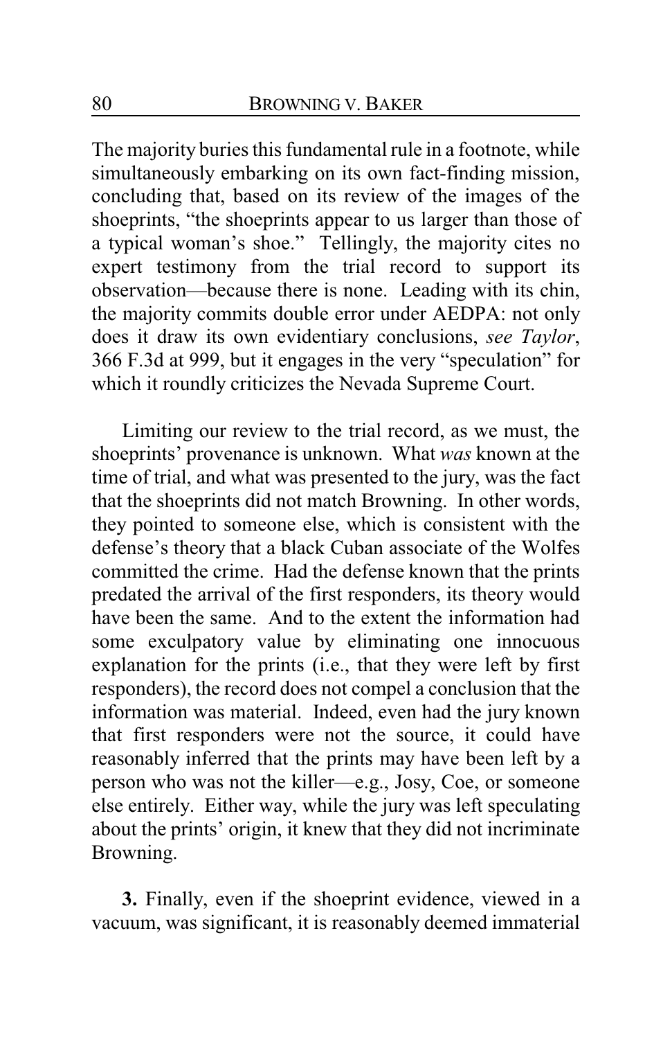The majority buries this fundamental rule in a footnote, while simultaneously embarking on its own fact-finding mission, concluding that, based on its review of the images of the shoeprints, "the shoeprints appear to us larger than those of a typical woman's shoe." Tellingly, the majority cites no expert testimony from the trial record to support its observation—because there is none. Leading with its chin, the majority commits double error under AEDPA: not only does it draw its own evidentiary conclusions, *see Taylor*, 366 F.3d at 999, but it engages in the very "speculation" for which it roundly criticizes the Nevada Supreme Court.

Limiting our review to the trial record, as we must, the shoeprints' provenance is unknown. What *was* known at the time of trial, and what was presented to the jury, was the fact that the shoeprints did not match Browning. In other words, they pointed to someone else, which is consistent with the defense's theory that a black Cuban associate of the Wolfes committed the crime. Had the defense known that the prints predated the arrival of the first responders, its theory would have been the same. And to the extent the information had some exculpatory value by eliminating one innocuous explanation for the prints (i.e., that they were left by first responders), the record does not compel a conclusion that the information was material. Indeed, even had the jury known that first responders were not the source, it could have reasonably inferred that the prints may have been left by a person who was not the killer—e.g., Josy, Coe, or someone else entirely. Either way, while the jury was left speculating about the prints' origin, it knew that they did not incriminate Browning.

**3.** Finally, even if the shoeprint evidence, viewed in a vacuum, was significant, it is reasonably deemed immaterial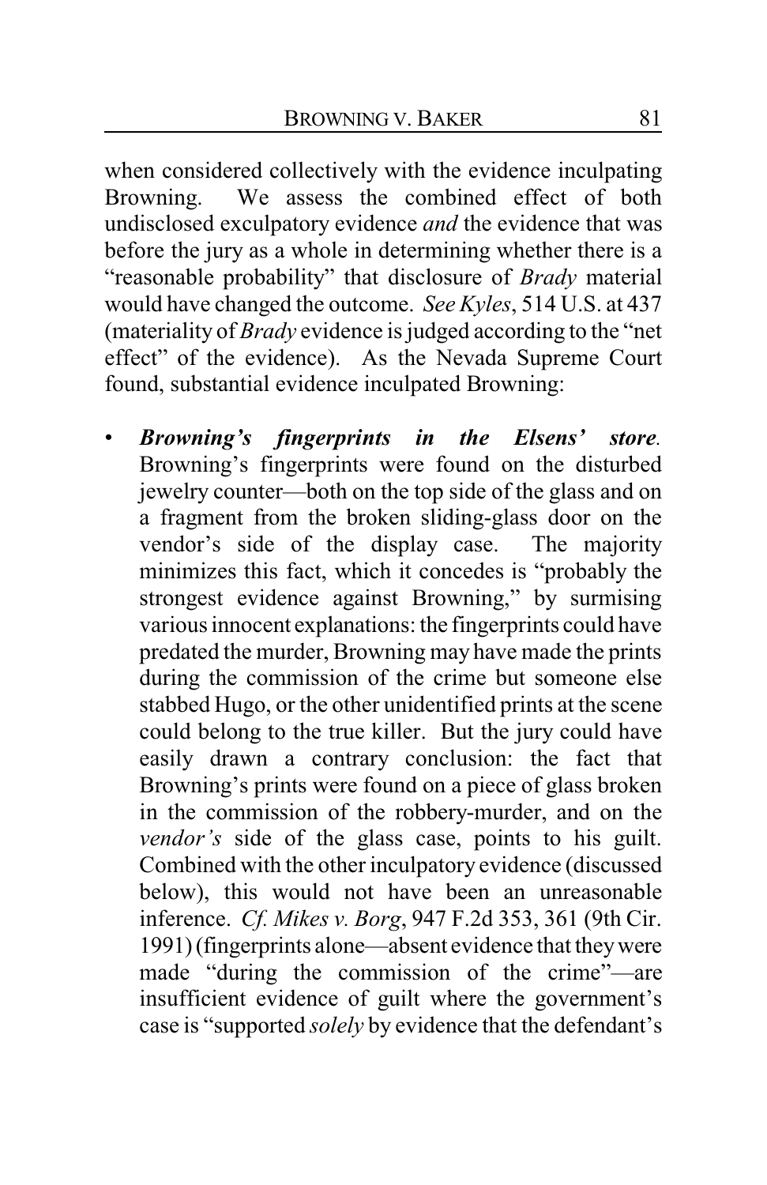when considered collectively with the evidence inculpating Browning. We assess the combined effect of both undisclosed exculpatory evidence *and* the evidence that was before the jury as a whole in determining whether there is a "reasonable probability" that disclosure of *Brady* material would have changed the outcome. *See Kyles*, 514 U.S. at 437 (materiality of *Brady* evidence is judged according to the "net effect" of the evidence). As the Nevada Supreme Court found, substantial evidence inculpated Browning:

- ***Browning's fingerprints in the Elsens' store.*** Browning's fingerprints were found on the disturbed jewelry counter—both on the top side of the glass and on a fragment from the broken sliding-glass door on the vendor's side of the display case. The majority minimizes this fact, which it concedes is "probably the strongest evidence against Browning," by surmising various innocent explanations: the fingerprints could have predated the murder, Browning may have made the prints during the commission of the crime but someone else stabbed Hugo, or the other unidentified prints at the scene could belong to the true killer. But the jury could have easily drawn a contrary conclusion: the fact that Browning's prints were found on a piece of glass broken in the commission of the robbery-murder, and on the *vendor's* side of the glass case, points to his guilt. Combined with the other inculpatory evidence (discussed below), this would not have been an unreasonable inference. *Cf. Mikes v. Borg*, 947 F.2d 353, 361 (9th Cir. 1991) (fingerprints alone—absent evidence that they were made "during the commission of the crime"—are insufficient evidence of guilt where the government's case is "supported *solely* by evidence that the defendant's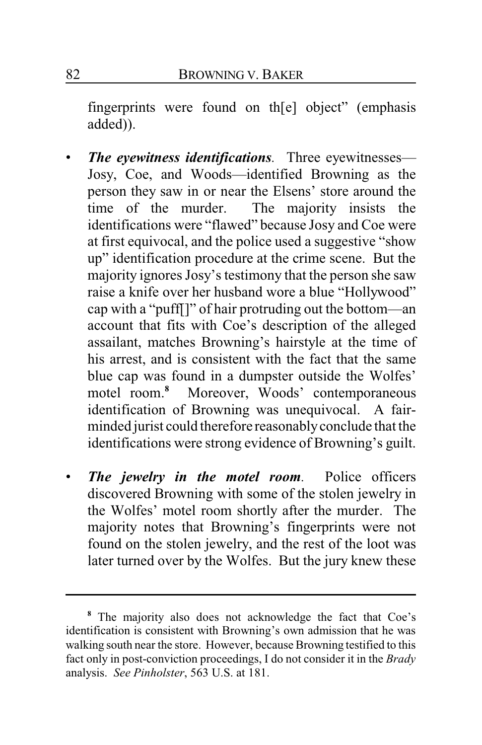fingerprints were found on th[e] object" (emphasis added)).

- ***The eyewitness identifications*.** Three eyewitnesses—Josy, Coe, and Woods—identified Browning as the person they saw in or near the Elsens' store around the time of the murder. The majority insists the identifications were "flawed" because Josy and Coe were at first equivocal, and the police used a suggestive "show up" identification procedure at the crime scene. But the majority ignores Josy's testimony that the person she saw raise a knife over her husband wore a blue "Hollywood" cap with a "puff[]" of hair protruding out the bottom—an account that fits with Coe's description of the alleged assailant, matches Browning's hairstyle at the time of his arrest, and is consistent with the fact that the same blue cap was found in a dumpster outside the Wolfes' motel room.[8] Moreover, Woods' contemporaneous identification of Browning was unequivocal. A fair-minded jurist could therefore reasonably conclude that the identifications were strong evidence of Browning's guilt.

- ***The jewelry in the motel room*.** Police officers discovered Browning with some of the stolen jewelry in the Wolfes' motel room shortly after the murder. The majority notes that Browning's fingerprints were not found on the stolen jewelry, and the rest of the loot was later turned over by the Wolfes. But the jury knew these

---

[8] The majority also does not acknowledge the fact that Coe's identification is consistent with Browning's own admission that he was walking south near the store. However, because Browning testified to this fact only in post-conviction proceedings, I do not consider it in the *Brady* analysis. *See Pinholster*, 563 U.S. at 181.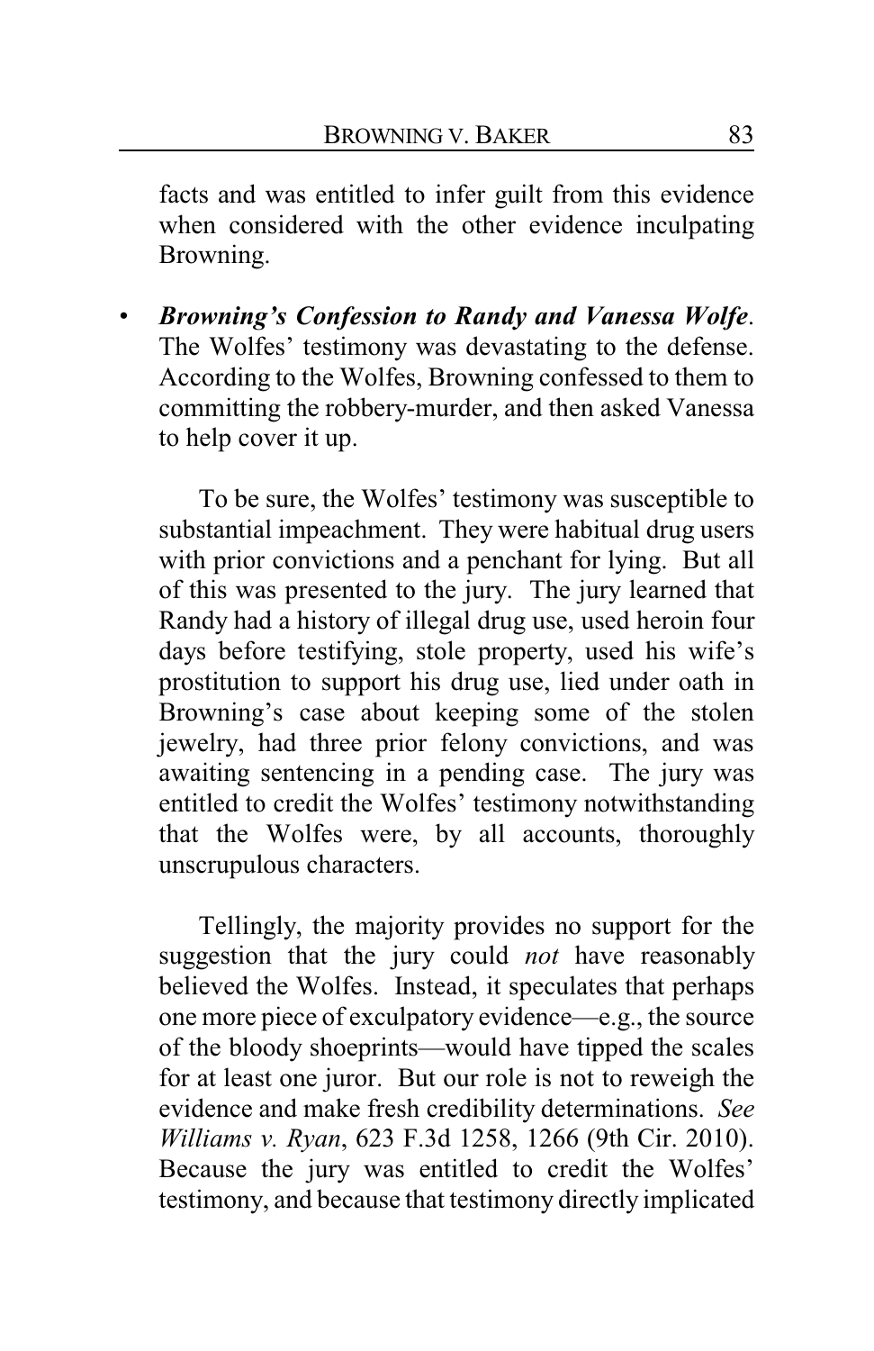facts and was entitled to infer guilt from this evidence when considered with the other evidence inculpating Browning.

- ***Browning's Confession to Randy and Vanessa Wolfe***. The Wolfes' testimony was devastating to the defense. According to the Wolfes, Browning confessed to them to committing the robbery-murder, and then asked Vanessa to help cover it up.

  To be sure, the Wolfes' testimony was susceptible to substantial impeachment. They were habitual drug users with prior convictions and a penchant for lying. But all of this was presented to the jury. The jury learned that Randy had a history of illegal drug use, used heroin four days before testifying, stole property, used his wife's prostitution to support his drug use, lied under oath in Browning's case about keeping some of the stolen jewelry, had three prior felony convictions, and was awaiting sentencing in a pending case. The jury was entitled to credit the Wolfes' testimony notwithstanding that the Wolfes were, by all accounts, thoroughly unscrupulous characters.

  Tellingly, the majority provides no support for the suggestion that the jury could *not* have reasonably believed the Wolfes. Instead, it speculates that perhaps one more piece of exculpatory evidence—e.g., the source of the bloody shoeprints—would have tipped the scales for at least one juror. But our role is not to reweigh the evidence and make fresh credibility determinations. *See Williams v. Ryan*, 623 F.3d 1258, 1266 (9th Cir. 2010). Because the jury was entitled to credit the Wolfes' testimony, and because that testimony directly implicated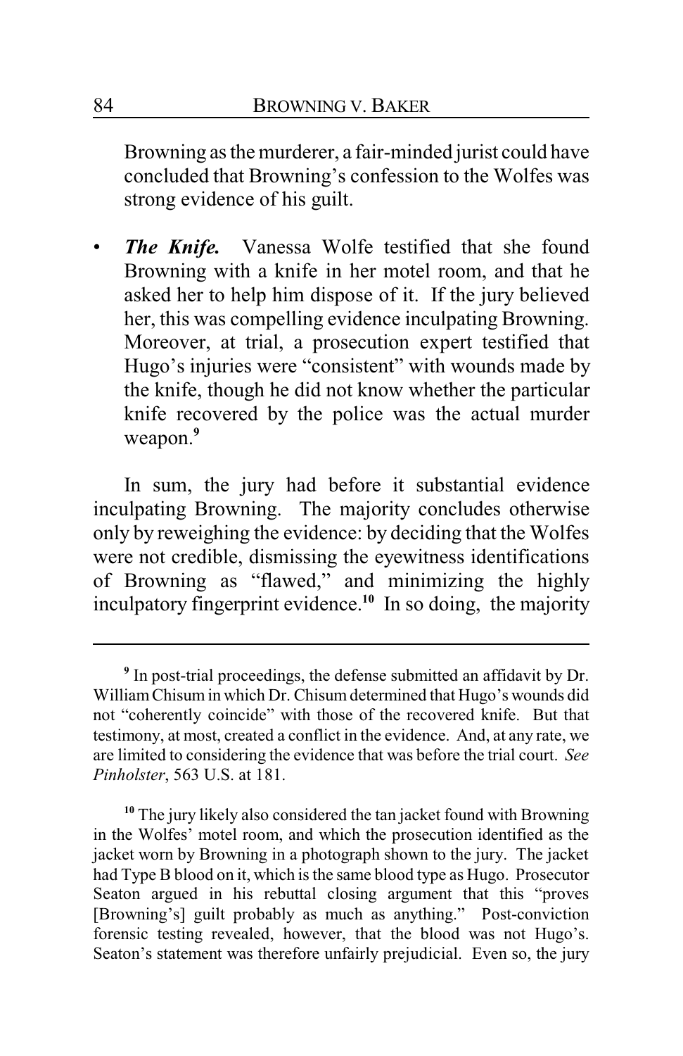Browning as the murderer, a fair-minded jurist could have concluded that Browning's confession to the Wolfes was strong evidence of his guilt.

- ***The Knife.*** Vanessa Wolfe testified that she found Browning with a knife in her motel room, and that he asked her to help him dispose of it. If the jury believed her, this was compelling evidence inculpating Browning. Moreover, at trial, a prosecution expert testified that Hugo's injuries were "consistent" with wounds made by the knife, though he did not know whether the particular knife recovered by the police was the actual murder weapon.[9]

In sum, the jury had before it substantial evidence inculpating Browning. The majority concludes otherwise only by reweighing the evidence: by deciding that the Wolfes were not credible, dismissing the eyewitness identifications of Browning as "flawed," and minimizing the highly inculpatory fingerprint evidence.[10] In so doing, the majority

---

[9] In post-trial proceedings, the defense submitted an affidavit by Dr. William Chisum in which Dr. Chisum determined that Hugo's wounds did not "coherently coincide" with those of the recovered knife. But that testimony, at most, created a conflict in the evidence. And, at any rate, we are limited to considering the evidence that was before the trial court. *See Pinholster*, 563 U.S. at 181.

[10] The jury likely also considered the tan jacket found with Browning in the Wolfes' motel room, and which the prosecution identified as the jacket worn by Browning in a photograph shown to the jury. The jacket had Type B blood on it, which is the same blood type as Hugo. Prosecutor Seaton argued in his rebuttal closing argument that this "proves [Browning's] guilt probably as much as anything." Post-conviction forensic testing revealed, however, that the blood was not Hugo's. Seaton's statement was therefore unfairly prejudicial. Even so, the jury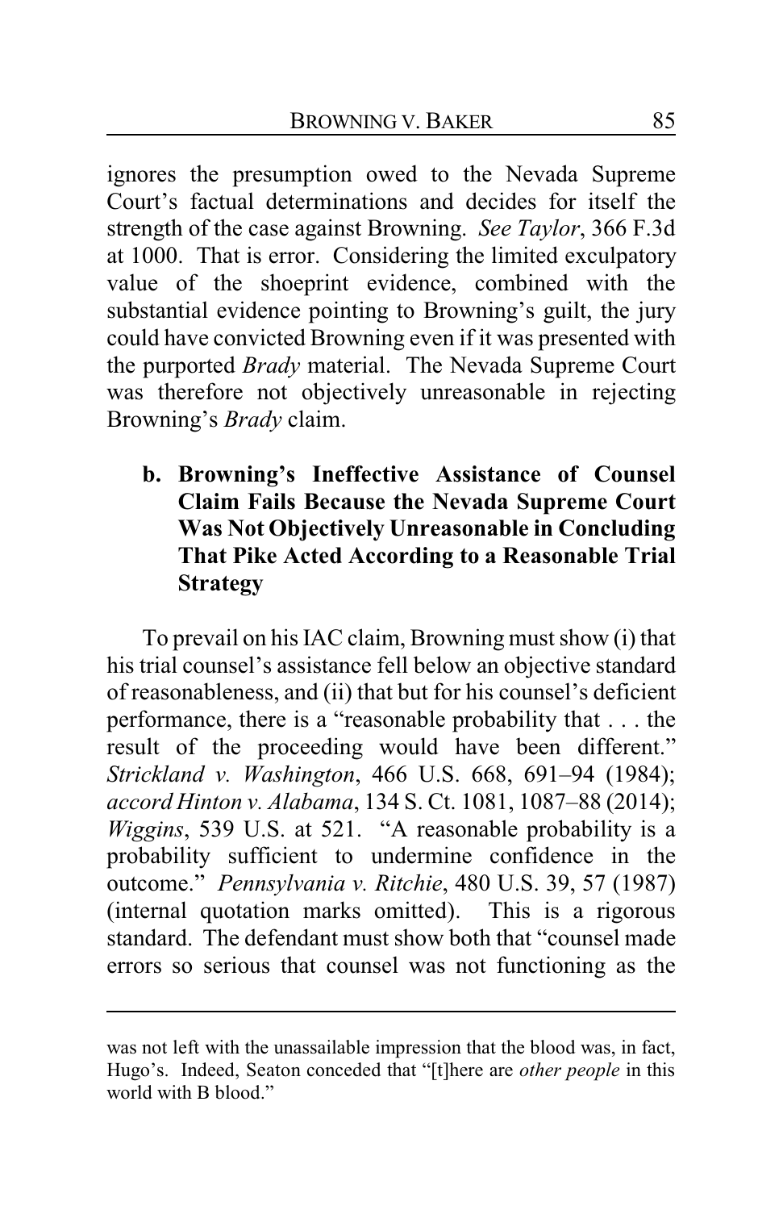ignores the presumption owed to the Nevada Supreme Court's factual determinations and decides for itself the strength of the case against Browning. *See Taylor*, 366 F.3d at 1000. That is error. Considering the limited exculpatory value of the shoeprint evidence, combined with the substantial evidence pointing to Browning's guilt, the jury could have convicted Browning even if it was presented with the purported *Brady* material. The Nevada Supreme Court was therefore not objectively unreasonable in rejecting Browning's *Brady* claim.

**b. Browning's Ineffective Assistance of Counsel Claim Fails Because the Nevada Supreme Court Was Not Objectively Unreasonable in Concluding That Pike Acted According to a Reasonable Trial Strategy**

To prevail on his IAC claim, Browning must show (i) that his trial counsel's assistance fell below an objective standard of reasonableness, and (ii) that but for his counsel's deficient performance, there is a "reasonable probability that . . . the result of the proceeding would have been different." *Strickland v. Washington*, 466 U.S. 668, 691–94 (1984); *accord Hinton v. Alabama*, 134 S. Ct. 1081, 1087–88 (2014); *Wiggins*, 539 U.S. at 521. "A reasonable probability is a probability sufficient to undermine confidence in the outcome." *Pennsylvania v. Ritchie*, 480 U.S. 39, 57 (1987) (internal quotation marks omitted). This is a rigorous standard. The defendant must show both that "counsel made errors so serious that counsel was not functioning as the

---

was not left with the unassailable impression that the blood was, in fact, Hugo's. Indeed, Seaton conceded that "[t]here are *other people* in this world with B blood."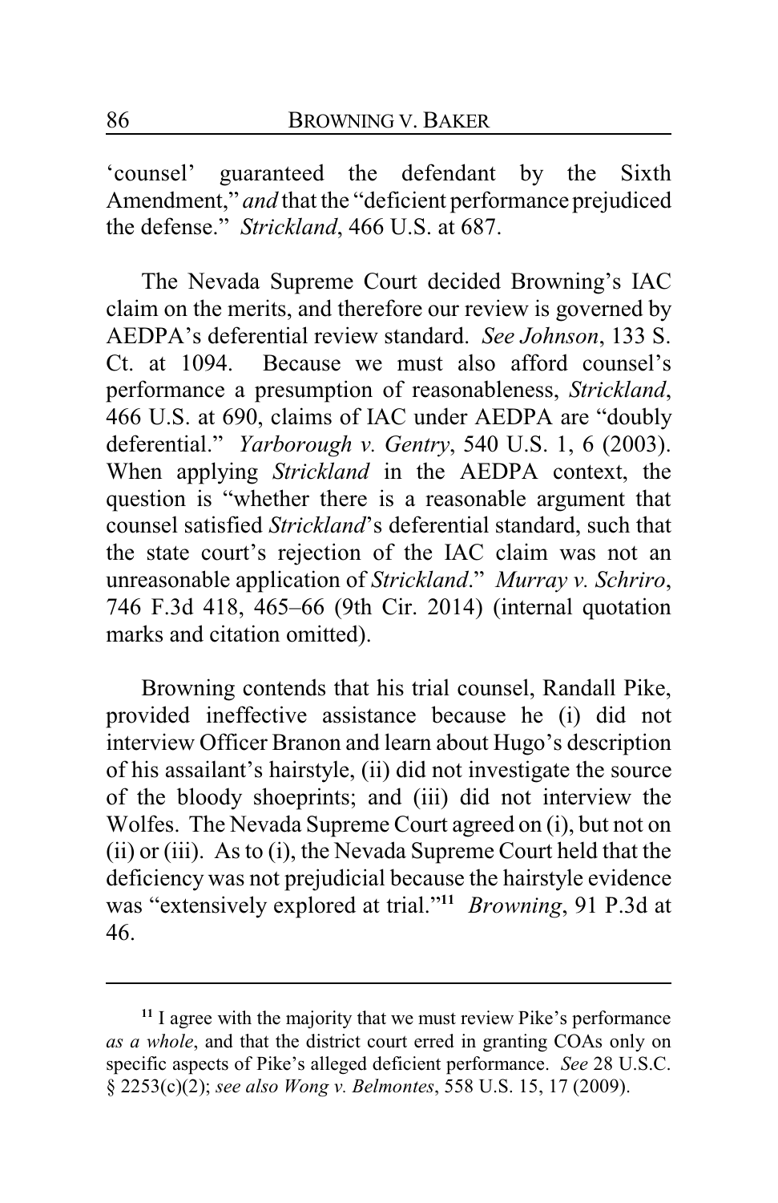'counsel' guaranteed the defendant by the Sixth Amendment," *and* that the "deficient performance prejudiced the defense." *Strickland*, 466 U.S. at 687.

The Nevada Supreme Court decided Browning's IAC claim on the merits, and therefore our review is governed by AEDPA's deferential review standard. *See Johnson*, 133 S. Ct. at 1094. Because we must also afford counsel's performance a presumption of reasonableness, *Strickland*, 466 U.S. at 690, claims of IAC under AEDPA are "doubly deferential." *Yarborough v. Gentry*, 540 U.S. 1, 6 (2003). When applying *Strickland* in the AEDPA context, the question is "whether there is a reasonable argument that counsel satisfied *Strickland*'s deferential standard, such that the state court's rejection of the IAC claim was not an unreasonable application of *Strickland*." *Murray v. Schriro*, 746 F.3d 418, 465–66 (9th Cir. 2014) (internal quotation marks and citation omitted).

Browning contends that his trial counsel, Randall Pike, provided ineffective assistance because he (i) did not interview Officer Branon and learn about Hugo's description of his assailant's hairstyle, (ii) did not investigate the source of the bloody shoeprints; and (iii) did not interview the Wolfes. The Nevada Supreme Court agreed on (i), but not on (ii) or (iii). As to (i), the Nevada Supreme Court held that the deficiency was not prejudicial because the hairstyle evidence was "extensively explored at trial."[11] *Browning*, 91 P.3d at 46.

---

[11] I agree with the majority that we must review Pike's performance *as a whole*, and that the district court erred in granting COAs only on specific aspects of Pike's alleged deficient performance. *See* 28 U.S.C. § 2253(c)(2); *see also Wong v. Belmontes*, 558 U.S. 15, 17 (2009).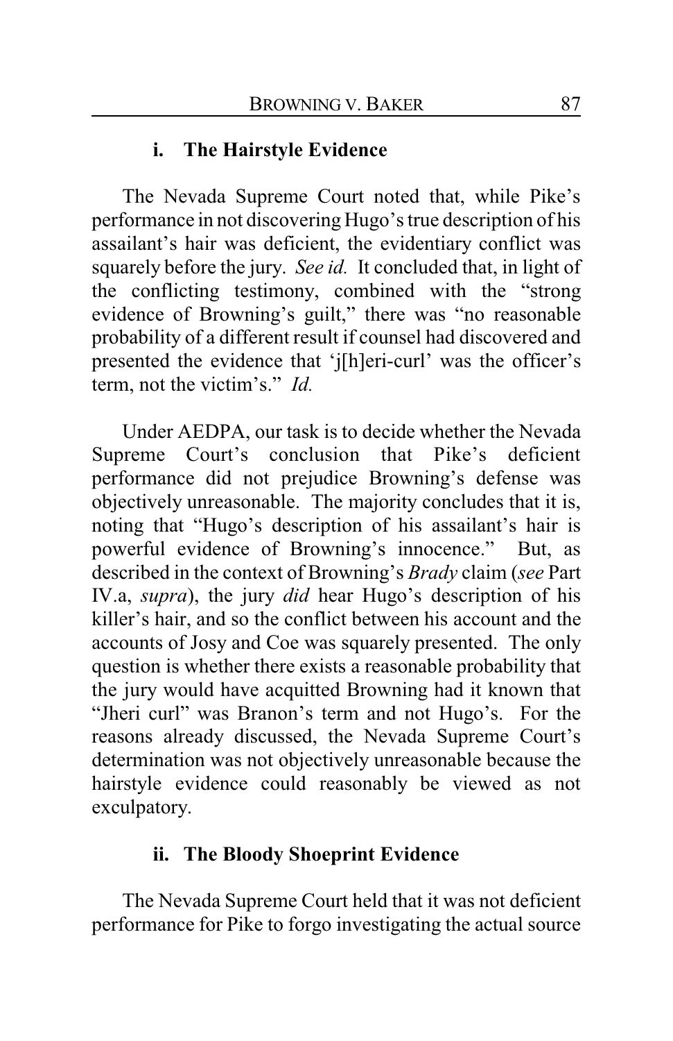#### i. The Hairstyle Evidence

The Nevada Supreme Court noted that, while Pike's performance in not discovering Hugo's true description of his assailant's hair was deficient, the evidentiary conflict was squarely before the jury. *See id.* It concluded that, in light of the conflicting testimony, combined with the "strong evidence of Browning's guilt," there was "no reasonable probability of a different result if counsel had discovered and presented the evidence that 'j[h]eri-curl' was the officer's term, not the victim's." *Id.*

Under AEDPA, our task is to decide whether the Nevada Supreme Court's conclusion that Pike's deficient performance did not prejudice Browning's defense was objectively unreasonable. The majority concludes that it is, noting that "Hugo's description of his assailant's hair is powerful evidence of Browning's innocence." But, as described in the context of Browning's *Brady* claim (*see* Part IV.a, *supra*), the jury *did* hear Hugo's description of his killer's hair, and so the conflict between his account and the accounts of Josy and Coe was squarely presented. The only question is whether there exists a reasonable probability that the jury would have acquitted Browning had it known that "Jheri curl" was Branon's term and not Hugo's. For the reasons already discussed, the Nevada Supreme Court's determination was not objectively unreasonable because the hairstyle evidence could reasonably be viewed as not exculpatory.

#### ii. The Bloody Shoeprint Evidence

The Nevada Supreme Court held that it was not deficient performance for Pike to forgo investigating the actual source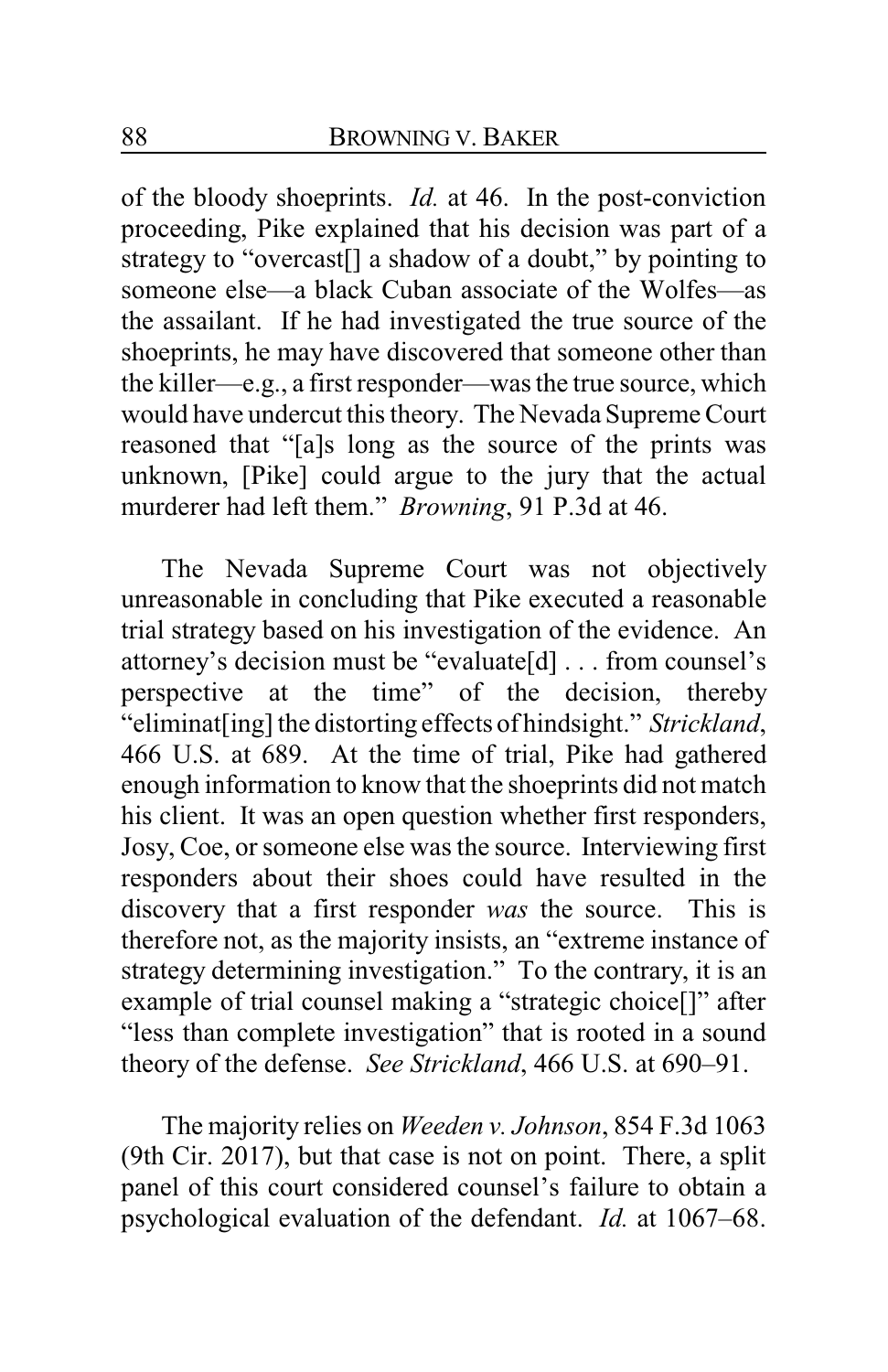of the bloody shoeprints. *Id.* at 46. In the post-conviction proceeding, Pike explained that his decision was part of a strategy to "overcast[] a shadow of a doubt," by pointing to someone else—a black Cuban associate of the Wolfes—as the assailant. If he had investigated the true source of the shoeprints, he may have discovered that someone other than the killer—e.g., a first responder—was the true source, which would have undercut this theory. The Nevada Supreme Court reasoned that "[a]s long as the source of the prints was unknown, [Pike] could argue to the jury that the actual murderer had left them." *Browning*, 91 P.3d at 46.

The Nevada Supreme Court was not objectively unreasonable in concluding that Pike executed a reasonable trial strategy based on his investigation of the evidence. An attorney's decision must be "evaluate[d] . . . from counsel's perspective at the time" of the decision, thereby "eliminat[ing] the distorting effects of hindsight." *Strickland*, 466 U.S. at 689. At the time of trial, Pike had gathered enough information to know that the shoeprints did not match his client. It was an open question whether first responders, Josy, Coe, or someone else was the source. Interviewing first responders about their shoes could have resulted in the discovery that a first responder *was* the source. This is therefore not, as the majority insists, an "extreme instance of strategy determining investigation." To the contrary, it is an example of trial counsel making a "strategic choice[]" after "less than complete investigation" that is rooted in a sound theory of the defense. *See Strickland*, 466 U.S. at 690–91.

The majority relies on *Weeden v. Johnson*, 854 F.3d 1063 (9th Cir. 2017), but that case is not on point. There, a split panel of this court considered counsel's failure to obtain a psychological evaluation of the defendant. *Id.* at 1067–68.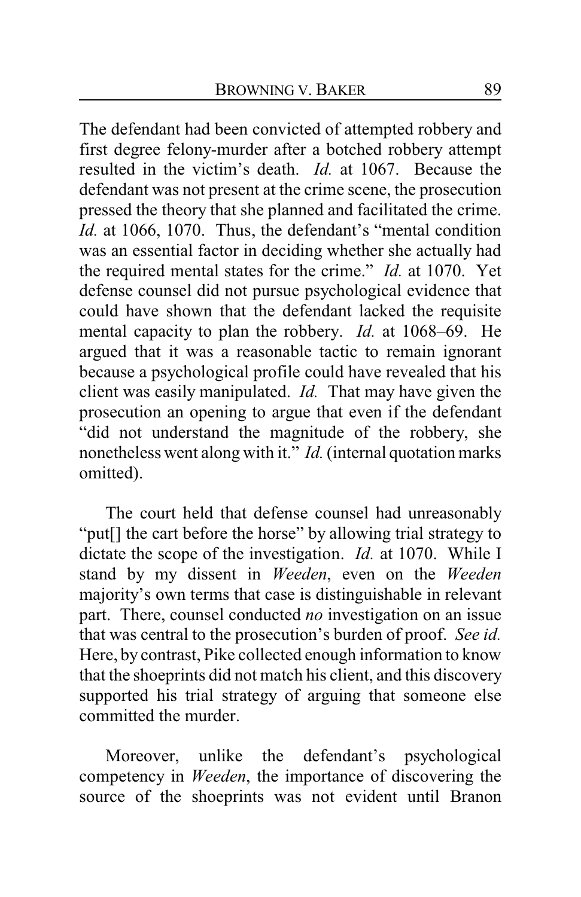The defendant had been convicted of attempted robbery and first degree felony-murder after a botched robbery attempt resulted in the victim's death. *Id.* at 1067. Because the defendant was not present at the crime scene, the prosecution pressed the theory that she planned and facilitated the crime. *Id.* at 1066, 1070. Thus, the defendant's "mental condition was an essential factor in deciding whether she actually had the required mental states for the crime." *Id.* at 1070. Yet defense counsel did not pursue psychological evidence that could have shown that the defendant lacked the requisite mental capacity to plan the robbery. *Id.* at 1068–69. He argued that it was a reasonable tactic to remain ignorant because a psychological profile could have revealed that his client was easily manipulated. *Id.* That may have given the prosecution an opening to argue that even if the defendant "did not understand the magnitude of the robbery, she nonetheless went along with it." *Id.* (internal quotation marks omitted).

The court held that defense counsel had unreasonably "put[] the cart before the horse" by allowing trial strategy to dictate the scope of the investigation. *Id.* at 1070. While I stand by my dissent in *Weeden*, even on the *Weeden* majority's own terms that case is distinguishable in relevant part. There, counsel conducted *no* investigation on an issue that was central to the prosecution's burden of proof. *See id.* Here, by contrast, Pike collected enough information to know that the shoeprints did not match his client, and this discovery supported his trial strategy of arguing that someone else committed the murder.

Moreover, unlike the defendant's psychological competency in *Weeden*, the importance of discovering the source of the shoeprints was not evident until Branon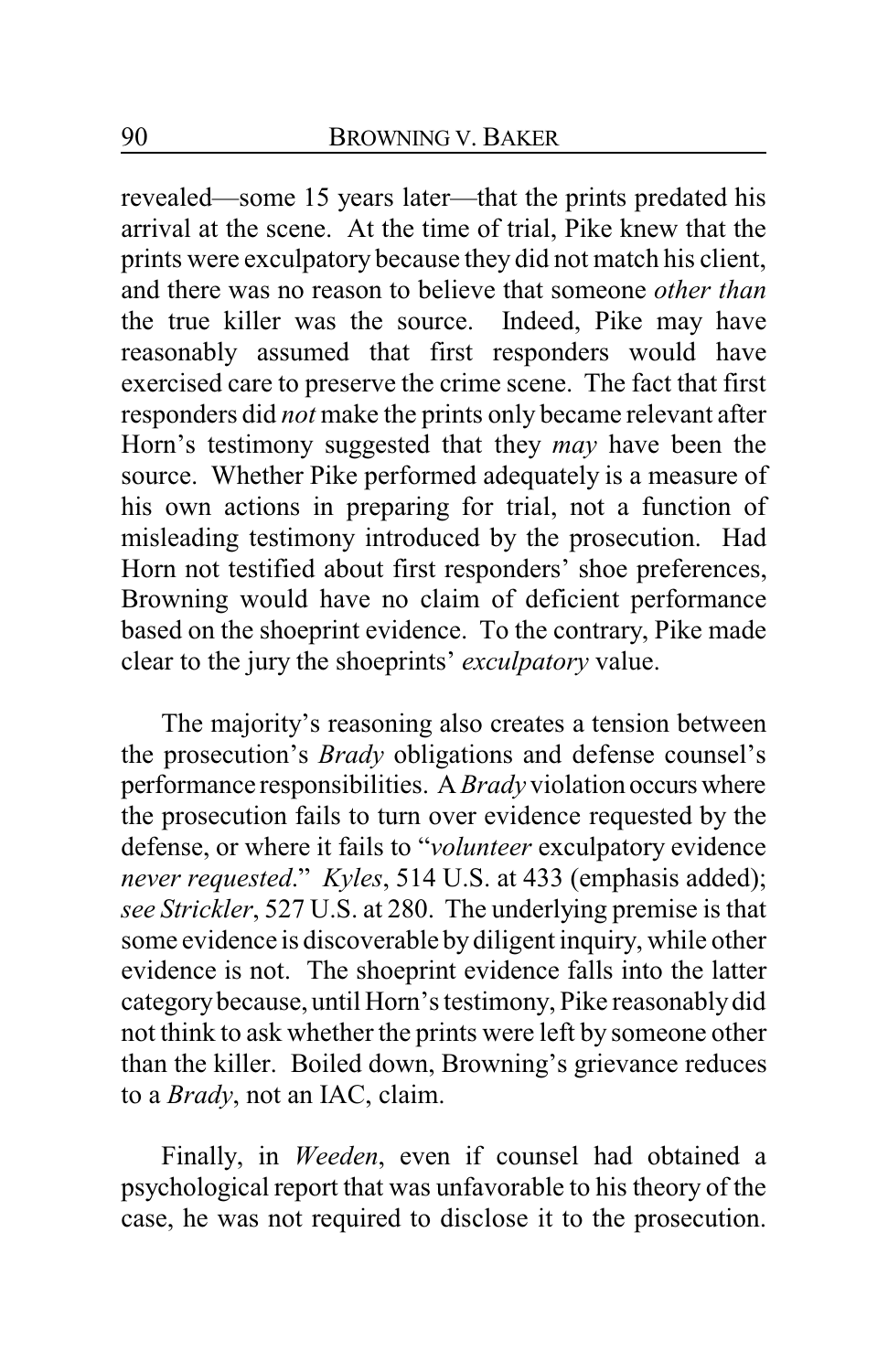revealed—some 15 years later—that the prints predated his arrival at the scene. At the time of trial, Pike knew that the prints were exculpatory because they did not match his client, and there was no reason to believe that someone *other than* the true killer was the source. Indeed, Pike may have reasonably assumed that first responders would have exercised care to preserve the crime scene. The fact that first responders did *not* make the prints only became relevant after Horn's testimony suggested that they *may* have been the source. Whether Pike performed adequately is a measure of his own actions in preparing for trial, not a function of misleading testimony introduced by the prosecution. Had Horn not testified about first responders' shoe preferences, Browning would have no claim of deficient performance based on the shoeprint evidence. To the contrary, Pike made clear to the jury the shoeprints' *exculpatory* value.

The majority's reasoning also creates a tension between the prosecution's *Brady* obligations and defense counsel's performance responsibilities. A *Brady* violation occurs where the prosecution fails to turn over evidence requested by the defense, or where it fails to "*volunteer* exculpatory evidence *never requested*." *Kyles*, 514 U.S. at 433 (emphasis added); *see Strickler*, 527 U.S. at 280. The underlying premise is that some evidence is discoverable by diligent inquiry, while other evidence is not. The shoeprint evidence falls into the latter category because, until Horn's testimony, Pike reasonably did not think to ask whether the prints were left by someone other than the killer. Boiled down, Browning's grievance reduces to a *Brady*, not an IAC, claim.

Finally, in *Weeden*, even if counsel had obtained a psychological report that was unfavorable to his theory of the case, he was not required to disclose it to the prosecution.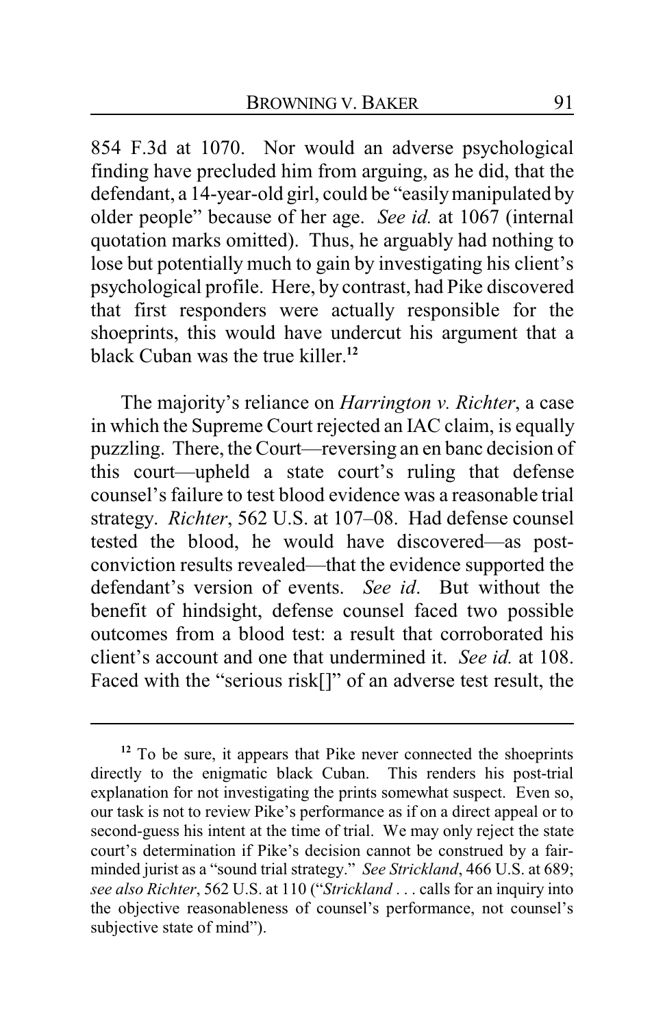854 F.3d at 1070. Nor would an adverse psychological finding have precluded him from arguing, as he did, that the defendant, a 14-year-old girl, could be "easily manipulated by older people" because of her age. *See id.* at 1067 (internal quotation marks omitted). Thus, he arguably had nothing to lose but potentially much to gain by investigating his client's psychological profile. Here, by contrast, had Pike discovered that first responders were actually responsible for the shoeprints, this would have undercut his argument that a black Cuban was the true killer.[12]

The majority's reliance on *Harrington v. Richter*, a case in which the Supreme Court rejected an IAC claim, is equally puzzling. There, the Court—reversing an en banc decision of this court—upheld a state court's ruling that defense counsel's failure to test blood evidence was a reasonable trial strategy. *Richter*, 562 U.S. at 107–08. Had defense counsel tested the blood, he would have discovered—as post-conviction results revealed—that the evidence supported the defendant's version of events. *See id*. But without the benefit of hindsight, defense counsel faced two possible outcomes from a blood test: a result that corroborated his client's account and one that undermined it. *See id.* at 108. Faced with the "serious risk[]" of an adverse test result, the

---

[12] To be sure, it appears that Pike never connected the shoeprints directly to the enigmatic black Cuban. This renders his post-trial explanation for not investigating the prints somewhat suspect. Even so, our task is not to review Pike's performance as if on a direct appeal or to second-guess his intent at the time of trial. We may only reject the state court's determination if Pike's decision cannot be construed by a fair-minded jurist as a "sound trial strategy." *See Strickland*, 466 U.S. at 689; *see also Richter*, 562 U.S. at 110 ("*Strickland* . . . calls for an inquiry into the objective reasonableness of counsel's performance, not counsel's subjective state of mind").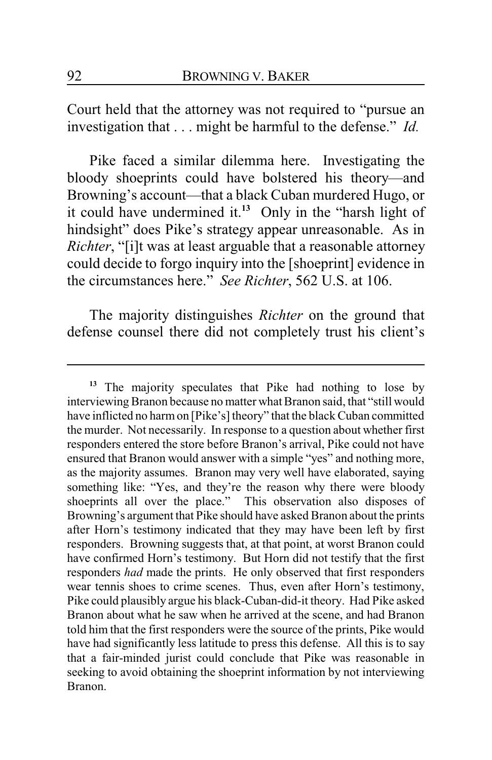Court held that the attorney was not required to "pursue an investigation that . . . might be harmful to the defense." *Id.*

Pike faced a similar dilemma here. Investigating the bloody shoeprints could have bolstered his theory—and Browning's account—that a black Cuban murdered Hugo, or it could have undermined it.[13] Only in the "harsh light of hindsight" does Pike's strategy appear unreasonable. As in *Richter*, "[i]t was at least arguable that a reasonable attorney could decide to forgo inquiry into the [shoeprint] evidence in the circumstances here." *See Richter*, 562 U.S. at 106.

The majority distinguishes *Richter* on the ground that defense counsel there did not completely trust his client's

---

[13] The majority speculates that Pike had nothing to lose by interviewing Branon because no matter what Branon said, that "still would have inflicted no harm on [Pike's] theory" that the black Cuban committed the murder. Not necessarily. In response to a question about whether first responders entered the store before Branon's arrival, Pike could not have ensured that Branon would answer with a simple "yes" and nothing more, as the majority assumes. Branon may very well have elaborated, saying something like: "Yes, and they're the reason why there were bloody shoeprints all over the place." This observation also disposes of Browning's argument that Pike should have asked Branon about the prints after Horn's testimony indicated that they may have been left by first responders. Browning suggests that, at that point, at worst Branon could have confirmed Horn's testimony. But Horn did not testify that the first responders *had* made the prints. He only observed that first responders wear tennis shoes to crime scenes. Thus, even after Horn's testimony, Pike could plausibly argue his black-Cuban-did-it theory. Had Pike asked Branon about what he saw when he arrived at the scene, and had Branon told him that the first responders were the source of the prints, Pike would have had significantly less latitude to press this defense. All this is to say that a fair-minded jurist could conclude that Pike was reasonable in seeking to avoid obtaining the shoeprint information by not interviewing Branon.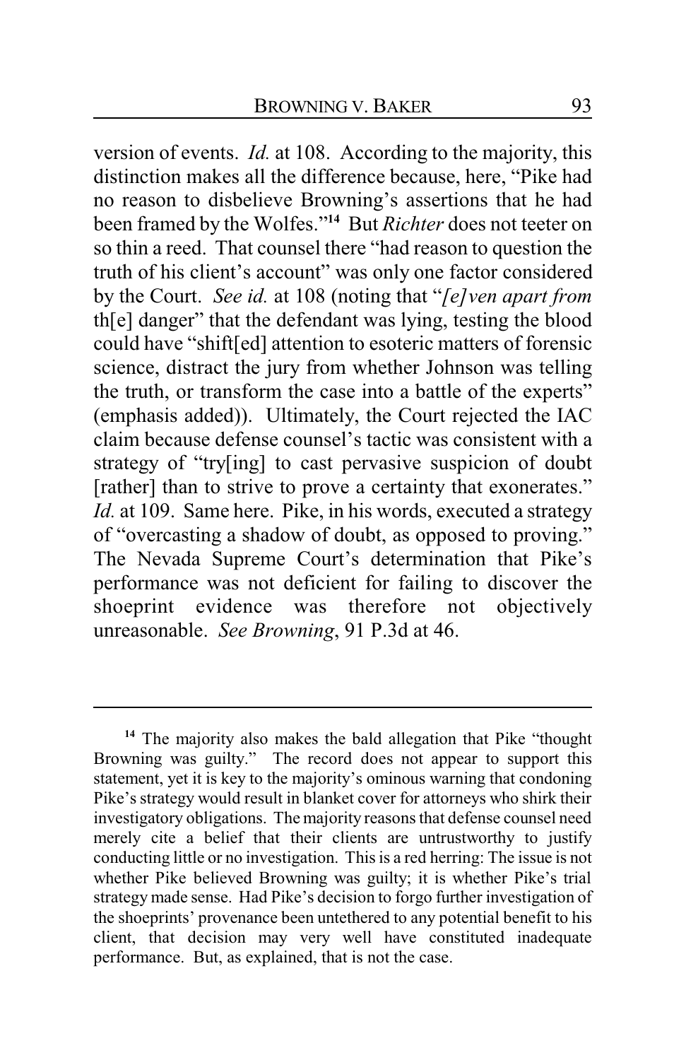version of events. *Id.* at 108. According to the majority, this distinction makes all the difference because, here, "Pike had no reason to disbelieve Browning's assertions that he had been framed by the Wolfes."[14] But *Richter* does not teeter on so thin a reed. That counsel there "had reason to question the truth of his client's account" was only one factor considered by the Court. *See id.* at 108 (noting that "*[e]ven apart from* th[e] danger" that the defendant was lying, testing the blood could have "shift[ed] attention to esoteric matters of forensic science, distract the jury from whether Johnson was telling the truth, or transform the case into a battle of the experts" (emphasis added)). Ultimately, the Court rejected the IAC claim because defense counsel's tactic was consistent with a strategy of "try[ing] to cast pervasive suspicion of doubt [rather] than to strive to prove a certainty that exonerates." *Id.* at 109. Same here. Pike, in his words, executed a strategy of "overcasting a shadow of doubt, as opposed to proving." The Nevada Supreme Court's determination that Pike's performance was not deficient for failing to discover the shoeprint evidence was therefore not objectively unreasonable. *See Browning*, 91 P.3d at 46.

---

[14] The majority also makes the bald allegation that Pike "thought Browning was guilty." The record does not appear to support this statement, yet it is key to the majority's ominous warning that condoning Pike's strategy would result in blanket cover for attorneys who shirk their investigatory obligations. The majority reasons that defense counsel need merely cite a belief that their clients are untrustworthy to justify conducting little or no investigation. This is a red herring: The issue is not whether Pike believed Browning was guilty; it is whether Pike's trial strategy made sense. Had Pike's decision to forgo further investigation of the shoeprints' provenance been untethered to any potential benefit to his client, that decision may very well have constituted inadequate performance. But, as explained, that is not the case.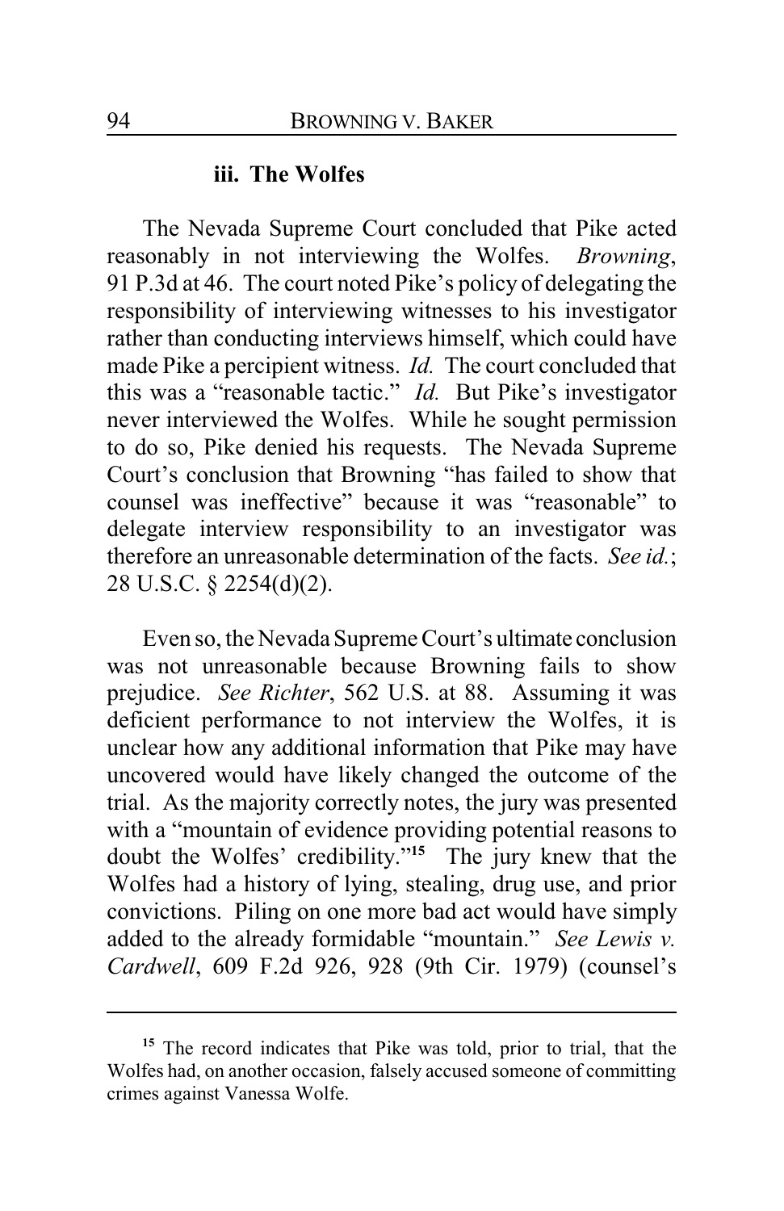### iii. The Wolfes

The Nevada Supreme Court concluded that Pike acted reasonably in not interviewing the Wolfes. *Browning*, 91 P.3d at 46. The court noted Pike's policy of delegating the responsibility of interviewing witnesses to his investigator rather than conducting interviews himself, which could have made Pike a percipient witness. *Id.* The court concluded that this was a "reasonable tactic." *Id.* But Pike's investigator never interviewed the Wolfes. While he sought permission to do so, Pike denied his requests. The Nevada Supreme Court's conclusion that Browning "has failed to show that counsel was ineffective" because it was "reasonable" to delegate interview responsibility to an investigator was therefore an unreasonable determination of the facts. *See id.*; 28 U.S.C. § 2254(d)(2).

Even so, the Nevada Supreme Court's ultimate conclusion was not unreasonable because Browning fails to show prejudice. *See Richter*, 562 U.S. at 88. Assuming it was deficient performance to not interview the Wolfes, it is unclear how any additional information that Pike may have uncovered would have likely changed the outcome of the trial. As the majority correctly notes, the jury was presented with a "mountain of evidence providing potential reasons to doubt the Wolfes' credibility."[15] The jury knew that the Wolfes had a history of lying, stealing, drug use, and prior convictions. Piling on one more bad act would have simply added to the already formidable "mountain." *See Lewis v. Cardwell*, 609 F.2d 926, 928 (9th Cir. 1979) (counsel's

---

[15] The record indicates that Pike was told, prior to trial, that the Wolfes had, on another occasion, falsely accused someone of committing crimes against Vanessa Wolfe.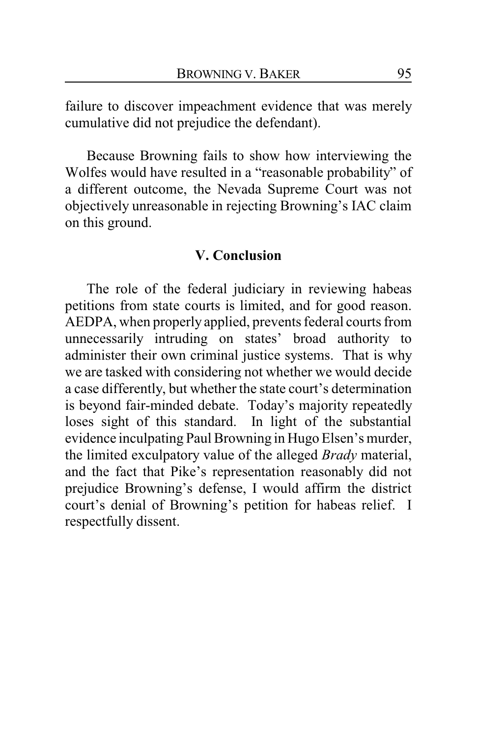failure to discover impeachment evidence that was merely cumulative did not prejudice the defendant).

Because Browning fails to show how interviewing the Wolfes would have resulted in a "reasonable probability" of a different outcome, the Nevada Supreme Court was not objectively unreasonable in rejecting Browning's IAC claim on this ground.

## V. Conclusion

The role of the federal judiciary in reviewing habeas petitions from state courts is limited, and for good reason. AEDPA, when properly applied, prevents federal courts from unnecessarily intruding on states' broad authority to administer their own criminal justice systems. That is why we are tasked with considering not whether we would decide a case differently, but whether the state court's determination is beyond fair-minded debate. Today's majority repeatedly loses sight of this standard. In light of the substantial evidence inculpating Paul Browning in Hugo Elsen's murder, the limited exculpatory value of the alleged *Brady* material, and the fact that Pike's representation reasonably did not prejudice Browning's defense, I would affirm the district court's denial of Browning's petition for habeas relief. I respectfully dissent.